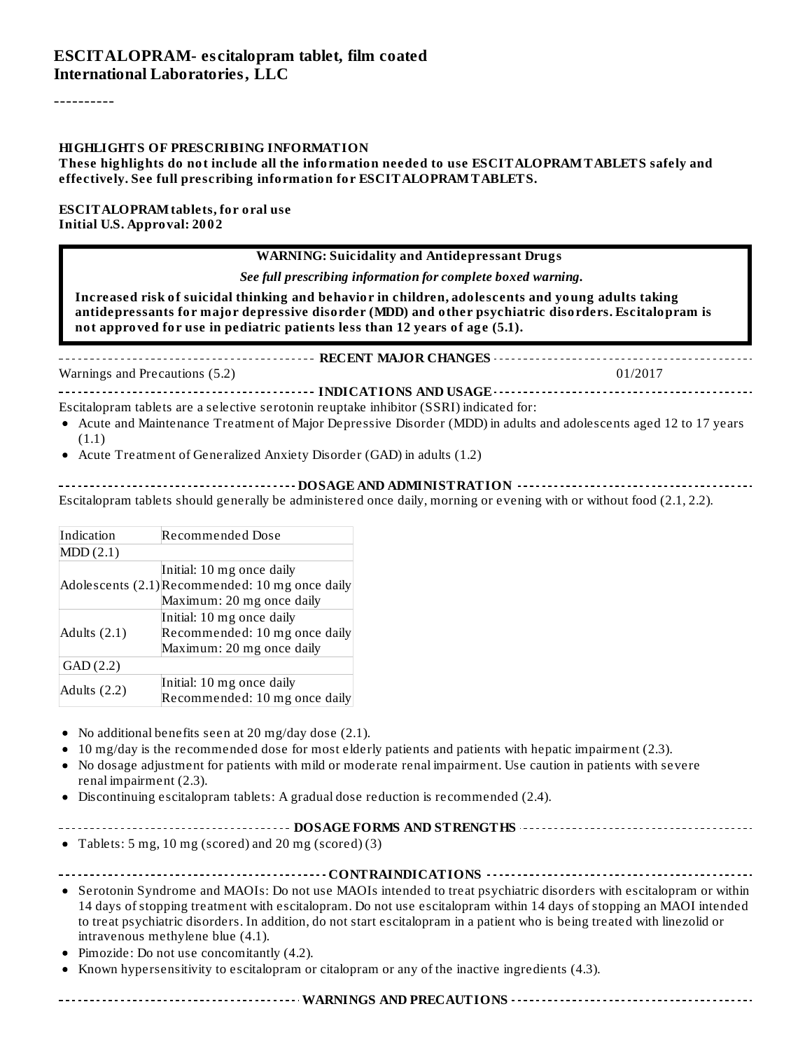# ESCITALOPRAM- escitalopram tablet, film coated
**International Laboratories, LLC**

----------

**HIGHLIGHTS OF PRESCRIBING INFORMATION**

**These highlights do not include all the information needed to use ESCITALOPRAM TABLETS safely and effectively. See full prescribing information for ESCITALOPRAM TABLETS.**

**ESCITALOPRAM tablets, for oral use**
**Initial U.S. Approval: 2002**

**WARNING: Suicidality and Antidepressant Drugs**

***See full prescribing information for complete boxed warning.***

**Increased risk of suicidal thinking and behavior in children, adolescents and young adults taking antidepressants for major depressive disorder (MDD) and other psychiatric disorders. Escitalopram is not approved for use in pediatric patients less than 12 years of age (5.1).**

**RECENT MAJOR CHANGES**

Warnings and Precautions (5.2) 01/2017

**INDICATIONS AND USAGE**

Escitalopram tablets are a selective serotonin reuptake inhibitor (SSRI) indicated for:

- Acute and Maintenance Treatment of Major Depressive Disorder (MDD) in adults and adolescents aged 12 to 17 years (1.1)
- Acute Treatment of Generalized Anxiety Disorder (GAD) in adults (1.2)

**DOSAGE AND ADMINISTRATION**

Escitalopram tablets should generally be administered once daily, morning or evening with or without food (2.1, 2.2).

| Indication | Recommended Dose |
|---|---|
| MDD (2.1) | |
| Adolescents (2.1) | Initial: 10 mg once daily<br>Recommended: 10 mg once daily<br>Maximum: 20 mg once daily |
| Adults (2.1) | Initial: 10 mg once daily<br>Recommended: 10 mg once daily<br>Maximum: 20 mg once daily |
| GAD (2.2) | |
| Adults (2.2) | Initial: 10 mg once daily<br>Recommended: 10 mg once daily |

- No additional benefits seen at 20 mg/day dose (2.1).
- 10 mg/day is the recommended dose for most elderly patients and patients with hepatic impairment (2.3).
- No dosage adjustment for patients with mild or moderate renal impairment. Use caution in patients with severe renal impairment (2.3).
- Discontinuing escitalopram tablets: A gradual dose reduction is recommended (2.4).

**DOSAGE FORMS AND STRENGTHS**

- Tablets: 5 mg, 10 mg (scored) and 20 mg (scored) (3)

**CONTRAINDICATIONS**

- Serotonin Syndrome and MAOIs: Do not use MAOIs intended to treat psychiatric disorders with escitalopram or within 14 days of stopping treatment with escitalopram. Do not use escitalopram within 14 days of stopping an MAOI intended to treat psychiatric disorders. In addition, do not start escitalopram in a patient who is being treated with linezolid or intravenous methylene blue (4.1).
- Pimozide: Do not use concomitantly (4.2).
- Known hypersensitivity to escitalopram or citalopram or any of the inactive ingredients (4.3).

**WARNINGS AND PRECAUTIONS**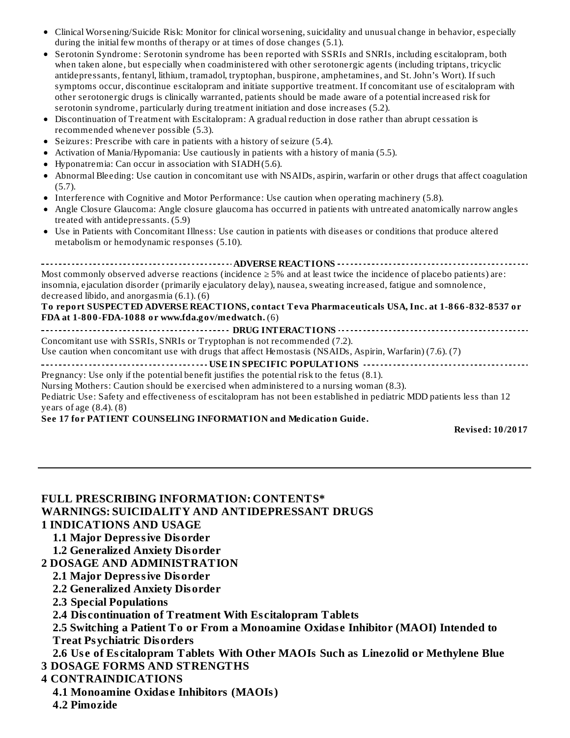- Clinical Worsening/Suicide Risk: Monitor for clinical worsening, suicidality and unusual change in behavior, especially during the initial few months of therapy or at times of dose changes (5.1).
- Serotonin Syndrome: Serotonin syndrome has been reported with SSRIs and SNRIs, including escitalopram, both when taken alone, but especially when coadministered with other serotonergic agents (including triptans, tricyclic antidepressants, fentanyl, lithium, tramadol, tryptophan, buspirone, amphetamines, and St. John's Wort). If such symptoms occur, discontinue escitalopram and initiate supportive treatment. If concomitant use of escitalopram with other serotonergic drugs is clinically warranted, patients should be made aware of a potential increased risk for serotonin syndrome, particularly during treatment initiation and dose increases (5.2).
- Discontinuation of Treatment with Escitalopram: A gradual reduction in dose rather than abrupt cessation is recommended whenever possible (5.3).
- Seizures: Prescribe with care in patients with a history of seizure (5.4).
- Activation of Mania/Hypomania: Use cautiously in patients with a history of mania (5.5).
- Hyponatremia: Can occur in association with SIADH (5.6).
- Abnormal Bleeding: Use caution in concomitant use with NSAIDs, aspirin, warfarin or other drugs that affect coagulation (5.7).
- Interference with Cognitive and Motor Performance: Use caution when operating machinery (5.8).
- Angle Closure Glaucoma: Angle closure glaucoma has occurred in patients with untreated anatomically narrow angles treated with antidepressants. (5.9)
- Use in Patients with Concomitant Illness: Use caution in patients with diseases or conditions that produce altered metabolism or hemodynamic responses (5.10).

**ADVERSE REACTIONS**

Most commonly observed adverse reactions (incidence ≥ 5% and at least twice the incidence of placebo patients) are: insomnia, ejaculation disorder (primarily ejaculatory delay), nausea, sweating increased, fatigue and somnolence, decreased libido, and anorgasmia (6.1). (6)

**To report SUSPECTED ADVERSE REACTIONS, contact Teva Pharmaceuticals USA, Inc. at 1-866-832-8537 or FDA at 1-800-FDA-1088 or www.fda.gov/medwatch.** (6)

**DRUG INTERACTIONS**

Concomitant use with SSRIs, SNRIs or Tryptophan is not recommended (7.2).
Use caution when concomitant use with drugs that affect Hemostasis (NSAIDs, Aspirin, Warfarin) (7.6). (7)

**USE IN SPECIFIC POPULATIONS**

Pregnancy: Use only if the potential benefit justifies the potential risk to the fetus (8.1).
Nursing Mothers: Caution should be exercised when administered to a nursing woman (8.3).
Pediatric Use: Safety and effectiveness of escitalopram has not been established in pediatric MDD patients less than 12 years of age (8.4). (8)

**See 17 for PATIENT COUNSELING INFORMATION and Medication Guide.**

**Revised: 10/2017**

---

## FULL PRESCRIBING INFORMATION: CONTENTS*

**WARNINGS: SUICIDALITY AND ANTIDEPRESSANT DRUGS**

**1 INDICATIONS AND USAGE**
- **1.1 Major Depressive Disorder**
- **1.2 Generalized Anxiety Disorder**

**2 DOSAGE AND ADMINISTRATION**
- **2.1 Major Depressive Disorder**
- **2.2 Generalized Anxiety Disorder**
- **2.3 Special Populations**
- **2.4 Discontinuation of Treatment With Escitalopram Tablets**
- **2.5 Switching a Patient To or From a Monoamine Oxidase Inhibitor (MAOI) Intended to Treat Psychiatric Disorders**
- **2.6 Use of Escitalopram Tablets With Other MAOIs Such as Linezolid or Methylene Blue**

**3 DOSAGE FORMS AND STRENGTHS**

**4 CONTRAINDICATIONS**
- **4.1 Monoamine Oxidase Inhibitors (MAOIs)**
- **4.2 Pimozide**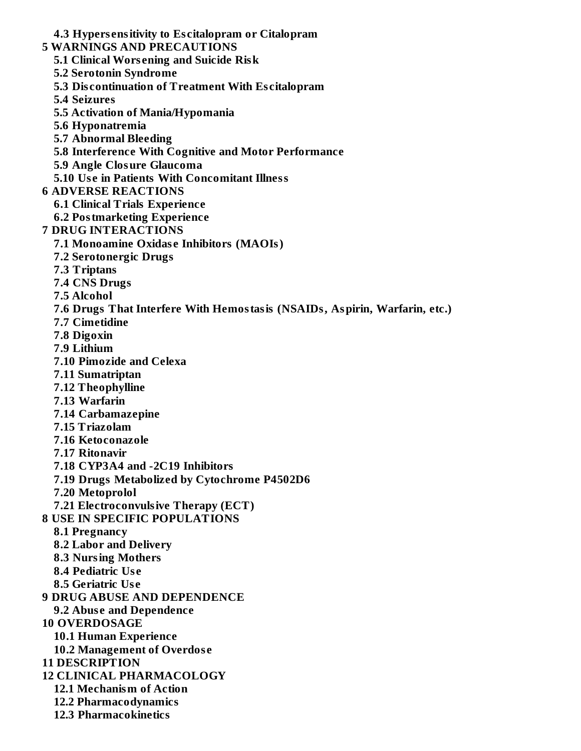**4.3 Hypersensitivity to Escitalopram or Citalopram**

**5 WARNINGS AND PRECAUTIONS**

**5.1 Clinical Worsening and Suicide Risk**

**5.2 Serotonin Syndrome**

**5.3 Discontinuation of Treatment With Escitalopram**

**5.4 Seizures**

**5.5 Activation of Mania/Hypomania**

**5.6 Hyponatremia**

**5.7 Abnormal Bleeding**

**5.8 Interference With Cognitive and Motor Performance**

**5.9 Angle Closure Glaucoma**

**5.10 Use in Patients With Concomitant Illness**

**6 ADVERSE REACTIONS**

**6.1 Clinical Trials Experience**

**6.2 Postmarketing Experience**

**7 DRUG INTERACTIONS**

**7.1 Monoamine Oxidase Inhibitors (MAOIs)**

**7.2 Serotonergic Drugs**

**7.3 Triptans**

**7.4 CNS Drugs**

**7.5 Alcohol**

**7.6 Drugs That Interfere With Hemostasis (NSAIDs, Aspirin, Warfarin, etc.)**

**7.7 Cimetidine**

**7.8 Digoxin**

**7.9 Lithium**

**7.10 Pimozide and Celexa**

**7.11 Sumatriptan**

**7.12 Theophylline**

**7.13 Warfarin**

**7.14 Carbamazepine**

**7.15 Triazolam**

**7.16 Ketoconazole**

**7.17 Ritonavir**

**7.18 CYP3A4 and -2C19 Inhibitors**

**7.19 Drugs Metabolized by Cytochrome P4502D6**

**7.20 Metoprolol**

**7.21 Electroconvulsive Therapy (ECT)**

**8 USE IN SPECIFIC POPULATIONS**

**8.1 Pregnancy**

**8.2 Labor and Delivery**

**8.3 Nursing Mothers**

**8.4 Pediatric Use**

**8.5 Geriatric Use**

**9 DRUG ABUSE AND DEPENDENCE**

**9.2 Abuse and Dependence**

**10 OVERDOSAGE**

**10.1 Human Experience**

**10.2 Management of Overdose**

**11 DESCRIPTION**

**12 CLINICAL PHARMACOLOGY**

**12.1 Mechanism of Action**

**12.2 Pharmacodynamics**

**12.3 Pharmacokinetics**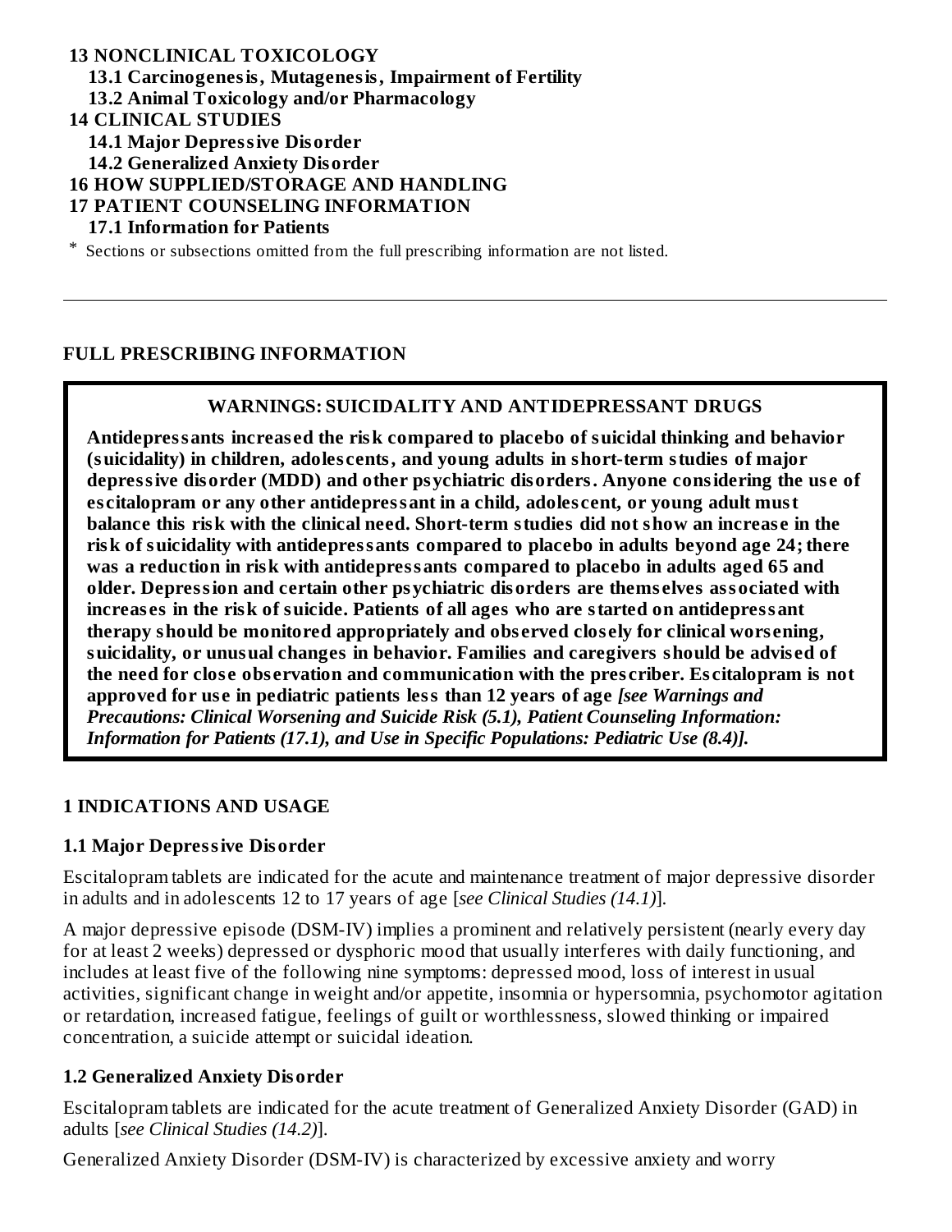**13 NONCLINICAL TOXICOLOGY**

**13.1 Carcinogenesis, Mutagenesis, Impairment of Fertility**

**13.2 Animal Toxicology and/or Pharmacology**

**14 CLINICAL STUDIES**

**14.1 Major Depressive Disorder**

**14.2 Generalized Anxiety Disorder**

**16 HOW SUPPLIED/STORAGE AND HANDLING**

**17 PATIENT COUNSELING INFORMATION**

**17.1 Information for Patients**

* Sections or subsections omitted from the full prescribing information are not listed.

---

## FULL PRESCRIBING INFORMATION

### WARNINGS: SUICIDALITY AND ANTIDEPRESSANT DRUGS

**Antidepressants increased the risk compared to placebo of suicidal thinking and behavior (suicidality) in children, adolescents, and young adults in short-term studies of major depressive disorder (MDD) and other psychiatric disorders. Anyone considering the use of escitalopram or any other antidepressant in a child, adolescent, or young adult must balance this risk with the clinical need. Short-term studies did not show an increase in the risk of suicidality with antidepressants compared to placebo in adults beyond age 24; there was a reduction in risk with antidepressants compared to placebo in adults aged 65 and older. Depression and certain other psychiatric disorders are themselves associated with increases in the risk of suicide. Patients of all ages who are started on antidepressant therapy should be monitored appropriately and observed closely for clinical worsening, suicidality, or unusual changes in behavior. Families and caregivers should be advised of the need for close observation and communication with the prescriber. Escitalopram is not approved for use in pediatric patients less than 12 years of age** ***[see Warnings and Precautions: Clinical Worsening and Suicide Risk (5.1), Patient Counseling Information: Information for Patients (17.1), and Use in Specific Populations: Pediatric Use (8.4)].***

## 1 INDICATIONS AND USAGE

### 1.1 Major Depressive Disorder

Escitalopram tablets are indicated for the acute and maintenance treatment of major depressive disorder in adults and in adolescents 12 to 17 years of age [*see Clinical Studies (14.1)*].

A major depressive episode (DSM-IV) implies a prominent and relatively persistent (nearly every day for at least 2 weeks) depressed or dysphoric mood that usually interferes with daily functioning, and includes at least five of the following nine symptoms: depressed mood, loss of interest in usual activities, significant change in weight and/or appetite, insomnia or hypersomnia, psychomotor agitation or retardation, increased fatigue, feelings of guilt or worthlessness, slowed thinking or impaired concentration, a suicide attempt or suicidal ideation.

### 1.2 Generalized Anxiety Disorder

Escitalopram tablets are indicated for the acute treatment of Generalized Anxiety Disorder (GAD) in adults [*see Clinical Studies (14.2)*].

Generalized Anxiety Disorder (DSM-IV) is characterized by excessive anxiety and worry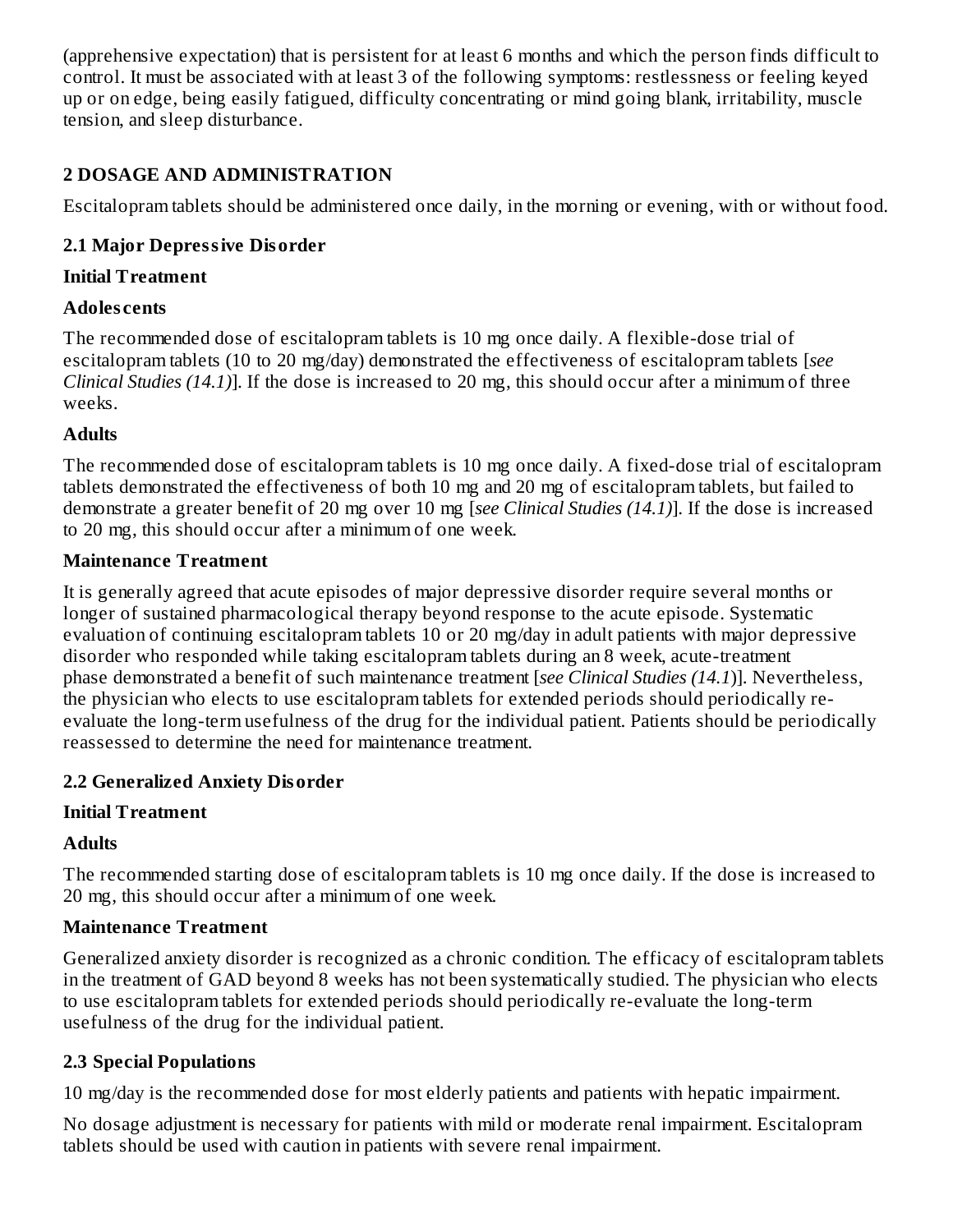(apprehensive expectation) that is persistent for at least 6 months and which the person finds difficult to control. It must be associated with at least 3 of the following symptoms: restlessness or feeling keyed up or on edge, being easily fatigued, difficulty concentrating or mind going blank, irritability, muscle tension, and sleep disturbance.

## 2 DOSAGE AND ADMINISTRATION

Escitalopram tablets should be administered once daily, in the morning or evening, with or without food.

### 2.1 Major Depressive Disorder

**Initial Treatment**

**Adolescents**

The recommended dose of escitalopram tablets is 10 mg once daily. A flexible-dose trial of escitalopram tablets (10 to 20 mg/day) demonstrated the effectiveness of escitalopram tablets [*see Clinical Studies (14.1)*]. If the dose is increased to 20 mg, this should occur after a minimum of three weeks.

**Adults**

The recommended dose of escitalopram tablets is 10 mg once daily. A fixed-dose trial of escitalopram tablets demonstrated the effectiveness of both 10 mg and 20 mg of escitalopram tablets, but failed to demonstrate a greater benefit of 20 mg over 10 mg [*see Clinical Studies (14.1)*]. If the dose is increased to 20 mg, this should occur after a minimum of one week.

**Maintenance Treatment**

It is generally agreed that acute episodes of major depressive disorder require several months or longer of sustained pharmacological therapy beyond response to the acute episode. Systematic evaluation of continuing escitalopram tablets 10 or 20 mg/day in adult patients with major depressive disorder who responded while taking escitalopram tablets during an 8 week, acute-treatment phase demonstrated a benefit of such maintenance treatment [*see Clinical Studies (14.1*)]. Nevertheless, the physician who elects to use escitalopram tablets for extended periods should periodically re-evaluate the long-term usefulness of the drug for the individual patient. Patients should be periodically reassessed to determine the need for maintenance treatment.

### 2.2 Generalized Anxiety Disorder

**Initial Treatment**

**Adults**

The recommended starting dose of escitalopram tablets is 10 mg once daily. If the dose is increased to 20 mg, this should occur after a minimum of one week.

**Maintenance Treatment**

Generalized anxiety disorder is recognized as a chronic condition. The efficacy of escitalopram tablets in the treatment of GAD beyond 8 weeks has not been systematically studied. The physician who elects to use escitalopram tablets for extended periods should periodically re-evaluate the long-term usefulness of the drug for the individual patient.

### 2.3 Special Populations

10 mg/day is the recommended dose for most elderly patients and patients with hepatic impairment.

No dosage adjustment is necessary for patients with mild or moderate renal impairment. Escitalopram tablets should be used with caution in patients with severe renal impairment.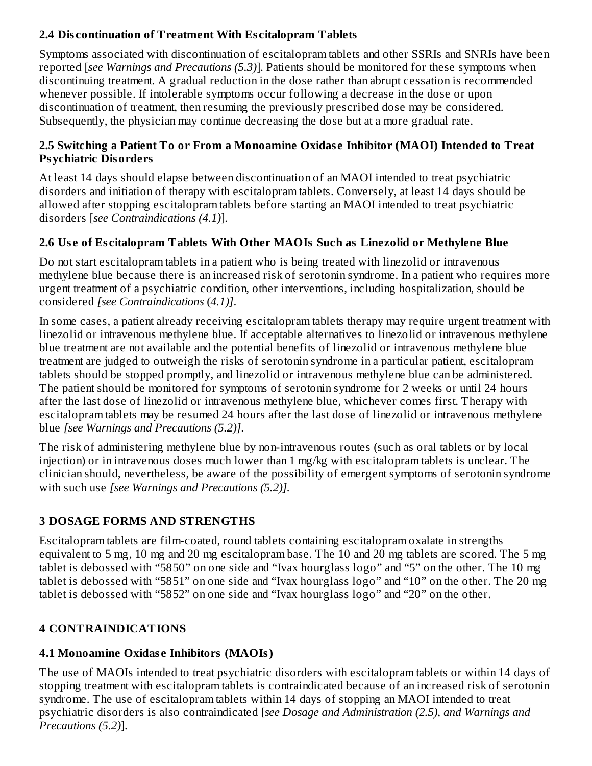### 2.4 Discontinuation of Treatment With Escitalopram Tablets

Symptoms associated with discontinuation of escitalopram tablets and other SSRIs and SNRIs have been reported [*see Warnings and Precautions (5.3)*]. Patients should be monitored for these symptoms when discontinuing treatment. A gradual reduction in the dose rather than abrupt cessation is recommended whenever possible. If intolerable symptoms occur following a decrease in the dose or upon discontinuation of treatment, then resuming the previously prescribed dose may be considered. Subsequently, the physician may continue decreasing the dose but at a more gradual rate.

### 2.5 Switching a Patient To or From a Monoamine Oxidase Inhibitor (MAOI) Intended to Treat Psychiatric Disorders

At least 14 days should elapse between discontinuation of an MAOI intended to treat psychiatric disorders and initiation of therapy with escitalopram tablets. Conversely, at least 14 days should be allowed after stopping escitalopram tablets before starting an MAOI intended to treat psychiatric disorders [*see Contraindications (4.1)*].

### 2.6 Use of Escitalopram Tablets With Other MAOIs Such as Linezolid or Methylene Blue

Do not start escitalopram tablets in a patient who is being treated with linezolid or intravenous methylene blue because there is an increased risk of serotonin syndrome. In a patient who requires more urgent treatment of a psychiatric condition, other interventions, including hospitalization, should be considered *[see Contraindications (4.1)]*.

In some cases, a patient already receiving escitalopram tablets therapy may require urgent treatment with linezolid or intravenous methylene blue. If acceptable alternatives to linezolid or intravenous methylene blue treatment are not available and the potential benefits of linezolid or intravenous methylene blue treatment are judged to outweigh the risks of serotonin syndrome in a particular patient, escitalopram tablets should be stopped promptly, and linezolid or intravenous methylene blue can be administered. The patient should be monitored for symptoms of serotonin syndrome for 2 weeks or until 24 hours after the last dose of linezolid or intravenous methylene blue, whichever comes first. Therapy with escitalopram tablets may be resumed 24 hours after the last dose of linezolid or intravenous methylene blue *[see Warnings and Precautions (5.2)]*.

The risk of administering methylene blue by non-intravenous routes (such as oral tablets or by local injection) or in intravenous doses much lower than 1 mg/kg with escitalopram tablets is unclear. The clinician should, nevertheless, be aware of the possibility of emergent symptoms of serotonin syndrome with such use *[see Warnings and Precautions (5.2)]*.

## 3 DOSAGE FORMS AND STRENGTHS

Escitalopram tablets are film-coated, round tablets containing escitalopram oxalate in strengths equivalent to 5 mg, 10 mg and 20 mg escitalopram base. The 10 and 20 mg tablets are scored. The 5 mg tablet is debossed with "5850" on one side and "Ivax hourglass logo" and "5" on the other. The 10 mg tablet is debossed with "5851" on one side and "Ivax hourglass logo" and "10" on the other. The 20 mg tablet is debossed with "5852" on one side and "Ivax hourglass logo" and "20" on the other.

## 4 CONTRAINDICATIONS

### 4.1 Monoamine Oxidase Inhibitors (MAOIs)

The use of MAOIs intended to treat psychiatric disorders with escitalopram tablets or within 14 days of stopping treatment with escitalopram tablets is contraindicated because of an increased risk of serotonin syndrome. The use of escitalopram tablets within 14 days of stopping an MAOI intended to treat psychiatric disorders is also contraindicated [*see Dosage and Administration (2.5), and Warnings and Precautions (5.2)*].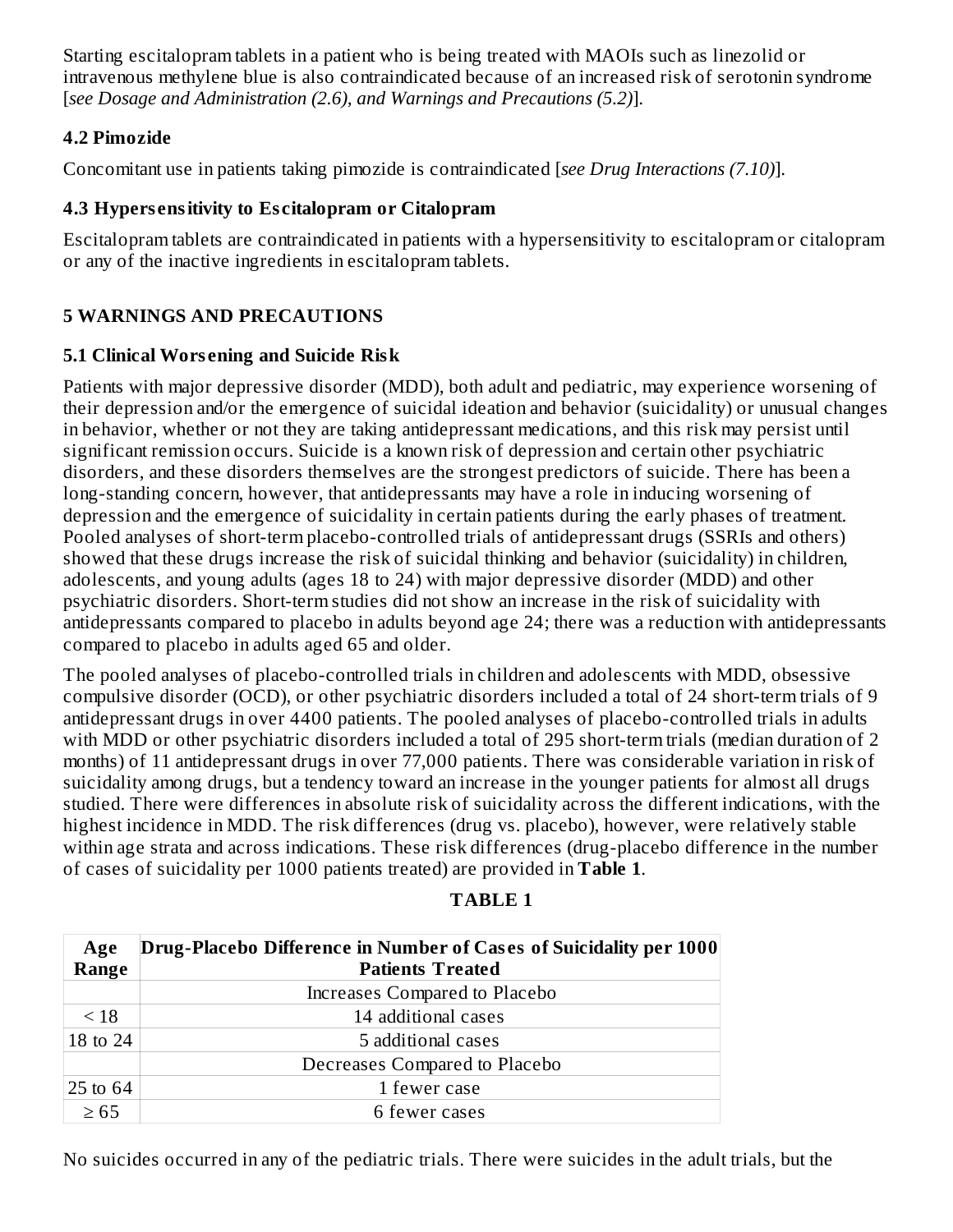Starting escitalopram tablets in a patient who is being treated with MAOIs such as linezolid or intravenous methylene blue is also contraindicated because of an increased risk of serotonin syndrome [*see Dosage and Administration (2.6), and Warnings and Precautions (5.2)*].

### 4.2 Pimozide

Concomitant use in patients taking pimozide is contraindicated [*see Drug Interactions (7.10)*].

### 4.3 Hypersensitivity to Escitalopram or Citalopram

Escitalopram tablets are contraindicated in patients with a hypersensitivity to escitalopram or citalopram or any of the inactive ingredients in escitalopram tablets.

## 5 WARNINGS AND PRECAUTIONS

### 5.1 Clinical Worsening and Suicide Risk

Patients with major depressive disorder (MDD), both adult and pediatric, may experience worsening of their depression and/or the emergence of suicidal ideation and behavior (suicidality) or unusual changes in behavior, whether or not they are taking antidepressant medications, and this risk may persist until significant remission occurs. Suicide is a known risk of depression and certain other psychiatric disorders, and these disorders themselves are the strongest predictors of suicide. There has been a long-standing concern, however, that antidepressants may have a role in inducing worsening of depression and the emergence of suicidality in certain patients during the early phases of treatment. Pooled analyses of short-term placebo-controlled trials of antidepressant drugs (SSRIs and others) showed that these drugs increase the risk of suicidal thinking and behavior (suicidality) in children, adolescents, and young adults (ages 18 to 24) with major depressive disorder (MDD) and other psychiatric disorders. Short-term studies did not show an increase in the risk of suicidality with antidepressants compared to placebo in adults beyond age 24; there was a reduction with antidepressants compared to placebo in adults aged 65 and older.

The pooled analyses of placebo-controlled trials in children and adolescents with MDD, obsessive compulsive disorder (OCD), or other psychiatric disorders included a total of 24 short-term trials of 9 antidepressant drugs in over 4400 patients. The pooled analyses of placebo-controlled trials in adults with MDD or other psychiatric disorders included a total of 295 short-term trials (median duration of 2 months) of 11 antidepressant drugs in over 77,000 patients. There was considerable variation in risk of suicidality among drugs, but a tendency toward an increase in the younger patients for almost all drugs studied. There were differences in absolute risk of suicidality across the different indications, with the highest incidence in MDD. The risk differences (drug vs. placebo), however, were relatively stable within age strata and across indications. These risk differences (drug-placebo difference in the number of cases of suicidality per 1000 patients treated) are provided in **Table 1**.

**TABLE 1**

| Age Range | Drug-Placebo Difference in Number of Cases of Suicidality per 1000 Patients Treated |
|---|---|
| | Increases Compared to Placebo |
| < 18 | 14 additional cases |
| 18 to 24 | 5 additional cases |
| | Decreases Compared to Placebo |
| 25 to 64 | 1 fewer case |
| ≥ 65 | 6 fewer cases |

No suicides occurred in any of the pediatric trials. There were suicides in the adult trials, but the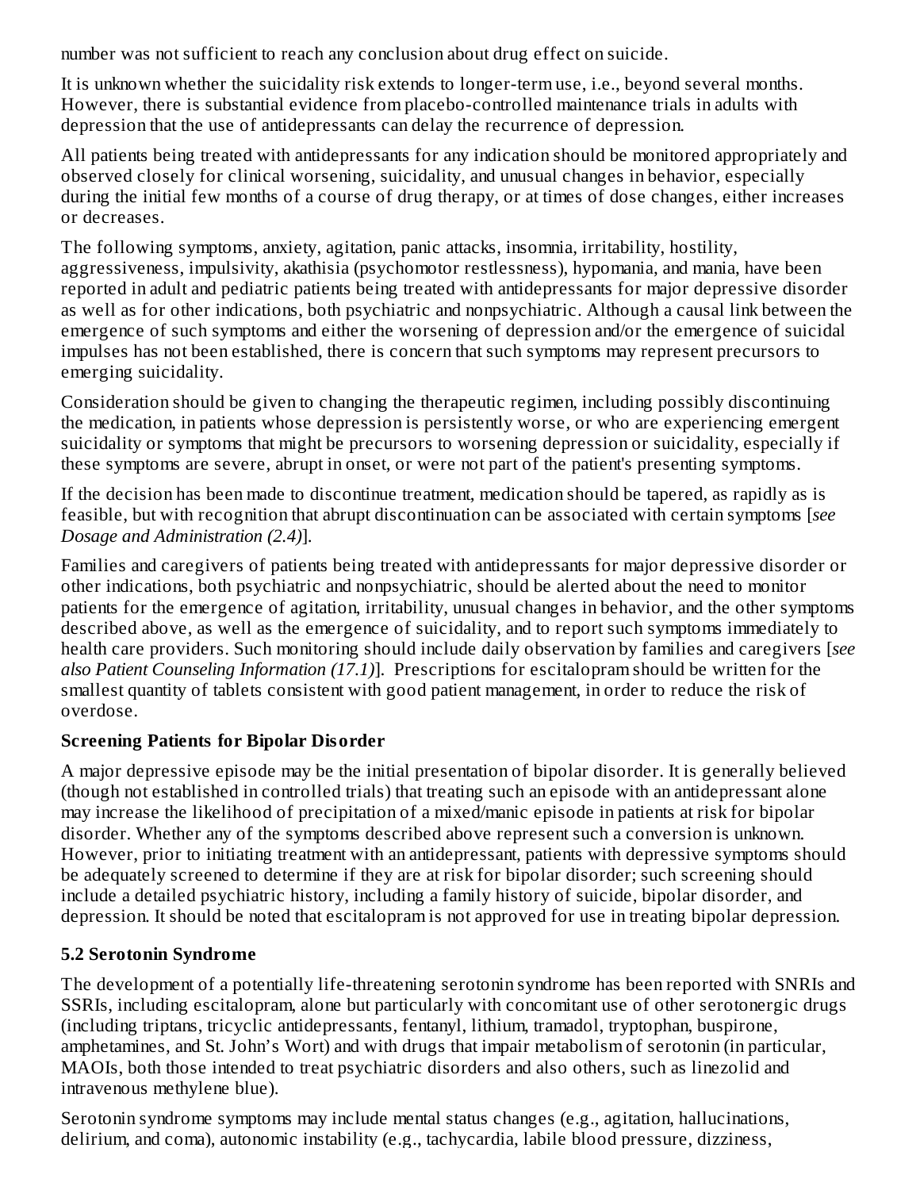number was not sufficient to reach any conclusion about drug effect on suicide.

It is unknown whether the suicidality risk extends to longer-term use, i.e., beyond several months. However, there is substantial evidence from placebo-controlled maintenance trials in adults with depression that the use of antidepressants can delay the recurrence of depression.

All patients being treated with antidepressants for any indication should be monitored appropriately and observed closely for clinical worsening, suicidality, and unusual changes in behavior, especially during the initial few months of a course of drug therapy, or at times of dose changes, either increases or decreases.

The following symptoms, anxiety, agitation, panic attacks, insomnia, irritability, hostility, aggressiveness, impulsivity, akathisia (psychomotor restlessness), hypomania, and mania, have been reported in adult and pediatric patients being treated with antidepressants for major depressive disorder as well as for other indications, both psychiatric and nonpsychiatric. Although a causal link between the emergence of such symptoms and either the worsening of depression and/or the emergence of suicidal impulses has not been established, there is concern that such symptoms may represent precursors to emerging suicidality.

Consideration should be given to changing the therapeutic regimen, including possibly discontinuing the medication, in patients whose depression is persistently worse, or who are experiencing emergent suicidality or symptoms that might be precursors to worsening depression or suicidality, especially if these symptoms are severe, abrupt in onset, or were not part of the patient's presenting symptoms.

If the decision has been made to discontinue treatment, medication should be tapered, as rapidly as is feasible, but with recognition that abrupt discontinuation can be associated with certain symptoms [*see Dosage and Administration (2.4)*].

Families and caregivers of patients being treated with antidepressants for major depressive disorder or other indications, both psychiatric and nonpsychiatric, should be alerted about the need to monitor patients for the emergence of agitation, irritability, unusual changes in behavior, and the other symptoms described above, as well as the emergence of suicidality, and to report such symptoms immediately to health care providers. Such monitoring should include daily observation by families and caregivers [*see also Patient Counseling Information (17.1)*]. Prescriptions for escitalopram should be written for the smallest quantity of tablets consistent with good patient management, in order to reduce the risk of overdose.

**Screening Patients for Bipolar Disorder**

A major depressive episode may be the initial presentation of bipolar disorder. It is generally believed (though not established in controlled trials) that treating such an episode with an antidepressant alone may increase the likelihood of precipitation of a mixed/manic episode in patients at risk for bipolar disorder. Whether any of the symptoms described above represent such a conversion is unknown. However, prior to initiating treatment with an antidepressant, patients with depressive symptoms should be adequately screened to determine if they are at risk for bipolar disorder; such screening should include a detailed psychiatric history, including a family history of suicide, bipolar disorder, and depression. It should be noted that escitalopram is not approved for use in treating bipolar depression.

## 5.2 Serotonin Syndrome

The development of a potentially life-threatening serotonin syndrome has been reported with SNRIs and SSRIs, including escitalopram, alone but particularly with concomitant use of other serotonergic drugs (including triptans, tricyclic antidepressants, fentanyl, lithium, tramadol, tryptophan, buspirone, amphetamines, and St. John's Wort) and with drugs that impair metabolism of serotonin (in particular, MAOIs, both those intended to treat psychiatric disorders and also others, such as linezolid and intravenous methylene blue).

Serotonin syndrome symptoms may include mental status changes (e.g., agitation, hallucinations, delirium, and coma), autonomic instability (e.g., tachycardia, labile blood pressure, dizziness,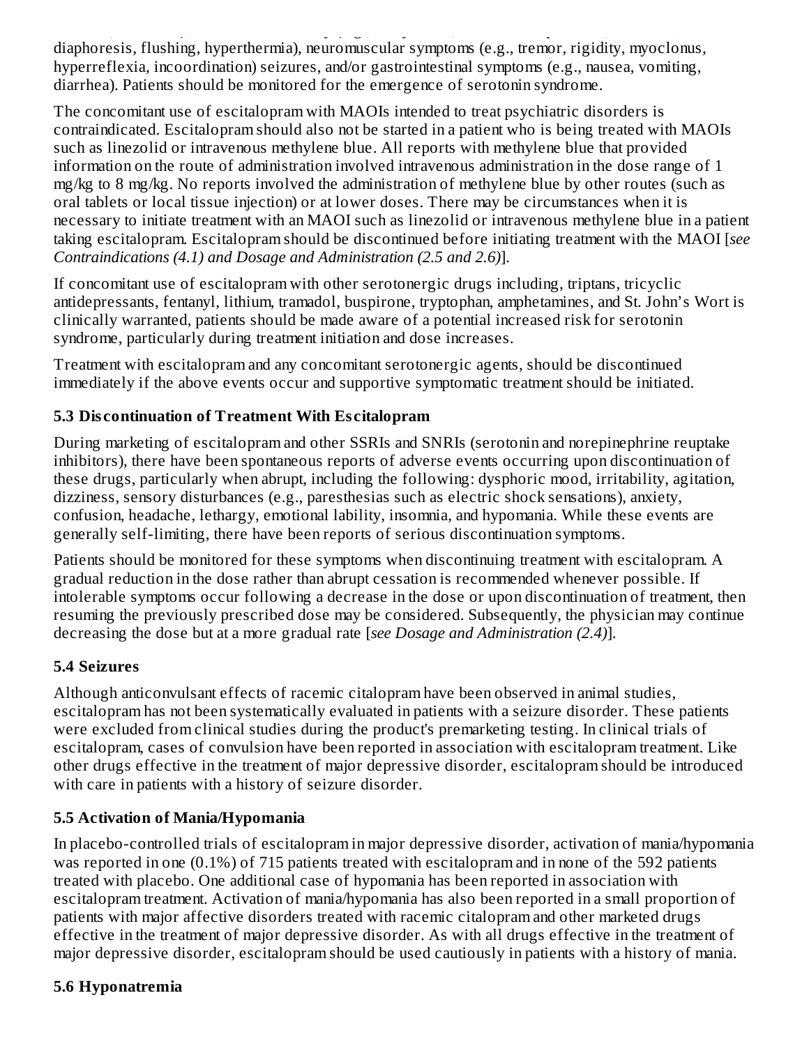diaphoresis, flushing, hyperthermia), neuromuscular symptoms (e.g., tremor, rigidity, myoclonus, hyperreflexia, incoordination) seizures, and/or gastrointestinal symptoms (e.g., nausea, vomiting, diarrhea). Patients should be monitored for the emergence of serotonin syndrome.

The concomitant use of escitalopram with MAOIs intended to treat psychiatric disorders is contraindicated. Escitalopram should also not be started in a patient who is being treated with MAOIs such as linezolid or intravenous methylene blue. All reports with methylene blue that provided information on the route of administration involved intravenous administration in the dose range of 1 mg/kg to 8 mg/kg. No reports involved the administration of methylene blue by other routes (such as oral tablets or local tissue injection) or at lower doses. There may be circumstances when it is necessary to initiate treatment with an MAOI such as linezolid or intravenous methylene blue in a patient taking escitalopram. Escitalopram should be discontinued before initiating treatment with the MAOI [*see Contraindications (4.1) and Dosage and Administration (2.5 and 2.6)*].

If concomitant use of escitalopram with other serotonergic drugs including, triptans, tricyclic antidepressants, fentanyl, lithium, tramadol, buspirone, tryptophan, amphetamines, and St. John's Wort is clinically warranted, patients should be made aware of a potential increased risk for serotonin syndrome, particularly during treatment initiation and dose increases.

Treatment with escitalopram and any concomitant serotonergic agents, should be discontinued immediately if the above events occur and supportive symptomatic treatment should be initiated.

### 5.3 Discontinuation of Treatment With Escitalopram

During marketing of escitalopram and other SSRIs and SNRIs (serotonin and norepinephrine reuptake inhibitors), there have been spontaneous reports of adverse events occurring upon discontinuation of these drugs, particularly when abrupt, including the following: dysphoric mood, irritability, agitation, dizziness, sensory disturbances (e.g., paresthesias such as electric shock sensations), anxiety, confusion, headache, lethargy, emotional lability, insomnia, and hypomania. While these events are generally self-limiting, there have been reports of serious discontinuation symptoms.

Patients should be monitored for these symptoms when discontinuing treatment with escitalopram. A gradual reduction in the dose rather than abrupt cessation is recommended whenever possible. If intolerable symptoms occur following a decrease in the dose or upon discontinuation of treatment, then resuming the previously prescribed dose may be considered. Subsequently, the physician may continue decreasing the dose but at a more gradual rate [*see Dosage and Administration (2.4)*].

### 5.4 Seizures

Although anticonvulsant effects of racemic citalopram have been observed in animal studies, escitalopram has not been systematically evaluated in patients with a seizure disorder. These patients were excluded from clinical studies during the product's premarketing testing. In clinical trials of escitalopram, cases of convulsion have been reported in association with escitalopram treatment. Like other drugs effective in the treatment of major depressive disorder, escitalopram should be introduced with care in patients with a history of seizure disorder.

### 5.5 Activation of Mania/Hypomania

In placebo-controlled trials of escitalopram in major depressive disorder, activation of mania/hypomania was reported in one (0.1%) of 715 patients treated with escitalopram and in none of the 592 patients treated with placebo. One additional case of hypomania has been reported in association with escitalopram treatment. Activation of mania/hypomania has also been reported in a small proportion of patients with major affective disorders treated with racemic citalopram and other marketed drugs effective in the treatment of major depressive disorder. As with all drugs effective in the treatment of major depressive disorder, escitalopram should be used cautiously in patients with a history of mania.

### 5.6 Hyponatremia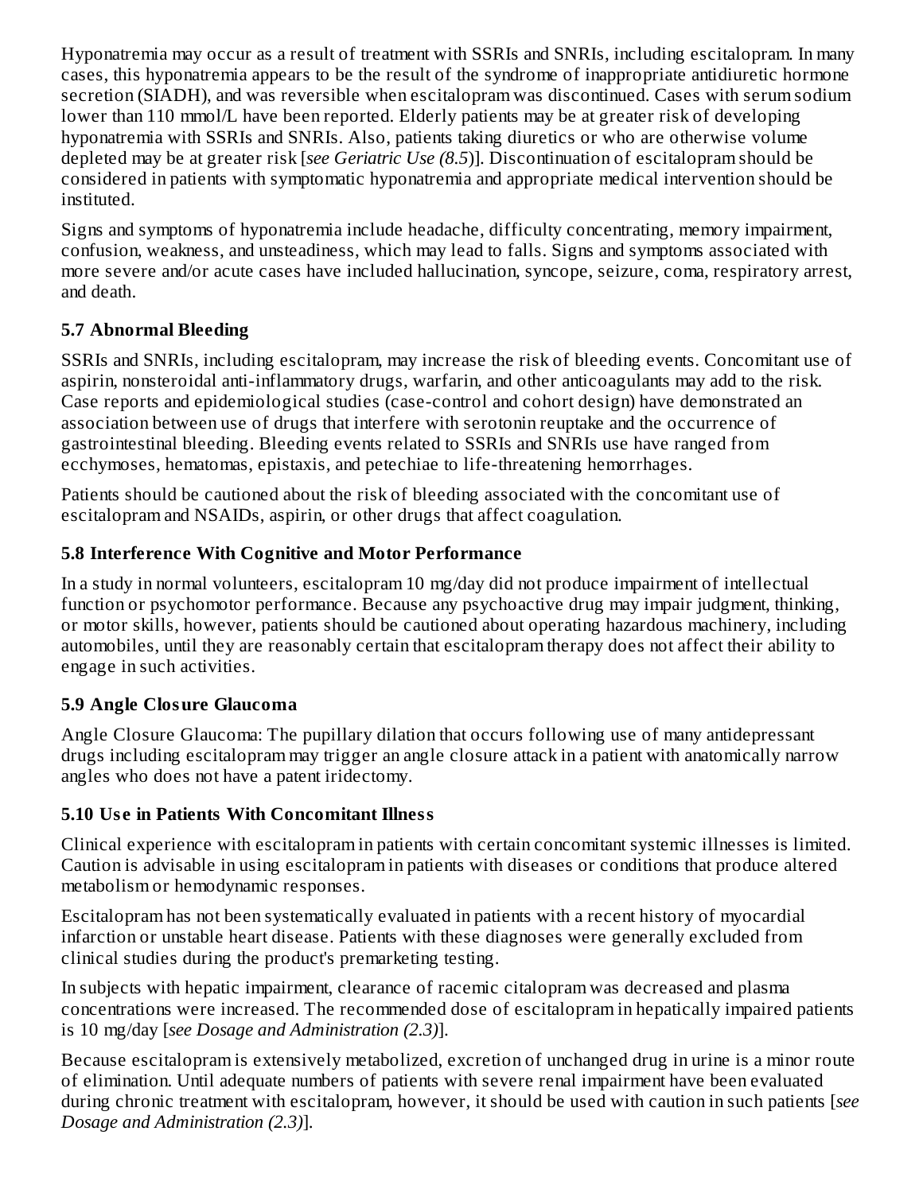Hyponatremia may occur as a result of treatment with SSRIs and SNRIs, including escitalopram. In many cases, this hyponatremia appears to be the result of the syndrome of inappropriate antidiuretic hormone secretion (SIADH), and was reversible when escitalopram was discontinued. Cases with serum sodium lower than 110 mmol/L have been reported. Elderly patients may be at greater risk of developing hyponatremia with SSRIs and SNRIs. Also, patients taking diuretics or who are otherwise volume depleted may be at greater risk [*see Geriatric Use (8.5)*]. Discontinuation of escitalopram should be considered in patients with symptomatic hyponatremia and appropriate medical intervention should be instituted.

Signs and symptoms of hyponatremia include headache, difficulty concentrating, memory impairment, confusion, weakness, and unsteadiness, which may lead to falls. Signs and symptoms associated with more severe and/or acute cases have included hallucination, syncope, seizure, coma, respiratory arrest, and death.

### 5.7 Abnormal Bleeding

SSRIs and SNRIs, including escitalopram, may increase the risk of bleeding events. Concomitant use of aspirin, nonsteroidal anti-inflammatory drugs, warfarin, and other anticoagulants may add to the risk. Case reports and epidemiological studies (case-control and cohort design) have demonstrated an association between use of drugs that interfere with serotonin reuptake and the occurrence of gastrointestinal bleeding. Bleeding events related to SSRIs and SNRIs use have ranged from ecchymoses, hematomas, epistaxis, and petechiae to life-threatening hemorrhages.

Patients should be cautioned about the risk of bleeding associated with the concomitant use of escitalopram and NSAIDs, aspirin, or other drugs that affect coagulation.

### 5.8 Interference With Cognitive and Motor Performance

In a study in normal volunteers, escitalopram 10 mg/day did not produce impairment of intellectual function or psychomotor performance. Because any psychoactive drug may impair judgment, thinking, or motor skills, however, patients should be cautioned about operating hazardous machinery, including automobiles, until they are reasonably certain that escitalopram therapy does not affect their ability to engage in such activities.

### 5.9 Angle Closure Glaucoma

Angle Closure Glaucoma: The pupillary dilation that occurs following use of many antidepressant drugs including escitalopram may trigger an angle closure attack in a patient with anatomically narrow angles who does not have a patent iridectomy.

### 5.10 Use in Patients With Concomitant Illness

Clinical experience with escitalopram in patients with certain concomitant systemic illnesses is limited. Caution is advisable in using escitalopram in patients with diseases or conditions that produce altered metabolism or hemodynamic responses.

Escitalopram has not been systematically evaluated in patients with a recent history of myocardial infarction or unstable heart disease. Patients with these diagnoses were generally excluded from clinical studies during the product's premarketing testing.

In subjects with hepatic impairment, clearance of racemic citalopram was decreased and plasma concentrations were increased. The recommended dose of escitalopram in hepatically impaired patients is 10 mg/day [*see Dosage and Administration (2.3)*].

Because escitalopram is extensively metabolized, excretion of unchanged drug in urine is a minor route of elimination. Until adequate numbers of patients with severe renal impairment have been evaluated during chronic treatment with escitalopram, however, it should be used with caution in such patients [*see Dosage and Administration (2.3)*].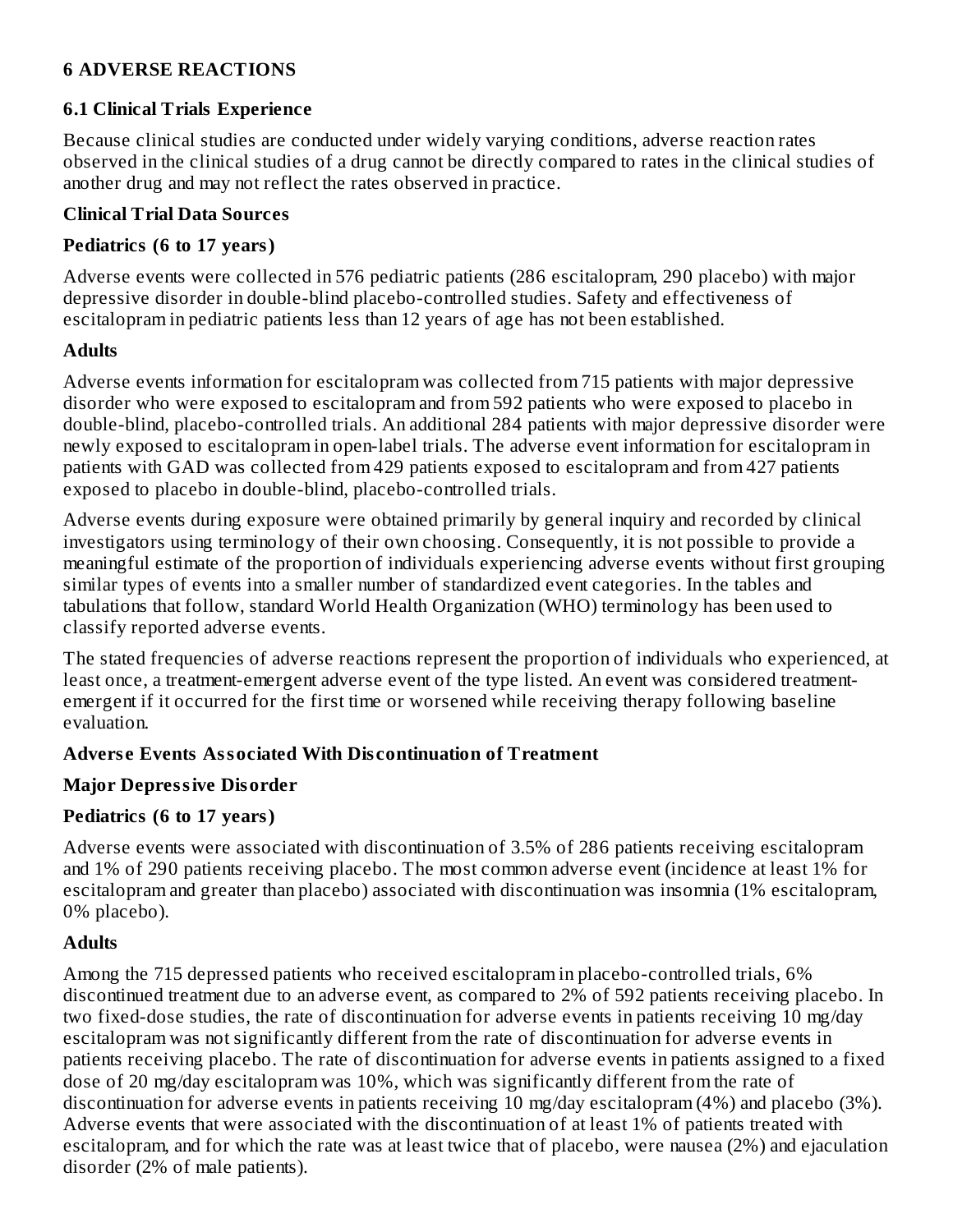# 6 ADVERSE REACTIONS

## 6.1 Clinical Trials Experience

Because clinical studies are conducted under widely varying conditions, adverse reaction rates observed in the clinical studies of a drug cannot be directly compared to rates in the clinical studies of another drug and may not reflect the rates observed in practice.

**Clinical Trial Data Sources**

**Pediatrics (6 to 17 years)**

Adverse events were collected in 576 pediatric patients (286 escitalopram, 290 placebo) with major depressive disorder in double-blind placebo-controlled studies. Safety and effectiveness of escitalopram in pediatric patients less than 12 years of age has not been established.

**Adults**

Adverse events information for escitalopram was collected from 715 patients with major depressive disorder who were exposed to escitalopram and from 592 patients who were exposed to placebo in double-blind, placebo-controlled trials. An additional 284 patients with major depressive disorder were newly exposed to escitalopram in open-label trials. The adverse event information for escitalopram in patients with GAD was collected from 429 patients exposed to escitalopram and from 427 patients exposed to placebo in double-blind, placebo-controlled trials.

Adverse events during exposure were obtained primarily by general inquiry and recorded by clinical investigators using terminology of their own choosing. Consequently, it is not possible to provide a meaningful estimate of the proportion of individuals experiencing adverse events without first grouping similar types of events into a smaller number of standardized event categories. In the tables and tabulations that follow, standard World Health Organization (WHO) terminology has been used to classify reported adverse events.

The stated frequencies of adverse reactions represent the proportion of individuals who experienced, at least once, a treatment-emergent adverse event of the type listed. An event was considered treatment-emergent if it occurred for the first time or worsened while receiving therapy following baseline evaluation.

**Adverse Events Associated With Discontinuation of Treatment**

**Major Depressive Disorder**

**Pediatrics (6 to 17 years)**

Adverse events were associated with discontinuation of 3.5% of 286 patients receiving escitalopram and 1% of 290 patients receiving placebo. The most common adverse event (incidence at least 1% for escitalopram and greater than placebo) associated with discontinuation was insomnia (1% escitalopram, 0% placebo).

**Adults**

Among the 715 depressed patients who received escitalopram in placebo-controlled trials, 6% discontinued treatment due to an adverse event, as compared to 2% of 592 patients receiving placebo. In two fixed-dose studies, the rate of discontinuation for adverse events in patients receiving 10 mg/day escitalopram was not significantly different from the rate of discontinuation for adverse events in patients receiving placebo. The rate of discontinuation for adverse events in patients assigned to a fixed dose of 20 mg/day escitalopram was 10%, which was significantly different from the rate of discontinuation for adverse events in patients receiving 10 mg/day escitalopram (4%) and placebo (3%). Adverse events that were associated with the discontinuation of at least 1% of patients treated with escitalopram, and for which the rate was at least twice that of placebo, were nausea (2%) and ejaculation disorder (2% of male patients).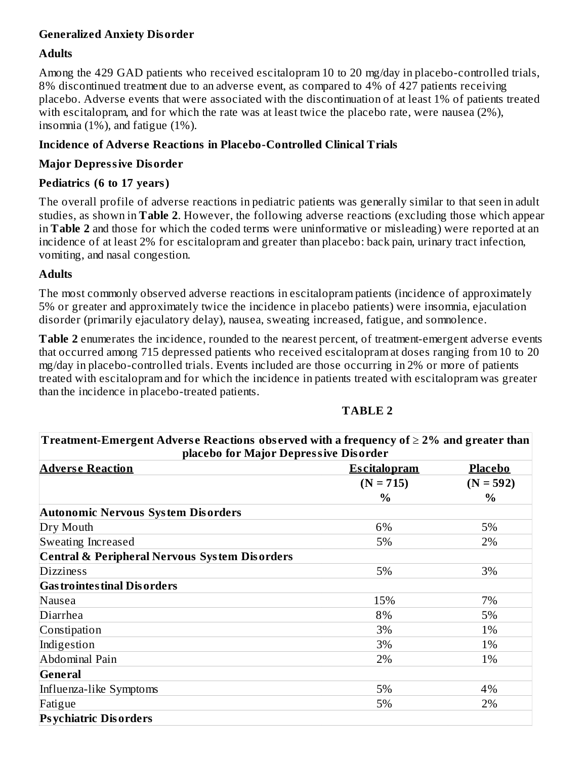**Generalized Anxiety Disorder**

**Adults**

Among the 429 GAD patients who received escitalopram 10 to 20 mg/day in placebo-controlled trials, 8% discontinued treatment due to an adverse event, as compared to 4% of 427 patients receiving placebo. Adverse events that were associated with the discontinuation of at least 1% of patients treated with escitalopram, and for which the rate was at least twice the placebo rate, were nausea (2%), insomnia (1%), and fatigue (1%).

**Incidence of Adverse Reactions in Placebo-Controlled Clinical Trials**

**Major Depressive Disorder**

**Pediatrics (6 to 17 years)**

The overall profile of adverse reactions in pediatric patients was generally similar to that seen in adult studies, as shown in **Table 2**. However, the following adverse reactions (excluding those which appear in **Table 2** and those for which the coded terms were uninformative or misleading) were reported at an incidence of at least 2% for escitalopram and greater than placebo: back pain, urinary tract infection, vomiting, and nasal congestion.

**Adults**

The most commonly observed adverse reactions in escitalopram patients (incidence of approximately 5% or greater and approximately twice the incidence in placebo patients) were insomnia, ejaculation disorder (primarily ejaculatory delay), nausea, sweating increased, fatigue, and somnolence.

**Table 2** enumerates the incidence, rounded to the nearest percent, of treatment-emergent adverse events that occurred among 715 depressed patients who received escitalopram at doses ranging from 10 to 20 mg/day in placebo-controlled trials. Events included are those occurring in 2% or more of patients treated with escitalopram and for which the incidence in patients treated with escitalopram was greater than the incidence in placebo-treated patients.

**TABLE 2**

**Treatment-Emergent Adverse Reactions observed with a frequency of ≥ 2% and greater than placebo for Major Depressive Disorder**

| Adverse Reaction | Escitalopram (N = 715) % | Placebo (N = 592) % |
|---|---|---|
| **Autonomic Nervous System Disorders** | | |
| Dry Mouth | 6% | 5% |
| Sweating Increased | 5% | 2% |
| **Central & Peripheral Nervous System Disorders** | | |
| Dizziness | 5% | 3% |
| **Gastrointestinal Disorders** | | |
| Nausea | 15% | 7% |
| Diarrhea | 8% | 5% |
| Constipation | 3% | 1% |
| Indigestion | 3% | 1% |
| Abdominal Pain | 2% | 1% |
| **General** | | |
| Influenza-like Symptoms | 5% | 4% |
| Fatigue | 5% | 2% |
| **Psychiatric Disorders** | | |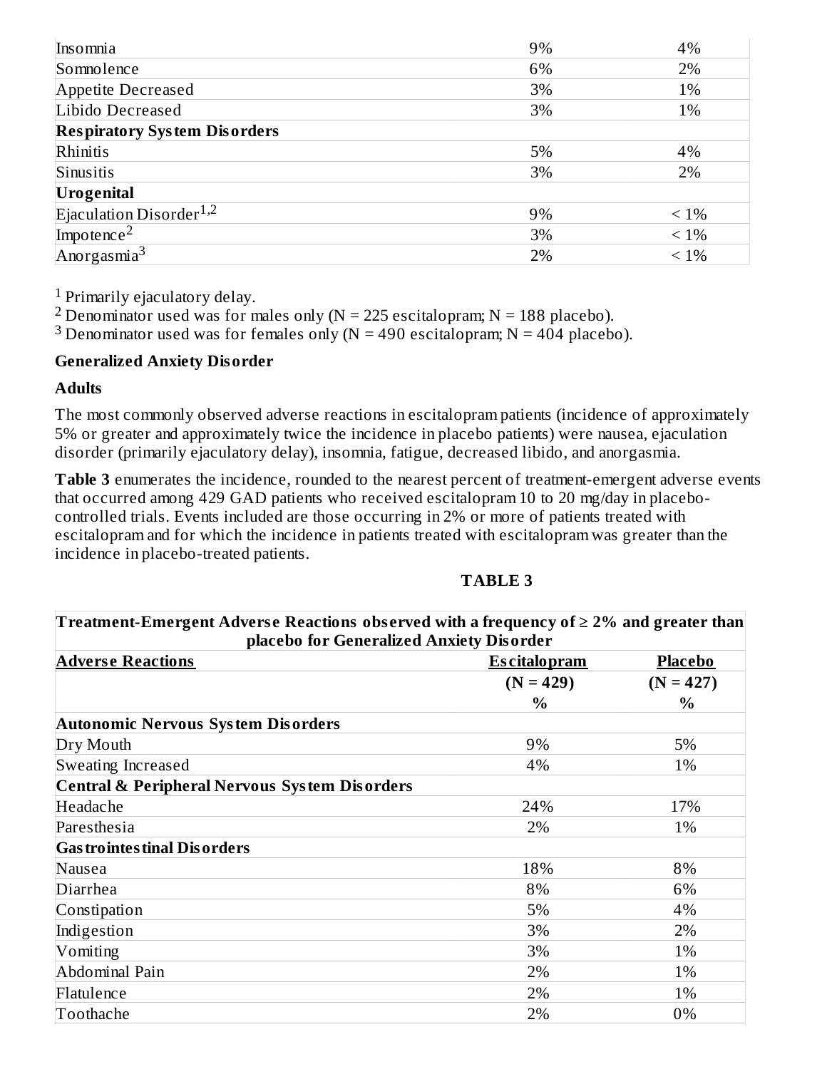| | | |
|---|---|---|
| Insomnia | 9% | 4% |
| Somnolence | 6% | 2% |
| Appetite Decreased | 3% | 1% |
| Libido Decreased | 3% | 1% |
| **Respiratory System Disorders** | | |
| Rhinitis | 5% | 4% |
| Sinusitis | 3% | 2% |
| **Urogenital** | | |
| Ejaculation Disorder[1,2] | 9% | < 1% |
| Impotence[2] | 3% | < 1% |
| Anorgasmia[3] | 2% | < 1% |

[1] Primarily ejaculatory delay.
[2] Denominator used was for males only (N = 225 escitalopram; N = 188 placebo).
[3] Denominator used was for females only (N = 490 escitalopram; N = 404 placebo).

**Generalized Anxiety Disorder**

**Adults**

The most commonly observed adverse reactions in escitalopram patients (incidence of approximately 5% or greater and approximately twice the incidence in placebo patients) were nausea, ejaculation disorder (primarily ejaculatory delay), insomnia, fatigue, decreased libido, and anorgasmia.

**Table 3** enumerates the incidence, rounded to the nearest percent of treatment-emergent adverse events that occurred among 429 GAD patients who received escitalopram 10 to 20 mg/day in placebo-controlled trials. Events included are those occurring in 2% or more of patients treated with escitalopram and for which the incidence in patients treated with escitalopram was greater than the incidence in placebo-treated patients.

**TABLE 3**

**Treatment-Emergent Adverse Reactions observed with a frequency of ≥ 2% and greater than placebo for Generalized Anxiety Disorder**

| **Adverse Reactions** | **Escitalopram** | **Placebo** |
|---|---|---|
| | **(N = 429)** | **(N = 427)** |
| | **%** | **%** |
| **Autonomic Nervous System Disorders** | | |
| Dry Mouth | 9% | 5% |
| Sweating Increased | 4% | 1% |
| **Central & Peripheral Nervous System Disorders** | | |
| Headache | 24% | 17% |
| Paresthesia | 2% | 1% |
| **Gastrointestinal Disorders** | | |
| Nausea | 18% | 8% |
| Diarrhea | 8% | 6% |
| Constipation | 5% | 4% |
| Indigestion | 3% | 2% |
| Vomiting | 3% | 1% |
| Abdominal Pain | 2% | 1% |
| Flatulence | 2% | 1% |
| Toothache | 2% | 0% |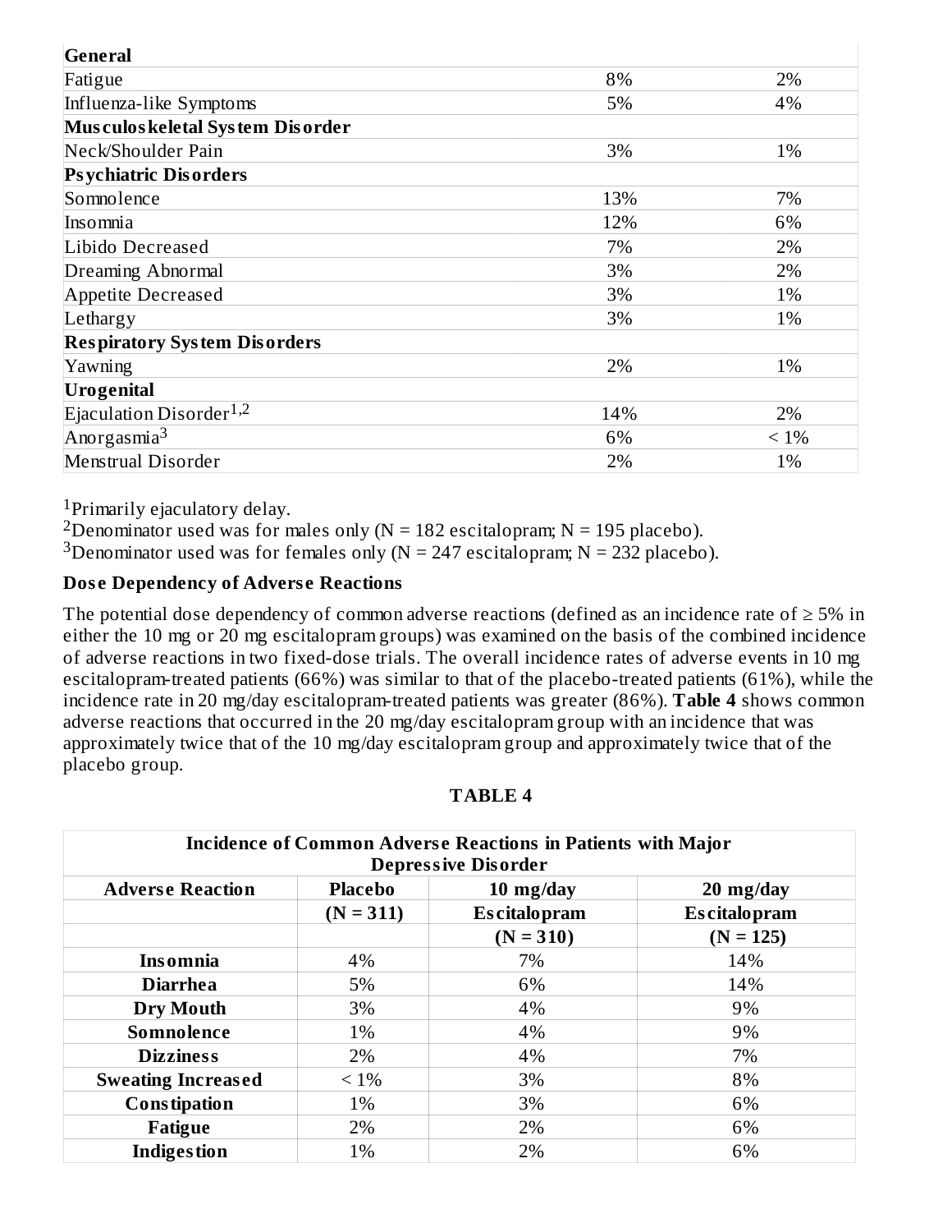| | | |
|---|---|---|
| **General** | | |
| Fatigue | 8% | 2% |
| Influenza-like Symptoms | 5% | 4% |
| **Musculoskeletal System Disorder** | | |
| Neck/Shoulder Pain | 3% | 1% |
| **Psychiatric Disorders** | | |
| Somnolence | 13% | 7% |
| Insomnia | 12% | 6% |
| Libido Decreased | 7% | 2% |
| Dreaming Abnormal | 3% | 2% |
| Appetite Decreased | 3% | 1% |
| Lethargy | 3% | 1% |
| **Respiratory System Disorders** | | |
| Yawning | 2% | 1% |
| **Urogenital** | | |
| Ejaculation Disorder[1,2] | 14% | 2% |
| Anorgasmia[3] | 6% | < 1% |
| Menstrual Disorder | 2% | 1% |

[1]Primarily ejaculatory delay.
[2]Denominator used was for males only (N = 182 escitalopram; N = 195 placebo).
[3]Denominator used was for females only (N = 247 escitalopram; N = 232 placebo).

**Dose Dependency of Adverse Reactions**

The potential dose dependency of common adverse reactions (defined as an incidence rate of ≥ 5% in either the 10 mg or 20 mg escitalopram groups) was examined on the basis of the combined incidence of adverse reactions in two fixed-dose trials. The overall incidence rates of adverse events in 10 mg escitalopram-treated patients (66%) was similar to that of the placebo-treated patients (61%), while the incidence rate in 20 mg/day escitalopram-treated patients was greater (86%). **Table 4** shows common adverse reactions that occurred in the 20 mg/day escitalopram group with an incidence that was approximately twice that of the 10 mg/day escitalopram group and approximately twice that of the placebo group.

**TABLE 4**

| Incidence of Common Adverse Reactions in Patients with Major Depressive Disorder | | | |
|---|---|---|---|
| **Adverse Reaction** | **Placebo** | **10 mg/day** | **20 mg/day** |
| | **(N = 311)** | **Escitalopram** | **Escitalopram** |
| | | **(N = 310)** | **(N = 125)** |
| **Insomnia** | 4% | 7% | 14% |
| **Diarrhea** | 5% | 6% | 14% |
| **Dry Mouth** | 3% | 4% | 9% |
| **Somnolence** | 1% | 4% | 9% |
| **Dizziness** | 2% | 4% | 7% |
| **Sweating Increased** | < 1% | 3% | 8% |
| **Constipation** | 1% | 3% | 6% |
| **Fatigue** | 2% | 2% | 6% |
| **Indigestion** | 1% | 2% | 6% |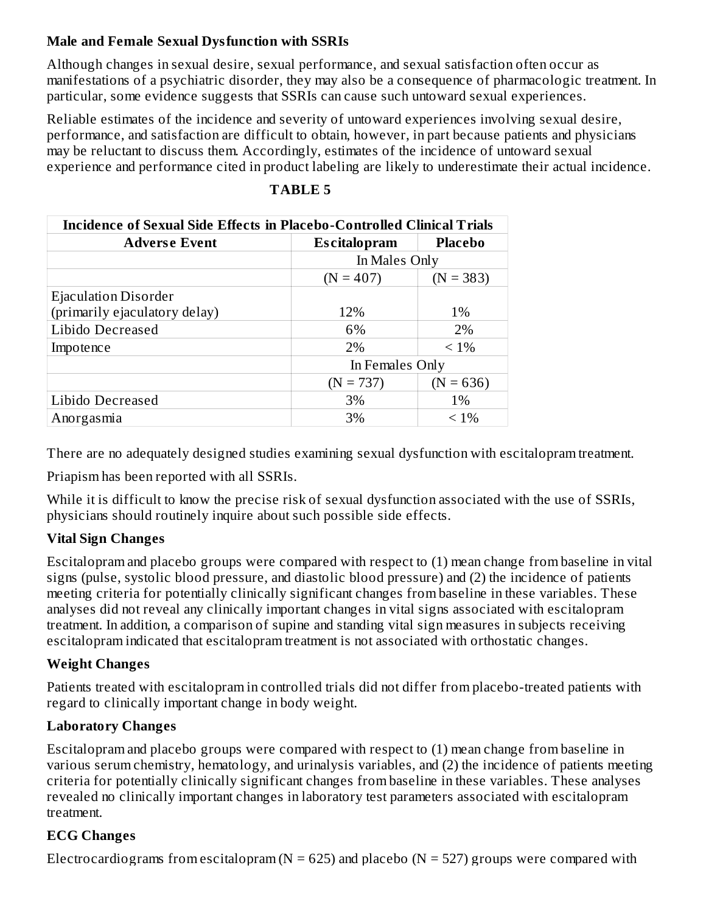**Male and Female Sexual Dysfunction with SSRIs**

Although changes in sexual desire, sexual performance, and sexual satisfaction often occur as manifestations of a psychiatric disorder, they may also be a consequence of pharmacologic treatment. In particular, some evidence suggests that SSRIs can cause such untoward sexual experiences.

Reliable estimates of the incidence and severity of untoward experiences involving sexual desire, performance, and satisfaction are difficult to obtain, however, in part because patients and physicians may be reluctant to discuss them. Accordingly, estimates of the incidence of untoward sexual experience and performance cited in product labeling are likely to underestimate their actual incidence.

**TABLE 5**

| Incidence of Sexual Side Effects in Placebo-Controlled Clinical Trials | | |
|---|---|---|
| **Adverse Event** | **Escitalopram** | **Placebo** |
| | In Males Only | |
| | (N = 407) | (N = 383) |
| Ejaculation Disorder (primarily ejaculatory delay) | 12% | 1% |
| Libido Decreased | 6% | 2% |
| Impotence | 2% | < 1% |
| | In Females Only | |
| | (N = 737) | (N = 636) |
| Libido Decreased | 3% | 1% |
| Anorgasmia | 3% | < 1% |

There are no adequately designed studies examining sexual dysfunction with escitalopram treatment.

Priapism has been reported with all SSRIs.

While it is difficult to know the precise risk of sexual dysfunction associated with the use of SSRIs, physicians should routinely inquire about such possible side effects.

**Vital Sign Changes**

Escitalopram and placebo groups were compared with respect to (1) mean change from baseline in vital signs (pulse, systolic blood pressure, and diastolic blood pressure) and (2) the incidence of patients meeting criteria for potentially clinically significant changes from baseline in these variables. These analyses did not reveal any clinically important changes in vital signs associated with escitalopram treatment. In addition, a comparison of supine and standing vital sign measures in subjects receiving escitalopram indicated that escitalopram treatment is not associated with orthostatic changes.

**Weight Changes**

Patients treated with escitalopram in controlled trials did not differ from placebo-treated patients with regard to clinically important change in body weight.

**Laboratory Changes**

Escitalopram and placebo groups were compared with respect to (1) mean change from baseline in various serum chemistry, hematology, and urinalysis variables, and (2) the incidence of patients meeting criteria for potentially clinically significant changes from baseline in these variables. These analyses revealed no clinically important changes in laboratory test parameters associated with escitalopram treatment.

**ECG Changes**

Electrocardiograms from escitalopram (N = 625) and placebo (N = 527) groups were compared with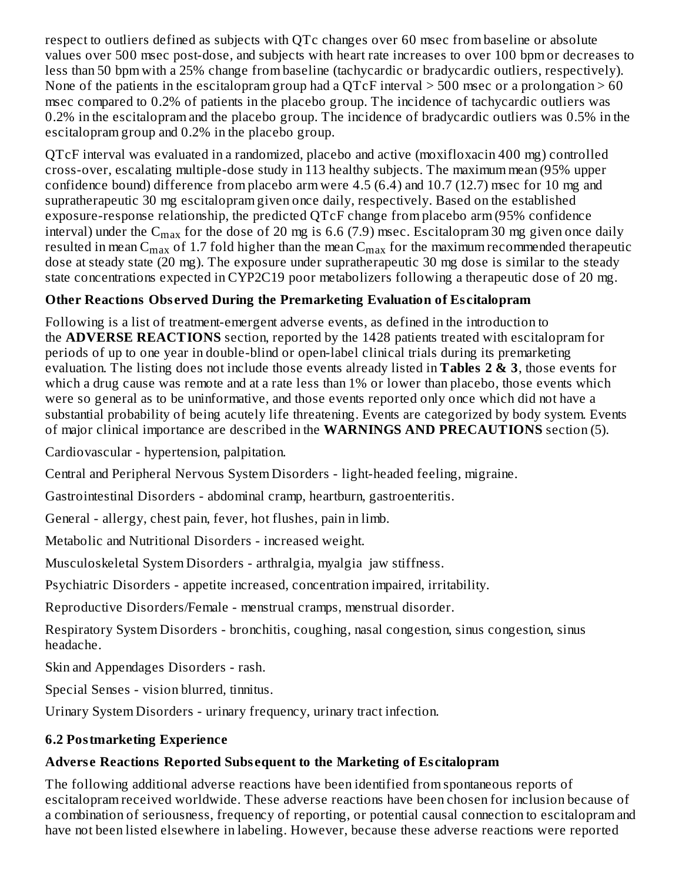respect to outliers defined as subjects with QTc changes over 60 msec from baseline or absolute values over 500 msec post-dose, and subjects with heart rate increases to over 100 bpm or decreases to less than 50 bpm with a 25% change from baseline (tachycardic or bradycardic outliers, respectively). None of the patients in the escitalopram group had a QTcF interval > 500 msec or a prolongation > 60 msec compared to 0.2% of patients in the placebo group. The incidence of tachycardic outliers was 0.2% in the escitalopram and the placebo group. The incidence of bradycardic outliers was 0.5% in the escitalopram group and 0.2% in the placebo group.

QTcF interval was evaluated in a randomized, placebo and active (moxifloxacin 400 mg) controlled cross-over, escalating multiple-dose study in 113 healthy subjects. The maximum mean (95% upper confidence bound) difference from placebo arm were 4.5 (6.4) and 10.7 (12.7) msec for 10 mg and supratherapeutic 30 mg escitalopram given once daily, respectively. Based on the established exposure-response relationship, the predicted QTcF change from placebo arm (95% confidence interval) under the $C_{max}$ for the dose of 20 mg is 6.6 (7.9) msec. Escitalopram 30 mg given once daily resulted in mean $C_{max}$ of 1.7 fold higher than the mean $C_{max}$ for the maximum recommended therapeutic dose at steady state (20 mg). The exposure under supratherapeutic 30 mg dose is similar to the steady state concentrations expected in CYP2C19 poor metabolizers following a therapeutic dose of 20 mg.

**Other Reactions Observed During the Premarketing Evaluation of Escitalopram**

Following is a list of treatment-emergent adverse events, as defined in the introduction to the **ADVERSE REACTIONS** section, reported by the 1428 patients treated with escitalopram for periods of up to one year in double-blind or open-label clinical trials during its premarketing evaluation. The listing does not include those events already listed in **Tables 2 & 3**, those events for which a drug cause was remote and at a rate less than 1% or lower than placebo, those events which were so general as to be uninformative, and those events reported only once which did not have a substantial probability of being acutely life threatening. Events are categorized by body system. Events of major clinical importance are described in the **WARNINGS AND PRECAUTIONS** section (5).

Cardiovascular - hypertension, palpitation.

Central and Peripheral Nervous System Disorders - light-headed feeling, migraine.

Gastrointestinal Disorders - abdominal cramp, heartburn, gastroenteritis.

General - allergy, chest pain, fever, hot flushes, pain in limb.

Metabolic and Nutritional Disorders - increased weight.

Musculoskeletal System Disorders - arthralgia, myalgia jaw stiffness.

Psychiatric Disorders - appetite increased, concentration impaired, irritability.

Reproductive Disorders/Female - menstrual cramps, menstrual disorder.

Respiratory System Disorders - bronchitis, coughing, nasal congestion, sinus congestion, sinus headache.

Skin and Appendages Disorders - rash.

Special Senses - vision blurred, tinnitus.

Urinary System Disorders - urinary frequency, urinary tract infection.

## 6.2 Postmarketing Experience

**Adverse Reactions Reported Subsequent to the Marketing of Escitalopram**

The following additional adverse reactions have been identified from spontaneous reports of escitalopram received worldwide. These adverse reactions have been chosen for inclusion because of a combination of seriousness, frequency of reporting, or potential causal connection to escitalopram and have not been listed elsewhere in labeling. However, because these adverse reactions were reported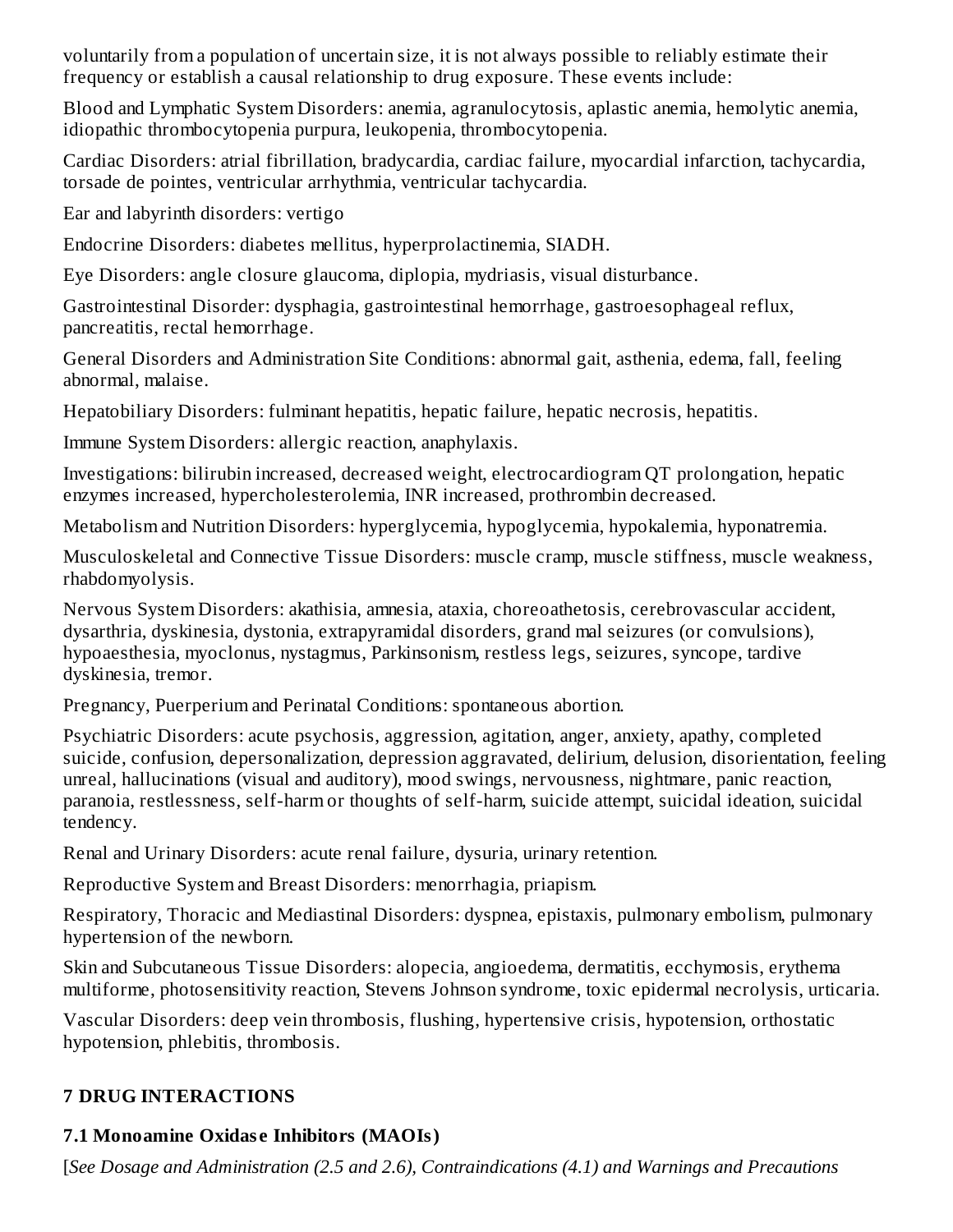voluntarily from a population of uncertain size, it is not always possible to reliably estimate their frequency or establish a causal relationship to drug exposure. These events include:

Blood and Lymphatic System Disorders: anemia, agranulocytosis, aplastic anemia, hemolytic anemia, idiopathic thrombocytopenia purpura, leukopenia, thrombocytopenia.

Cardiac Disorders: atrial fibrillation, bradycardia, cardiac failure, myocardial infarction, tachycardia, torsade de pointes, ventricular arrhythmia, ventricular tachycardia.

Ear and labyrinth disorders: vertigo

Endocrine Disorders: diabetes mellitus, hyperprolactinemia, SIADH.

Eye Disorders: angle closure glaucoma, diplopia, mydriasis, visual disturbance.

Gastrointestinal Disorder: dysphagia, gastrointestinal hemorrhage, gastroesophageal reflux, pancreatitis, rectal hemorrhage.

General Disorders and Administration Site Conditions: abnormal gait, asthenia, edema, fall, feeling abnormal, malaise.

Hepatobiliary Disorders: fulminant hepatitis, hepatic failure, hepatic necrosis, hepatitis.

Immune System Disorders: allergic reaction, anaphylaxis.

Investigations: bilirubin increased, decreased weight, electrocardiogram QT prolongation, hepatic enzymes increased, hypercholesterolemia, INR increased, prothrombin decreased.

Metabolism and Nutrition Disorders: hyperglycemia, hypoglycemia, hypokalemia, hyponatremia.

Musculoskeletal and Connective Tissue Disorders: muscle cramp, muscle stiffness, muscle weakness, rhabdomyolysis.

Nervous System Disorders: akathisia, amnesia, ataxia, choreoathetosis, cerebrovascular accident, dysarthria, dyskinesia, dystonia, extrapyramidal disorders, grand mal seizures (or convulsions), hypoaesthesia, myoclonus, nystagmus, Parkinsonism, restless legs, seizures, syncope, tardive dyskinesia, tremor.

Pregnancy, Puerperium and Perinatal Conditions: spontaneous abortion.

Psychiatric Disorders: acute psychosis, aggression, agitation, anger, anxiety, apathy, completed suicide, confusion, depersonalization, depression aggravated, delirium, delusion, disorientation, feeling unreal, hallucinations (visual and auditory), mood swings, nervousness, nightmare, panic reaction, paranoia, restlessness, self-harm or thoughts of self-harm, suicide attempt, suicidal ideation, suicidal tendency.

Renal and Urinary Disorders: acute renal failure, dysuria, urinary retention.

Reproductive System and Breast Disorders: menorrhagia, priapism.

Respiratory, Thoracic and Mediastinal Disorders: dyspnea, epistaxis, pulmonary embolism, pulmonary hypertension of the newborn.

Skin and Subcutaneous Tissue Disorders: alopecia, angioedema, dermatitis, ecchymosis, erythema multiforme, photosensitivity reaction, Stevens Johnson syndrome, toxic epidermal necrolysis, urticaria.

Vascular Disorders: deep vein thrombosis, flushing, hypertensive crisis, hypotension, orthostatic hypotension, phlebitis, thrombosis.

## 7 DRUG INTERACTIONS

### 7.1 Monoamine Oxidase Inhibitors (MAOIs)

[*See Dosage and Administration (2.5 and 2.6), Contraindications (4.1) and Warnings and Precautions*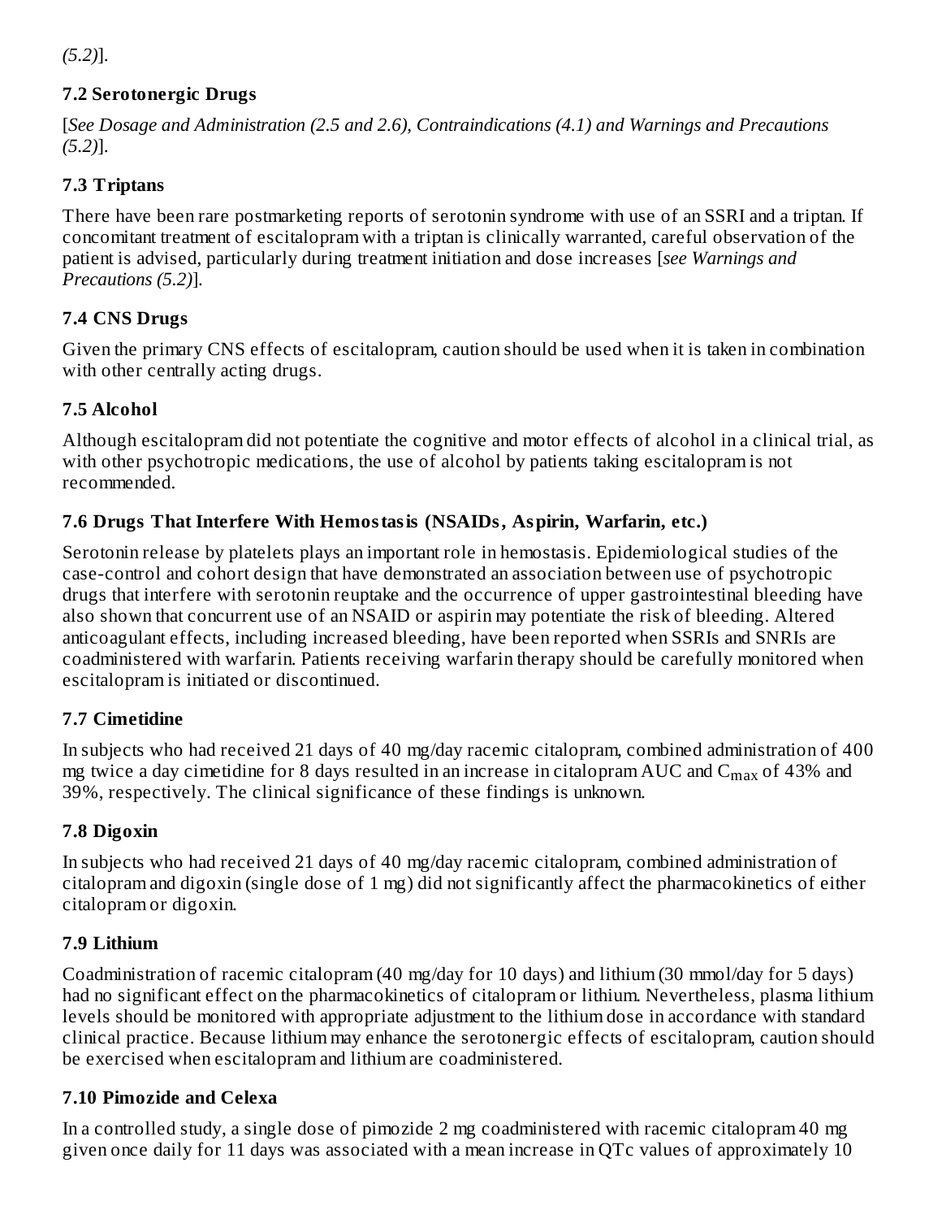*(5.2)*].

### 7.2 Serotonergic Drugs

[*See Dosage and Administration (2.5 and 2.6), Contraindications (4.1) and Warnings and Precautions (5.2)*].

### 7.3 Triptans

There have been rare postmarketing reports of serotonin syndrome with use of an SSRI and a triptan. If concomitant treatment of escitalopram with a triptan is clinically warranted, careful observation of the patient is advised, particularly during treatment initiation and dose increases [*see Warnings and Precautions (5.2)*].

### 7.4 CNS Drugs

Given the primary CNS effects of escitalopram, caution should be used when it is taken in combination with other centrally acting drugs.

### 7.5 Alcohol

Although escitalopram did not potentiate the cognitive and motor effects of alcohol in a clinical trial, as with other psychotropic medications, the use of alcohol by patients taking escitalopram is not recommended.

### 7.6 Drugs That Interfere With Hemostasis (NSAIDs, Aspirin, Warfarin, etc.)

Serotonin release by platelets plays an important role in hemostasis. Epidemiological studies of the case-control and cohort design that have demonstrated an association between use of psychotropic drugs that interfere with serotonin reuptake and the occurrence of upper gastrointestinal bleeding have also shown that concurrent use of an NSAID or aspirin may potentiate the risk of bleeding. Altered anticoagulant effects, including increased bleeding, have been reported when SSRIs and SNRIs are coadministered with warfarin. Patients receiving warfarin therapy should be carefully monitored when escitalopram is initiated or discontinued.

### 7.7 Cimetidine

In subjects who had received 21 days of 40 mg/day racemic citalopram, combined administration of 400 mg twice a day cimetidine for 8 days resulted in an increase in citalopram AUC and $C_{max}$ of 43% and 39%, respectively. The clinical significance of these findings is unknown.

### 7.8 Digoxin

In subjects who had received 21 days of 40 mg/day racemic citalopram, combined administration of citalopram and digoxin (single dose of 1 mg) did not significantly affect the pharmacokinetics of either citalopram or digoxin.

### 7.9 Lithium

Coadministration of racemic citalopram (40 mg/day for 10 days) and lithium (30 mmol/day for 5 days) had no significant effect on the pharmacokinetics of citalopram or lithium. Nevertheless, plasma lithium levels should be monitored with appropriate adjustment to the lithium dose in accordance with standard clinical practice. Because lithium may enhance the serotonergic effects of escitalopram, caution should be exercised when escitalopram and lithium are coadministered.

### 7.10 Pimozide and Celexa

In a controlled study, a single dose of pimozide 2 mg coadministered with racemic citalopram 40 mg given once daily for 11 days was associated with a mean increase in QTc values of approximately 10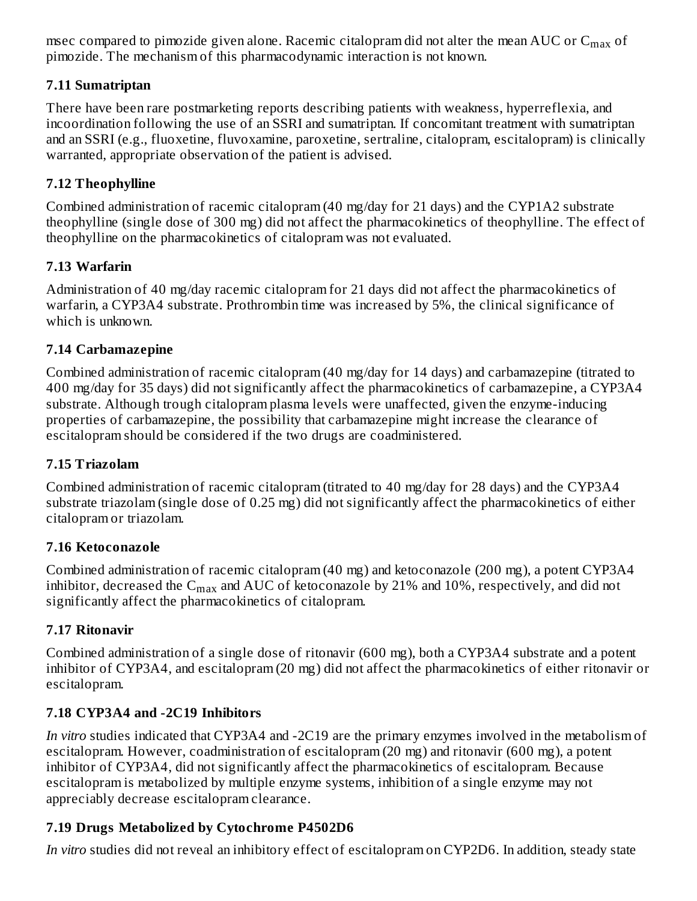msec compared to pimozide given alone. Racemic citalopram did not alter the mean AUC or $C_{max}$ of pimozide. The mechanism of this pharmacodynamic interaction is not known.

### 7.11 Sumatriptan

There have been rare postmarketing reports describing patients with weakness, hyperreflexia, and incoordination following the use of an SSRI and sumatriptan. If concomitant treatment with sumatriptan and an SSRI (e.g., fluoxetine, fluvoxamine, paroxetine, sertraline, citalopram, escitalopram) is clinically warranted, appropriate observation of the patient is advised.

### 7.12 Theophylline

Combined administration of racemic citalopram (40 mg/day for 21 days) and the CYP1A2 substrate theophylline (single dose of 300 mg) did not affect the pharmacokinetics of theophylline. The effect of theophylline on the pharmacokinetics of citalopram was not evaluated.

### 7.13 Warfarin

Administration of 40 mg/day racemic citalopram for 21 days did not affect the pharmacokinetics of warfarin, a CYP3A4 substrate. Prothrombin time was increased by 5%, the clinical significance of which is unknown.

### 7.14 Carbamazepine

Combined administration of racemic citalopram (40 mg/day for 14 days) and carbamazepine (titrated to 400 mg/day for 35 days) did not significantly affect the pharmacokinetics of carbamazepine, a CYP3A4 substrate. Although trough citalopram plasma levels were unaffected, given the enzyme-inducing properties of carbamazepine, the possibility that carbamazepine might increase the clearance of escitalopram should be considered if the two drugs are coadministered.

### 7.15 Triazolam

Combined administration of racemic citalopram (titrated to 40 mg/day for 28 days) and the CYP3A4 substrate triazolam (single dose of 0.25 mg) did not significantly affect the pharmacokinetics of either citalopram or triazolam.

### 7.16 Ketoconazole

Combined administration of racemic citalopram (40 mg) and ketoconazole (200 mg), a potent CYP3A4 inhibitor, decreased the $C_{max}$ and AUC of ketoconazole by 21% and 10%, respectively, and did not significantly affect the pharmacokinetics of citalopram.

### 7.17 Ritonavir

Combined administration of a single dose of ritonavir (600 mg), both a CYP3A4 substrate and a potent inhibitor of CYP3A4, and escitalopram (20 mg) did not affect the pharmacokinetics of either ritonavir or escitalopram.

### 7.18 CYP3A4 and -2C19 Inhibitors

*In vitro* studies indicated that CYP3A4 and -2C19 are the primary enzymes involved in the metabolism of escitalopram. However, coadministration of escitalopram (20 mg) and ritonavir (600 mg), a potent inhibitor of CYP3A4, did not significantly affect the pharmacokinetics of escitalopram. Because escitalopram is metabolized by multiple enzyme systems, inhibition of a single enzyme may not appreciably decrease escitalopram clearance.

### 7.19 Drugs Metabolized by Cytochrome P4502D6

*In vitro* studies did not reveal an inhibitory effect of escitalopram on CYP2D6. In addition, steady state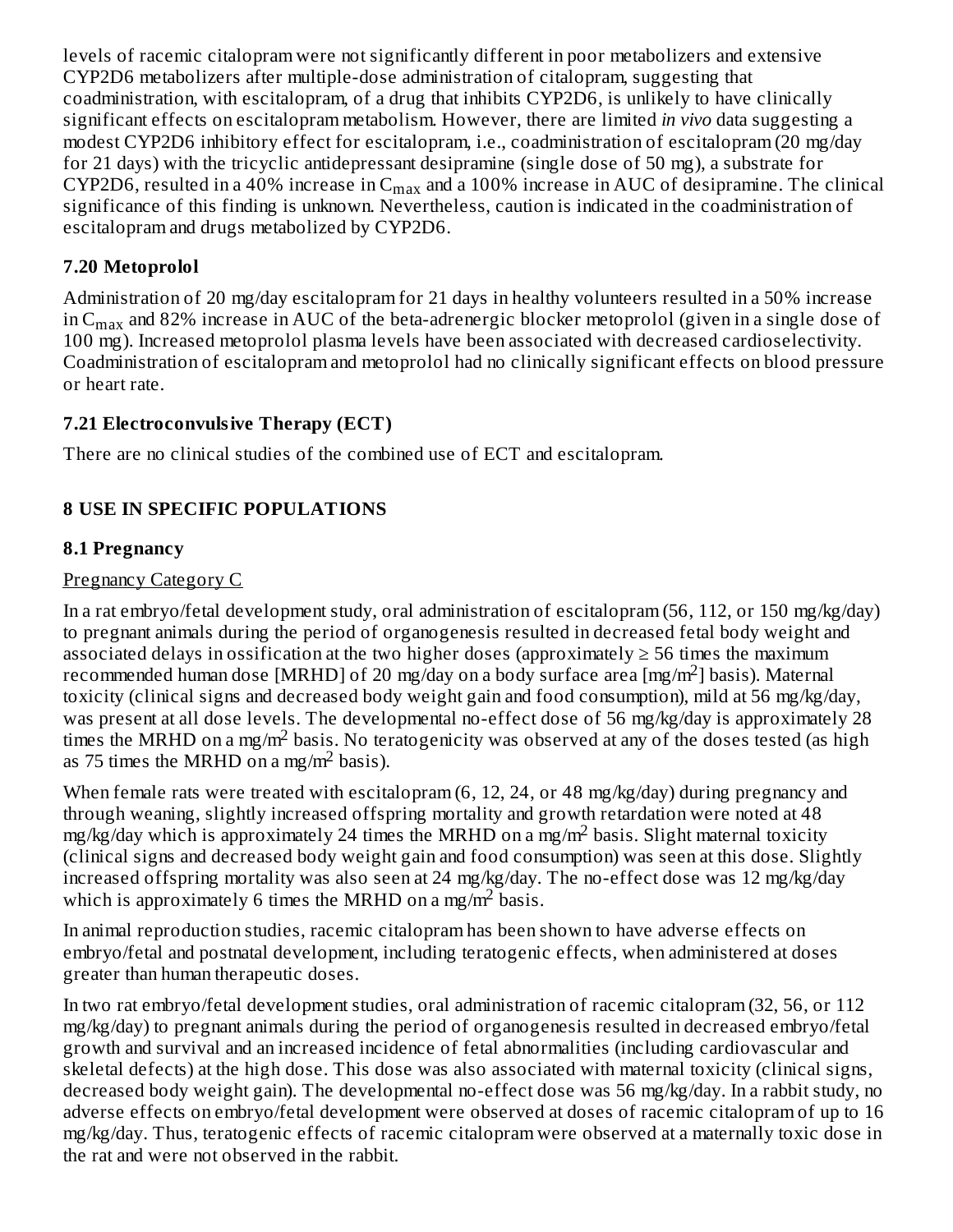levels of racemic citalopram were not significantly different in poor metabolizers and extensive CYP2D6 metabolizers after multiple-dose administration of citalopram, suggesting that coadministration, with escitalopram, of a drug that inhibits CYP2D6, is unlikely to have clinically significant effects on escitalopram metabolism. However, there are limited *in vivo* data suggesting a modest CYP2D6 inhibitory effect for escitalopram, i.e., coadministration of escitalopram (20 mg/day for 21 days) with the tricyclic antidepressant desipramine (single dose of 50 mg), a substrate for CYP2D6, resulted in a 40% increase in $C_{max}$ and a 100% increase in AUC of desipramine. The clinical significance of this finding is unknown. Nevertheless, caution is indicated in the coadministration of escitalopram and drugs metabolized by CYP2D6.

### 7.20 Metoprolol

Administration of 20 mg/day escitalopram for 21 days in healthy volunteers resulted in a 50% increase in $C_{max}$ and 82% increase in AUC of the beta-adrenergic blocker metoprolol (given in a single dose of 100 mg). Increased metoprolol plasma levels have been associated with decreased cardioselectivity. Coadministration of escitalopram and metoprolol had no clinically significant effects on blood pressure or heart rate.

### 7.21 Electroconvulsive Therapy (ECT)

There are no clinical studies of the combined use of ECT and escitalopram.

## 8 USE IN SPECIFIC POPULATIONS

### 8.1 Pregnancy

Pregnancy Category C

In a rat embryo/fetal development study, oral administration of escitalopram (56, 112, or 150 mg/kg/day) to pregnant animals during the period of organogenesis resulted in decreased fetal body weight and associated delays in ossification at the two higher doses (approximately ≥ 56 times the maximum recommended human dose [MRHD] of 20 mg/day on a body surface area [mg/m$^2$] basis). Maternal toxicity (clinical signs and decreased body weight gain and food consumption), mild at 56 mg/kg/day, was present at all dose levels. The developmental no-effect dose of 56 mg/kg/day is approximately 28 times the MRHD on a mg/m$^2$ basis. No teratogenicity was observed at any of the doses tested (as high as 75 times the MRHD on a mg/m$^2$ basis).

When female rats were treated with escitalopram (6, 12, 24, or 48 mg/kg/day) during pregnancy and through weaning, slightly increased offspring mortality and growth retardation were noted at 48 mg/kg/day which is approximately 24 times the MRHD on a mg/m$^2$ basis. Slight maternal toxicity (clinical signs and decreased body weight gain and food consumption) was seen at this dose. Slightly increased offspring mortality was also seen at 24 mg/kg/day. The no-effect dose was 12 mg/kg/day which is approximately 6 times the MRHD on a mg/m$^2$ basis.

In animal reproduction studies, racemic citalopram has been shown to have adverse effects on embryo/fetal and postnatal development, including teratogenic effects, when administered at doses greater than human therapeutic doses.

In two rat embryo/fetal development studies, oral administration of racemic citalopram (32, 56, or 112 mg/kg/day) to pregnant animals during the period of organogenesis resulted in decreased embryo/fetal growth and survival and an increased incidence of fetal abnormalities (including cardiovascular and skeletal defects) at the high dose. This dose was also associated with maternal toxicity (clinical signs, decreased body weight gain). The developmental no-effect dose was 56 mg/kg/day. In a rabbit study, no adverse effects on embryo/fetal development were observed at doses of racemic citalopram of up to 16 mg/kg/day. Thus, teratogenic effects of racemic citalopram were observed at a maternally toxic dose in the rat and were not observed in the rabbit.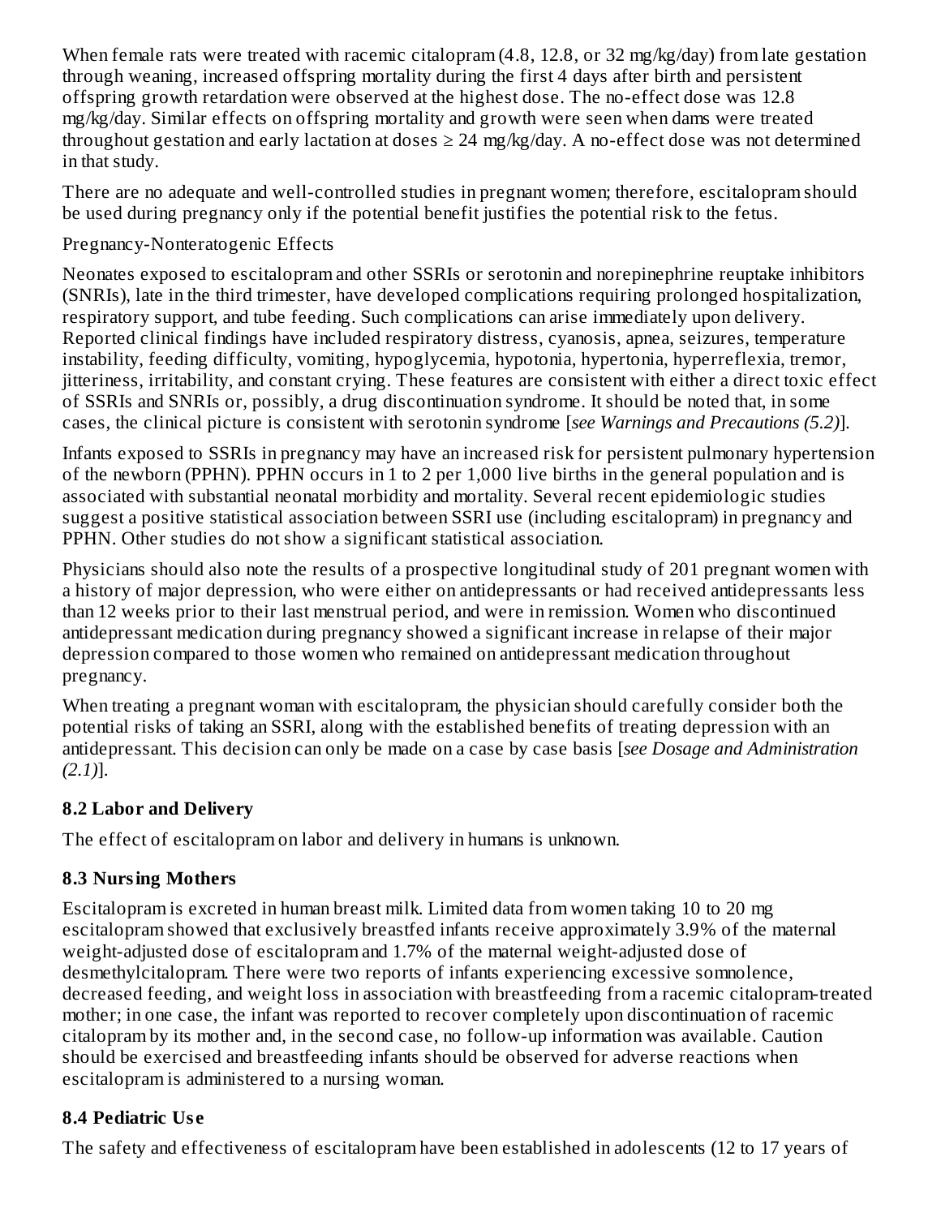When female rats were treated with racemic citalopram (4.8, 12.8, or 32 mg/kg/day) from late gestation through weaning, increased offspring mortality during the first 4 days after birth and persistent offspring growth retardation were observed at the highest dose. The no-effect dose was 12.8 mg/kg/day. Similar effects on offspring mortality and growth were seen when dams were treated throughout gestation and early lactation at doses ≥ 24 mg/kg/day. A no-effect dose was not determined in that study.

There are no adequate and well-controlled studies in pregnant women; therefore, escitalopram should be used during pregnancy only if the potential benefit justifies the potential risk to the fetus.

Pregnancy-Nonteratogenic Effects

Neonates exposed to escitalopram and other SSRIs or serotonin and norepinephrine reuptake inhibitors (SNRIs), late in the third trimester, have developed complications requiring prolonged hospitalization, respiratory support, and tube feeding. Such complications can arise immediately upon delivery. Reported clinical findings have included respiratory distress, cyanosis, apnea, seizures, temperature instability, feeding difficulty, vomiting, hypoglycemia, hypotonia, hypertonia, hyperreflexia, tremor, jitteriness, irritability, and constant crying. These features are consistent with either a direct toxic effect of SSRIs and SNRIs or, possibly, a drug discontinuation syndrome. It should be noted that, in some cases, the clinical picture is consistent with serotonin syndrome [*see Warnings and Precautions (5.2)*].

Infants exposed to SSRIs in pregnancy may have an increased risk for persistent pulmonary hypertension of the newborn (PPHN). PPHN occurs in 1 to 2 per 1,000 live births in the general population and is associated with substantial neonatal morbidity and mortality. Several recent epidemiologic studies suggest a positive statistical association between SSRI use (including escitalopram) in pregnancy and PPHN. Other studies do not show a significant statistical association.

Physicians should also note the results of a prospective longitudinal study of 201 pregnant women with a history of major depression, who were either on antidepressants or had received antidepressants less than 12 weeks prior to their last menstrual period, and were in remission. Women who discontinued antidepressant medication during pregnancy showed a significant increase in relapse of their major depression compared to those women who remained on antidepressant medication throughout pregnancy.

When treating a pregnant woman with escitalopram, the physician should carefully consider both the potential risks of taking an SSRI, along with the established benefits of treating depression with an antidepressant. This decision can only be made on a case by case basis [*see Dosage and Administration (2.1)*].

### 8.2 Labor and Delivery

The effect of escitalopram on labor and delivery in humans is unknown.

### 8.3 Nursing Mothers

Escitalopram is excreted in human breast milk. Limited data from women taking 10 to 20 mg escitalopram showed that exclusively breastfed infants receive approximately 3.9% of the maternal weight-adjusted dose of escitalopram and 1.7% of the maternal weight-adjusted dose of desmethylcitalopram. There were two reports of infants experiencing excessive somnolence, decreased feeding, and weight loss in association with breastfeeding from a racemic citalopram-treated mother; in one case, the infant was reported to recover completely upon discontinuation of racemic citalopram by its mother and, in the second case, no follow-up information was available. Caution should be exercised and breastfeeding infants should be observed for adverse reactions when escitalopram is administered to a nursing woman.

### 8.4 Pediatric Use

The safety and effectiveness of escitalopram have been established in adolescents (12 to 17 years of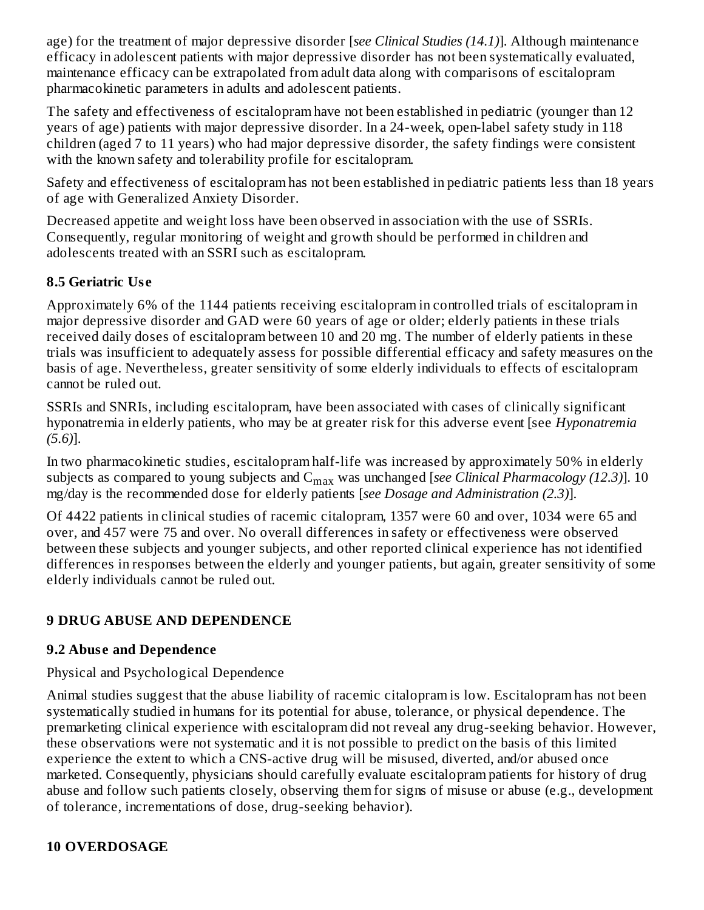age) for the treatment of major depressive disorder [*see Clinical Studies (14.1)*]. Although maintenance efficacy in adolescent patients with major depressive disorder has not been systematically evaluated, maintenance efficacy can be extrapolated from adult data along with comparisons of escitalopram pharmacokinetic parameters in adults and adolescent patients.

The safety and effectiveness of escitalopram have not been established in pediatric (younger than 12 years of age) patients with major depressive disorder. In a 24-week, open-label safety study in 118 children (aged 7 to 11 years) who had major depressive disorder, the safety findings were consistent with the known safety and tolerability profile for escitalopram.

Safety and effectiveness of escitalopram has not been established in pediatric patients less than 18 years of age with Generalized Anxiety Disorder.

Decreased appetite and weight loss have been observed in association with the use of SSRIs. Consequently, regular monitoring of weight and growth should be performed in children and adolescents treated with an SSRI such as escitalopram.

### 8.5 Geriatric Use

Approximately 6% of the 1144 patients receiving escitalopram in controlled trials of escitalopram in major depressive disorder and GAD were 60 years of age or older; elderly patients in these trials received daily doses of escitalopram between 10 and 20 mg. The number of elderly patients in these trials was insufficient to adequately assess for possible differential efficacy and safety measures on the basis of age. Nevertheless, greater sensitivity of some elderly individuals to effects of escitalopram cannot be ruled out.

SSRIs and SNRIs, including escitalopram, have been associated with cases of clinically significant hyponatremia in elderly patients, who may be at greater risk for this adverse event [see *Hyponatremia (5.6)*].

In two pharmacokinetic studies, escitalopram half-life was increased by approximately 50% in elderly subjects as compared to young subjects and $C_{max}$ was unchanged [*see Clinical Pharmacology (12.3)*]. 10 mg/day is the recommended dose for elderly patients [*see Dosage and Administration (2.3)*].

Of 4422 patients in clinical studies of racemic citalopram, 1357 were 60 and over, 1034 were 65 and over, and 457 were 75 and over. No overall differences in safety or effectiveness were observed between these subjects and younger subjects, and other reported clinical experience has not identified differences in responses between the elderly and younger patients, but again, greater sensitivity of some elderly individuals cannot be ruled out.

## 9 DRUG ABUSE AND DEPENDENCE

### 9.2 Abuse and Dependence

Physical and Psychological Dependence

Animal studies suggest that the abuse liability of racemic citalopram is low. Escitalopram has not been systematically studied in humans for its potential for abuse, tolerance, or physical dependence. The premarketing clinical experience with escitalopram did not reveal any drug-seeking behavior. However, these observations were not systematic and it is not possible to predict on the basis of this limited experience the extent to which a CNS-active drug will be misused, diverted, and/or abused once marketed. Consequently, physicians should carefully evaluate escitalopram patients for history of drug abuse and follow such patients closely, observing them for signs of misuse or abuse (e.g., development of tolerance, incrementations of dose, drug-seeking behavior).

## 10 OVERDOSAGE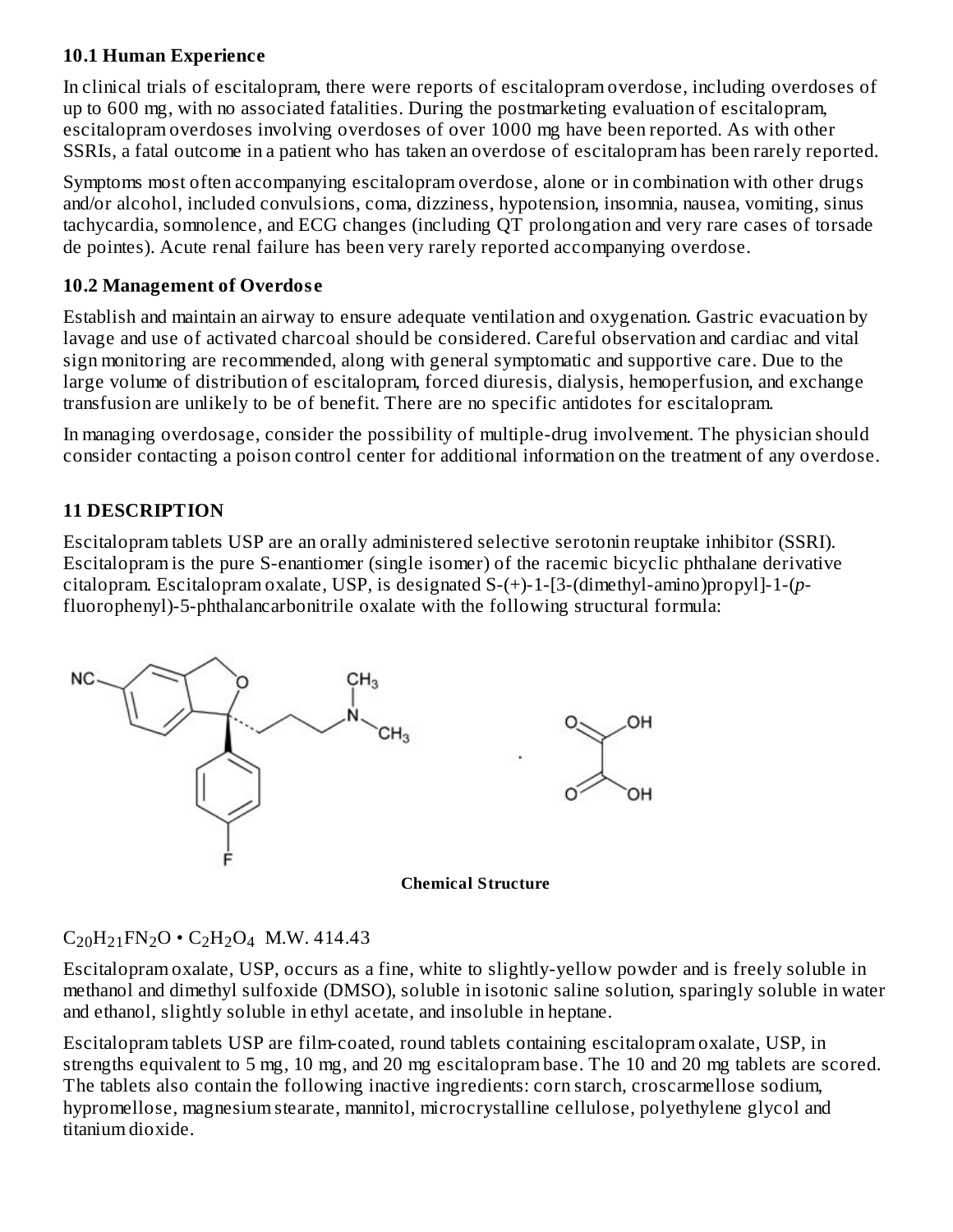### 10.1 Human Experience

In clinical trials of escitalopram, there were reports of escitalopram overdose, including overdoses of up to 600 mg, with no associated fatalities. During the postmarketing evaluation of escitalopram, escitalopram overdoses involving overdoses of over 1000 mg have been reported. As with other SSRIs, a fatal outcome in a patient who has taken an overdose of escitalopram has been rarely reported.

Symptoms most often accompanying escitalopram overdose, alone or in combination with other drugs and/or alcohol, included convulsions, coma, dizziness, hypotension, insomnia, nausea, vomiting, sinus tachycardia, somnolence, and ECG changes (including QT prolongation and very rare cases of torsade de pointes). Acute renal failure has been very rarely reported accompanying overdose.

### 10.2 Management of Overdose

Establish and maintain an airway to ensure adequate ventilation and oxygenation. Gastric evacuation by lavage and use of activated charcoal should be considered. Careful observation and cardiac and vital sign monitoring are recommended, along with general symptomatic and supportive care. Due to the large volume of distribution of escitalopram, forced diuresis, dialysis, hemoperfusion, and exchange transfusion are unlikely to be of benefit. There are no specific antidotes for escitalopram.

In managing overdosage, consider the possibility of multiple-drug involvement. The physician should consider contacting a poison control center for additional information on the treatment of any overdose.

## 11 DESCRIPTION

Escitalopram tablets USP are an orally administered selective serotonin reuptake inhibitor (SSRI). Escitalopram is the pure S-enantiomer (single isomer) of the racemic bicyclic phthalane derivative citalopram. Escitalopram oxalate, USP, is designated S-(+)-1-[3-(dimethyl-amino)propyl]-1-(*p*-fluorophenyl)-5-phthalancarbonitrile oxalate with the following structural formula:

**Chemical Structure**

$C_{20}H_{21}FN_2O \cdot C_2H_2O_4$ M.W. 414.43

Escitalopram oxalate, USP, occurs as a fine, white to slightly-yellow powder and is freely soluble in methanol and dimethyl sulfoxide (DMSO), soluble in isotonic saline solution, sparingly soluble in water and ethanol, slightly soluble in ethyl acetate, and insoluble in heptane.

Escitalopram tablets USP are film-coated, round tablets containing escitalopram oxalate, USP, in strengths equivalent to 5 mg, 10 mg, and 20 mg escitalopram base. The 10 and 20 mg tablets are scored. The tablets also contain the following inactive ingredients: corn starch, croscarmellose sodium, hypromellose, magnesium stearate, mannitol, microcrystalline cellulose, polyethylene glycol and titanium dioxide.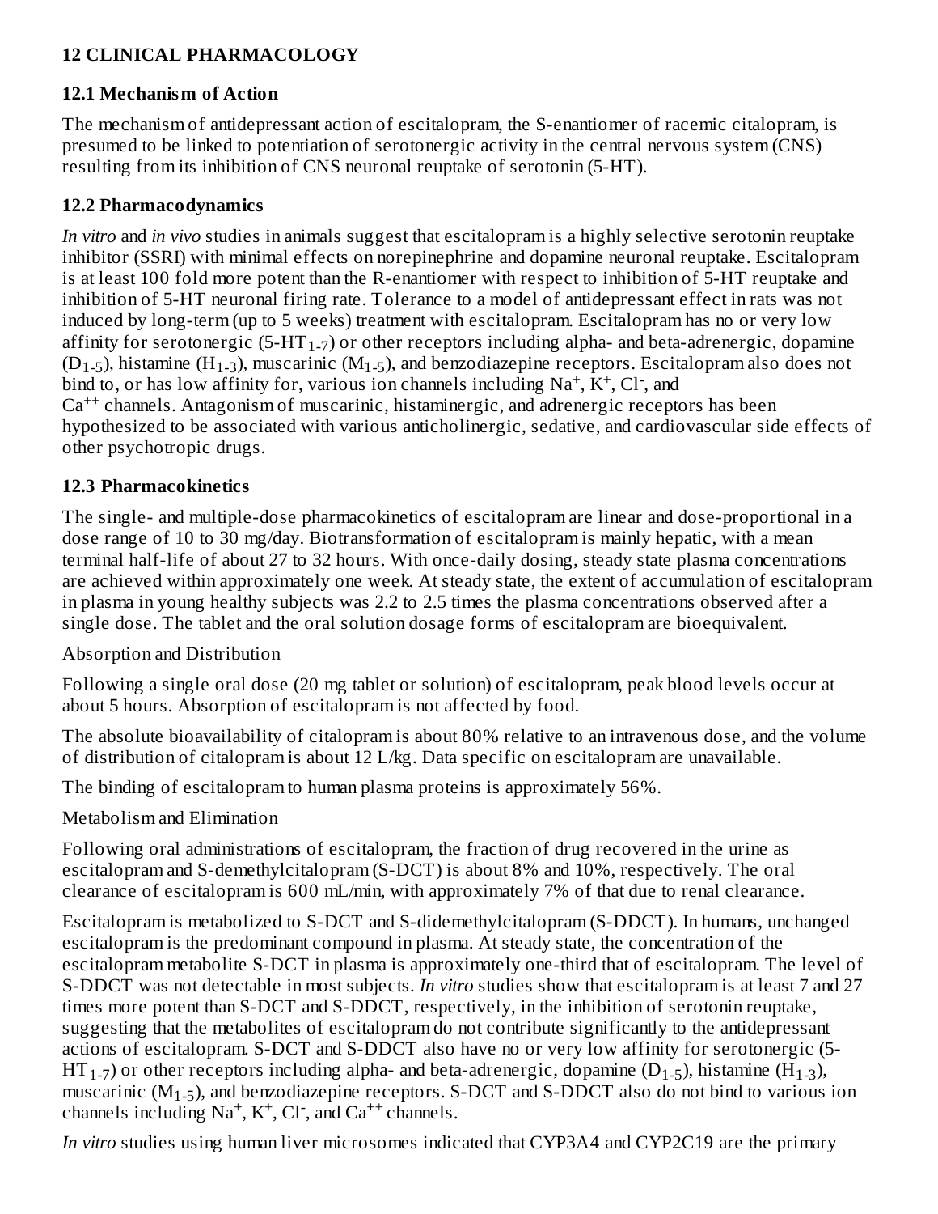## 12 CLINICAL PHARMACOLOGY

### 12.1 Mechanism of Action

The mechanism of antidepressant action of escitalopram, the S-enantiomer of racemic citalopram, is presumed to be linked to potentiation of serotonergic activity in the central nervous system (CNS) resulting from its inhibition of CNS neuronal reuptake of serotonin (5-HT).

### 12.2 Pharmacodynamics

*In vitro* and *in vivo* studies in animals suggest that escitalopram is a highly selective serotonin reuptake inhibitor (SSRI) with minimal effects on norepinephrine and dopamine neuronal reuptake. Escitalopram is at least 100 fold more potent than the R-enantiomer with respect to inhibition of 5-HT reuptake and inhibition of 5-HT neuronal firing rate. Tolerance to a model of antidepressant effect in rats was not induced by long-term (up to 5 weeks) treatment with escitalopram. Escitalopram has no or very low affinity for serotonergic (5-$HT_{1-7}$) or other receptors including alpha- and beta-adrenergic, dopamine ($D_{1-5}$), histamine ($H_{1-3}$), muscarinic ($M_{1-5}$), and benzodiazepine receptors. Escitalopram also does not bind to, or has low affinity for, various ion channels including $Na^+$, $K^+$, $Cl^-$, and $Ca^{++}$ channels. Antagonism of muscarinic, histaminergic, and adrenergic receptors has been hypothesized to be associated with various anticholinergic, sedative, and cardiovascular side effects of other psychotropic drugs.

### 12.3 Pharmacokinetics

The single- and multiple-dose pharmacokinetics of escitalopram are linear and dose-proportional in a dose range of 10 to 30 mg/day. Biotransformation of escitalopram is mainly hepatic, with a mean terminal half-life of about 27 to 32 hours. With once-daily dosing, steady state plasma concentrations are achieved within approximately one week. At steady state, the extent of accumulation of escitalopram in plasma in young healthy subjects was 2.2 to 2.5 times the plasma concentrations observed after a single dose. The tablet and the oral solution dosage forms of escitalopram are bioequivalent.

Absorption and Distribution

Following a single oral dose (20 mg tablet or solution) of escitalopram, peak blood levels occur at about 5 hours. Absorption of escitalopram is not affected by food.

The absolute bioavailability of citalopram is about 80% relative to an intravenous dose, and the volume of distribution of citalopram is about 12 L/kg. Data specific on escitalopram are unavailable.

The binding of escitalopram to human plasma proteins is approximately 56%.

Metabolism and Elimination

Following oral administrations of escitalopram, the fraction of drug recovered in the urine as escitalopram and S-demethylcitalopram (S-DCT) is about 8% and 10%, respectively. The oral clearance of escitalopram is 600 mL/min, with approximately 7% of that due to renal clearance.

Escitalopram is metabolized to S-DCT and S-didemethylcitalopram (S-DDCT). In humans, unchanged escitalopram is the predominant compound in plasma. At steady state, the concentration of the escitalopram metabolite S-DCT in plasma is approximately one-third that of escitalopram. The level of S-DDCT was not detectable in most subjects. *In vitro* studies show that escitalopram is at least 7 and 27 times more potent than S-DCT and S-DDCT, respectively, in the inhibition of serotonin reuptake, suggesting that the metabolites of escitalopram do not contribute significantly to the antidepressant actions of escitalopram. S-DCT and S-DDCT also have no or very low affinity for serotonergic (5-$HT_{1-7}$) or other receptors including alpha- and beta-adrenergic, dopamine ($D_{1-5}$), histamine ($H_{1-3}$), muscarinic ($M_{1-5}$), and benzodiazepine receptors. S-DCT and S-DDCT also do not bind to various ion channels including $Na^+$, $K^+$, $Cl^-$, and $Ca^{++}$ channels.

*In vitro* studies using human liver microsomes indicated that CYP3A4 and CYP2C19 are the primary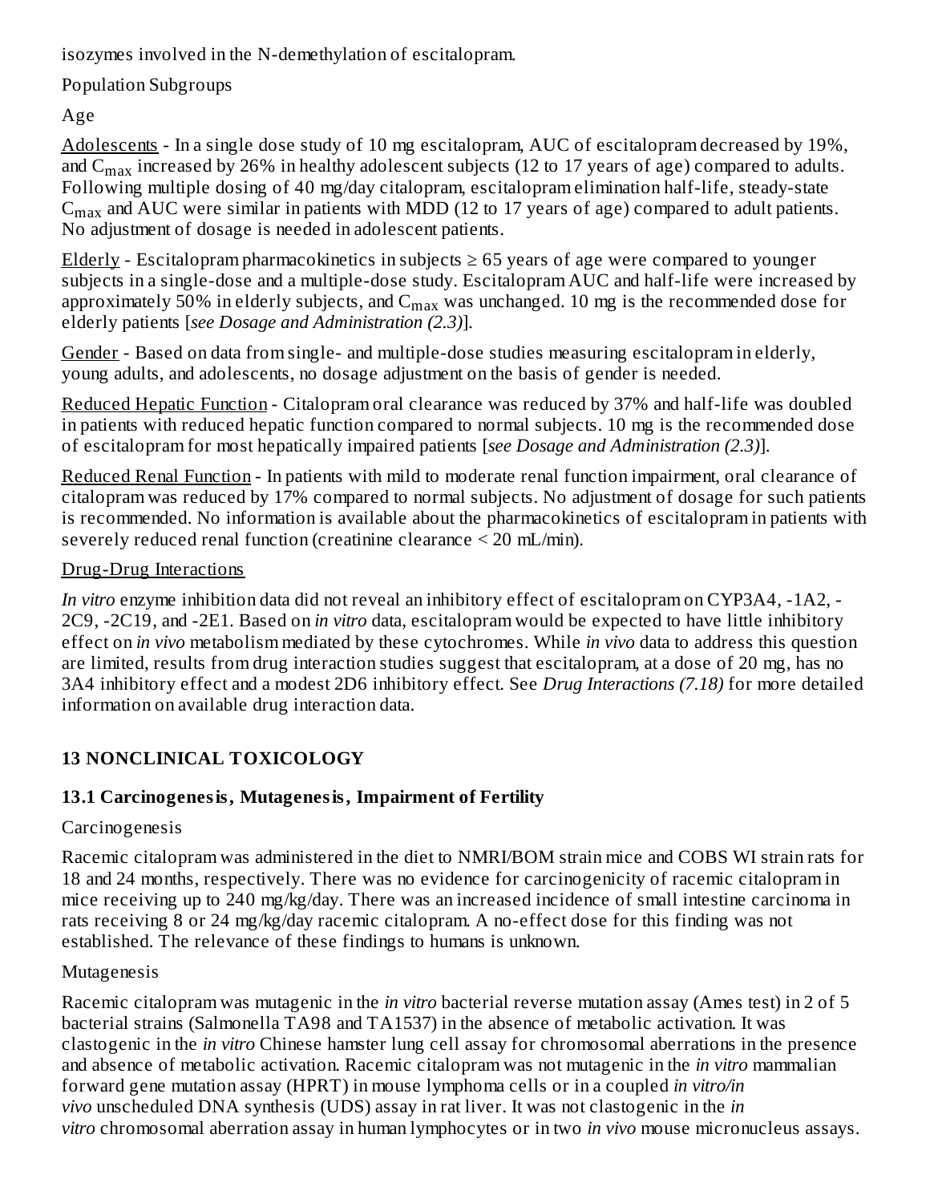isozymes involved in the N-demethylation of escitalopram.

Population Subgroups

Age

Adolescents - In a single dose study of 10 mg escitalopram, AUC of escitalopram decreased by 19%, and $C_{max}$ increased by 26% in healthy adolescent subjects (12 to 17 years of age) compared to adults. Following multiple dosing of 40 mg/day citalopram, escitalopram elimination half-life, steady-state $C_{max}$ and AUC were similar in patients with MDD (12 to 17 years of age) compared to adult patients. No adjustment of dosage is needed in adolescent patients.

Elderly - Escitalopram pharmacokinetics in subjects ≥ 65 years of age were compared to younger subjects in a single-dose and a multiple-dose study. Escitalopram AUC and half-life were increased by approximately 50% in elderly subjects, and $C_{max}$ was unchanged. 10 mg is the recommended dose for elderly patients [*see Dosage and Administration (2.3)*].

Gender - Based on data from single- and multiple-dose studies measuring escitalopram in elderly, young adults, and adolescents, no dosage adjustment on the basis of gender is needed.

Reduced Hepatic Function - Citalopram oral clearance was reduced by 37% and half-life was doubled in patients with reduced hepatic function compared to normal subjects. 10 mg is the recommended dose of escitalopram for most hepatically impaired patients [*see Dosage and Administration (2.3)*].

Reduced Renal Function - In patients with mild to moderate renal function impairment, oral clearance of citalopram was reduced by 17% compared to normal subjects. No adjustment of dosage for such patients is recommended. No information is available about the pharmacokinetics of escitalopram in patients with severely reduced renal function (creatinine clearance < 20 mL/min).

Drug-Drug Interactions

*In vitro* enzyme inhibition data did not reveal an inhibitory effect of escitalopram on CYP3A4, -1A2, -2C9, -2C19, and -2E1. Based on *in vitro* data, escitalopram would be expected to have little inhibitory effect on *in vivo* metabolism mediated by these cytochromes. While *in vivo* data to address this question are limited, results from drug interaction studies suggest that escitalopram, at a dose of 20 mg, has no 3A4 inhibitory effect and a modest 2D6 inhibitory effect. See *Drug Interactions (7.18)* for more detailed information on available drug interaction data.

## 13 NONCLINICAL TOXICOLOGY

### 13.1 Carcinogenesis, Mutagenesis, Impairment of Fertility

Carcinogenesis

Racemic citalopram was administered in the diet to NMRI/BOM strain mice and COBS WI strain rats for 18 and 24 months, respectively. There was no evidence for carcinogenicity of racemic citalopram in mice receiving up to 240 mg/kg/day. There was an increased incidence of small intestine carcinoma in rats receiving 8 or 24 mg/kg/day racemic citalopram. A no-effect dose for this finding was not established. The relevance of these findings to humans is unknown.

Mutagenesis

Racemic citalopram was mutagenic in the *in vitro* bacterial reverse mutation assay (Ames test) in 2 of 5 bacterial strains (Salmonella TA98 and TA1537) in the absence of metabolic activation. It was clastogenic in the *in vitro* Chinese hamster lung cell assay for chromosomal aberrations in the presence and absence of metabolic activation. Racemic citalopram was not mutagenic in the *in vitro* mammalian forward gene mutation assay (HPRT) in mouse lymphoma cells or in a coupled *in vitro/in vivo* unscheduled DNA synthesis (UDS) assay in rat liver. It was not clastogenic in the *in vitro* chromosomal aberration assay in human lymphocytes or in two *in vivo* mouse micronucleus assays.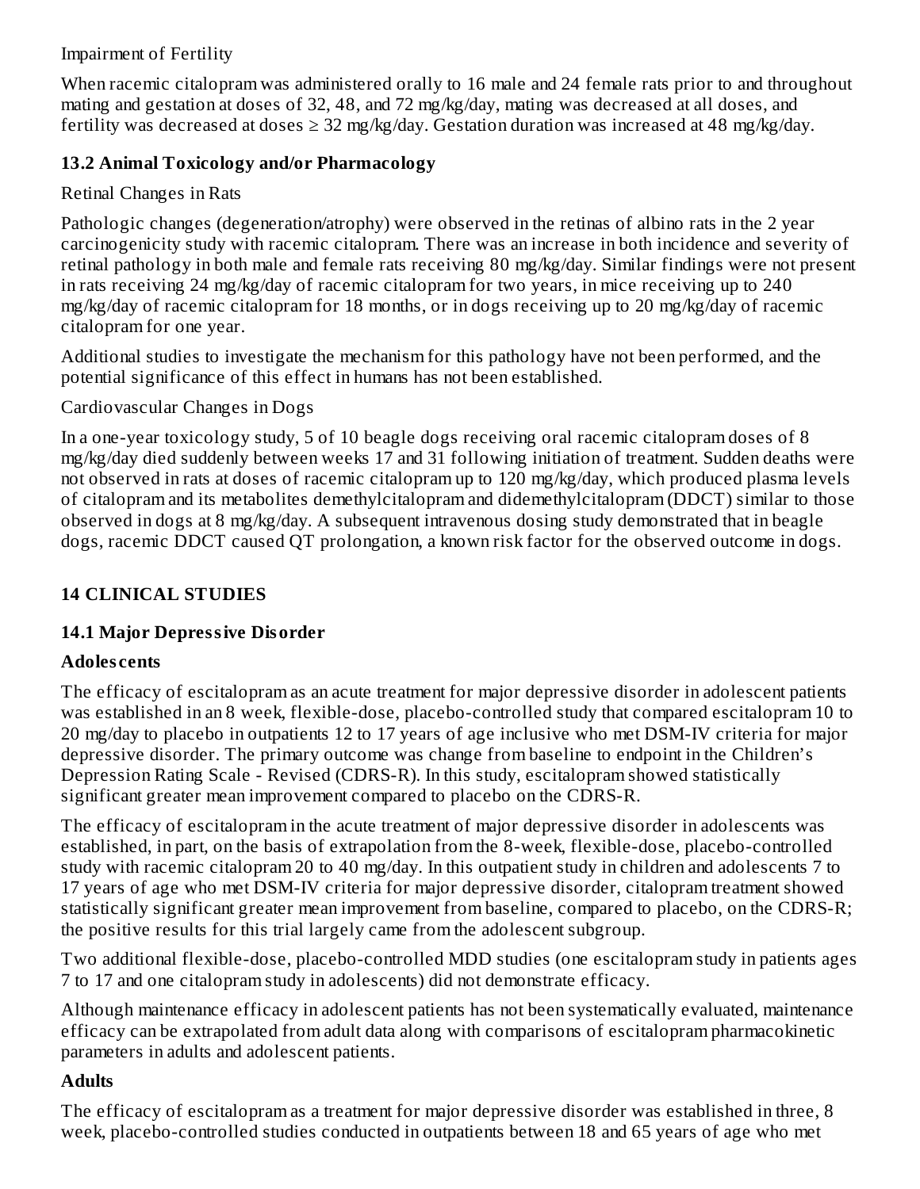Impairment of Fertility

When racemic citalopram was administered orally to 16 male and 24 female rats prior to and throughout mating and gestation at doses of 32, 48, and 72 mg/kg/day, mating was decreased at all doses, and fertility was decreased at doses ≥ 32 mg/kg/day. Gestation duration was increased at 48 mg/kg/day.

### 13.2 Animal Toxicology and/or Pharmacology

Retinal Changes in Rats

Pathologic changes (degeneration/atrophy) were observed in the retinas of albino rats in the 2 year carcinogenicity study with racemic citalopram. There was an increase in both incidence and severity of retinal pathology in both male and female rats receiving 80 mg/kg/day. Similar findings were not present in rats receiving 24 mg/kg/day of racemic citalopram for two years, in mice receiving up to 240 mg/kg/day of racemic citalopram for 18 months, or in dogs receiving up to 20 mg/kg/day of racemic citalopram for one year.

Additional studies to investigate the mechanism for this pathology have not been performed, and the potential significance of this effect in humans has not been established.

Cardiovascular Changes in Dogs

In a one-year toxicology study, 5 of 10 beagle dogs receiving oral racemic citalopram doses of 8 mg/kg/day died suddenly between weeks 17 and 31 following initiation of treatment. Sudden deaths were not observed in rats at doses of racemic citalopram up to 120 mg/kg/day, which produced plasma levels of citalopram and its metabolites demethylcitalopram and didemethylcitalopram (DDCT) similar to those observed in dogs at 8 mg/kg/day. A subsequent intravenous dosing study demonstrated that in beagle dogs, racemic DDCT caused QT prolongation, a known risk factor for the observed outcome in dogs.

## 14 CLINICAL STUDIES

### 14.1 Major Depressive Disorder

**Adolescents**

The efficacy of escitalopram as an acute treatment for major depressive disorder in adolescent patients was established in an 8 week, flexible-dose, placebo-controlled study that compared escitalopram 10 to 20 mg/day to placebo in outpatients 12 to 17 years of age inclusive who met DSM-IV criteria for major depressive disorder. The primary outcome was change from baseline to endpoint in the Children's Depression Rating Scale - Revised (CDRS-R). In this study, escitalopram showed statistically significant greater mean improvement compared to placebo on the CDRS-R.

The efficacy of escitalopram in the acute treatment of major depressive disorder in adolescents was established, in part, on the basis of extrapolation from the 8-week, flexible-dose, placebo-controlled study with racemic citalopram 20 to 40 mg/day. In this outpatient study in children and adolescents 7 to 17 years of age who met DSM-IV criteria for major depressive disorder, citalopram treatment showed statistically significant greater mean improvement from baseline, compared to placebo, on the CDRS-R; the positive results for this trial largely came from the adolescent subgroup.

Two additional flexible-dose, placebo-controlled MDD studies (one escitalopram study in patients ages 7 to 17 and one citalopram study in adolescents) did not demonstrate efficacy.

Although maintenance efficacy in adolescent patients has not been systematically evaluated, maintenance efficacy can be extrapolated from adult data along with comparisons of escitalopram pharmacokinetic parameters in adults and adolescent patients.

**Adults**

The efficacy of escitalopram as a treatment for major depressive disorder was established in three, 8 week, placebo-controlled studies conducted in outpatients between 18 and 65 years of age who met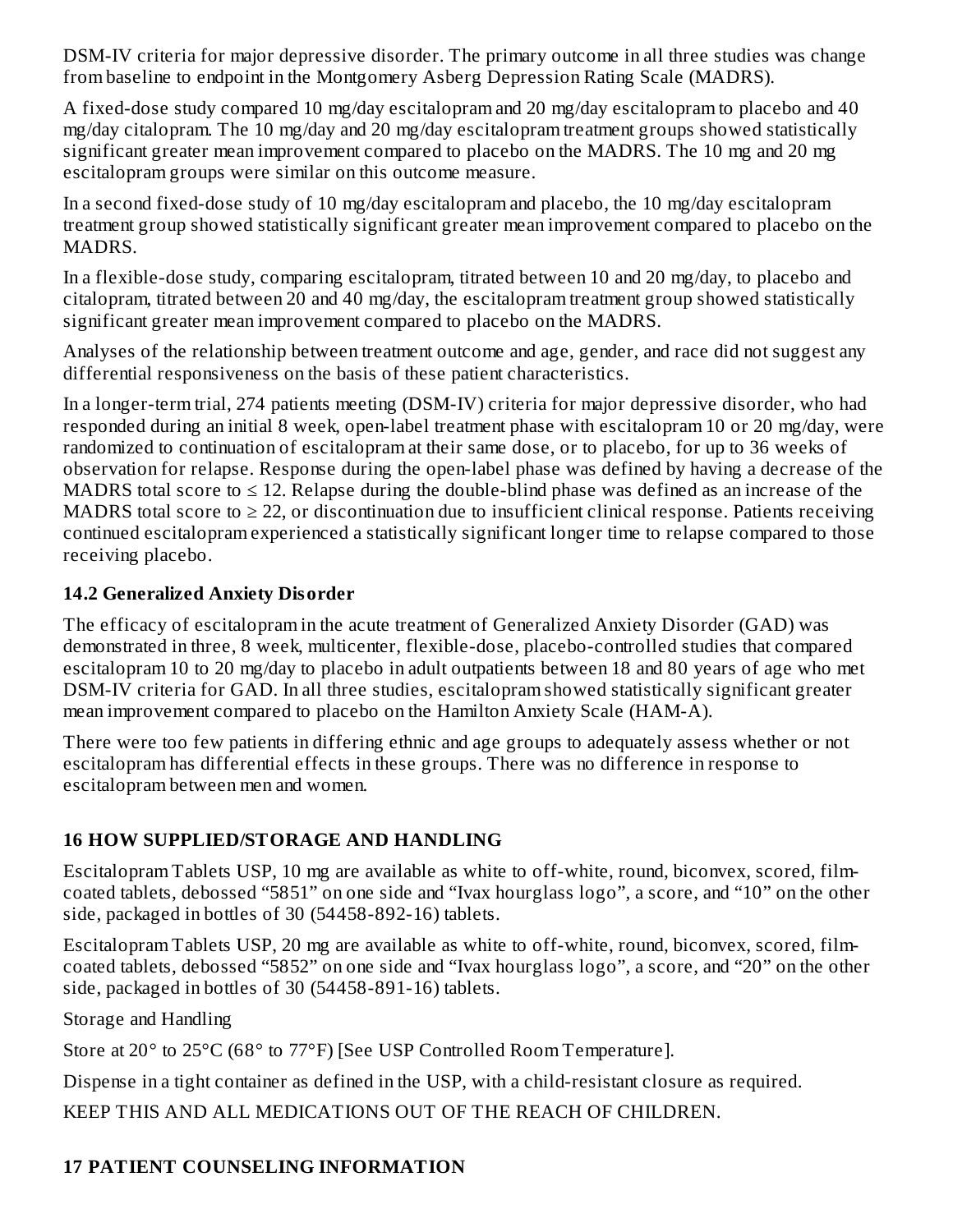DSM-IV criteria for major depressive disorder. The primary outcome in all three studies was change from baseline to endpoint in the Montgomery Asberg Depression Rating Scale (MADRS).

A fixed-dose study compared 10 mg/day escitalopram and 20 mg/day escitalopram to placebo and 40 mg/day citalopram. The 10 mg/day and 20 mg/day escitalopram treatment groups showed statistically significant greater mean improvement compared to placebo on the MADRS. The 10 mg and 20 mg escitalopram groups were similar on this outcome measure.

In a second fixed-dose study of 10 mg/day escitalopram and placebo, the 10 mg/day escitalopram treatment group showed statistically significant greater mean improvement compared to placebo on the MADRS.

In a flexible-dose study, comparing escitalopram, titrated between 10 and 20 mg/day, to placebo and citalopram, titrated between 20 and 40 mg/day, the escitalopram treatment group showed statistically significant greater mean improvement compared to placebo on the MADRS.

Analyses of the relationship between treatment outcome and age, gender, and race did not suggest any differential responsiveness on the basis of these patient characteristics.

In a longer-term trial, 274 patients meeting (DSM-IV) criteria for major depressive disorder, who had responded during an initial 8 week, open-label treatment phase with escitalopram 10 or 20 mg/day, were randomized to continuation of escitalopram at their same dose, or to placebo, for up to 36 weeks of observation for relapse. Response during the open-label phase was defined by having a decrease of the MADRS total score to ≤ 12. Relapse during the double-blind phase was defined as an increase of the MADRS total score to ≥ 22, or discontinuation due to insufficient clinical response. Patients receiving continued escitalopram experienced a statistically significant longer time to relapse compared to those receiving placebo.

### 14.2 Generalized Anxiety Disorder

The efficacy of escitalopram in the acute treatment of Generalized Anxiety Disorder (GAD) was demonstrated in three, 8 week, multicenter, flexible-dose, placebo-controlled studies that compared escitalopram 10 to 20 mg/day to placebo in adult outpatients between 18 and 80 years of age who met DSM-IV criteria for GAD. In all three studies, escitalopram showed statistically significant greater mean improvement compared to placebo on the Hamilton Anxiety Scale (HAM-A).

There were too few patients in differing ethnic and age groups to adequately assess whether or not escitalopram has differential effects in these groups. There was no difference in response to escitalopram between men and women.

## 16 HOW SUPPLIED/STORAGE AND HANDLING

Escitalopram Tablets USP, 10 mg are available as white to off-white, round, biconvex, scored, film-coated tablets, debossed “5851” on one side and “Ivax hourglass logo”, a score, and “10” on the other side, packaged in bottles of 30 (54458-892-16) tablets.

Escitalopram Tablets USP, 20 mg are available as white to off-white, round, biconvex, scored, film-coated tablets, debossed “5852” on one side and “Ivax hourglass logo”, a score, and “20” on the other side, packaged in bottles of 30 (54458-891-16) tablets.

Storage and Handling

Store at 20° to 25°C (68° to 77°F) [See USP Controlled Room Temperature].

Dispense in a tight container as defined in the USP, with a child-resistant closure as required.

KEEP THIS AND ALL MEDICATIONS OUT OF THE REACH OF CHILDREN.

## 17 PATIENT COUNSELING INFORMATION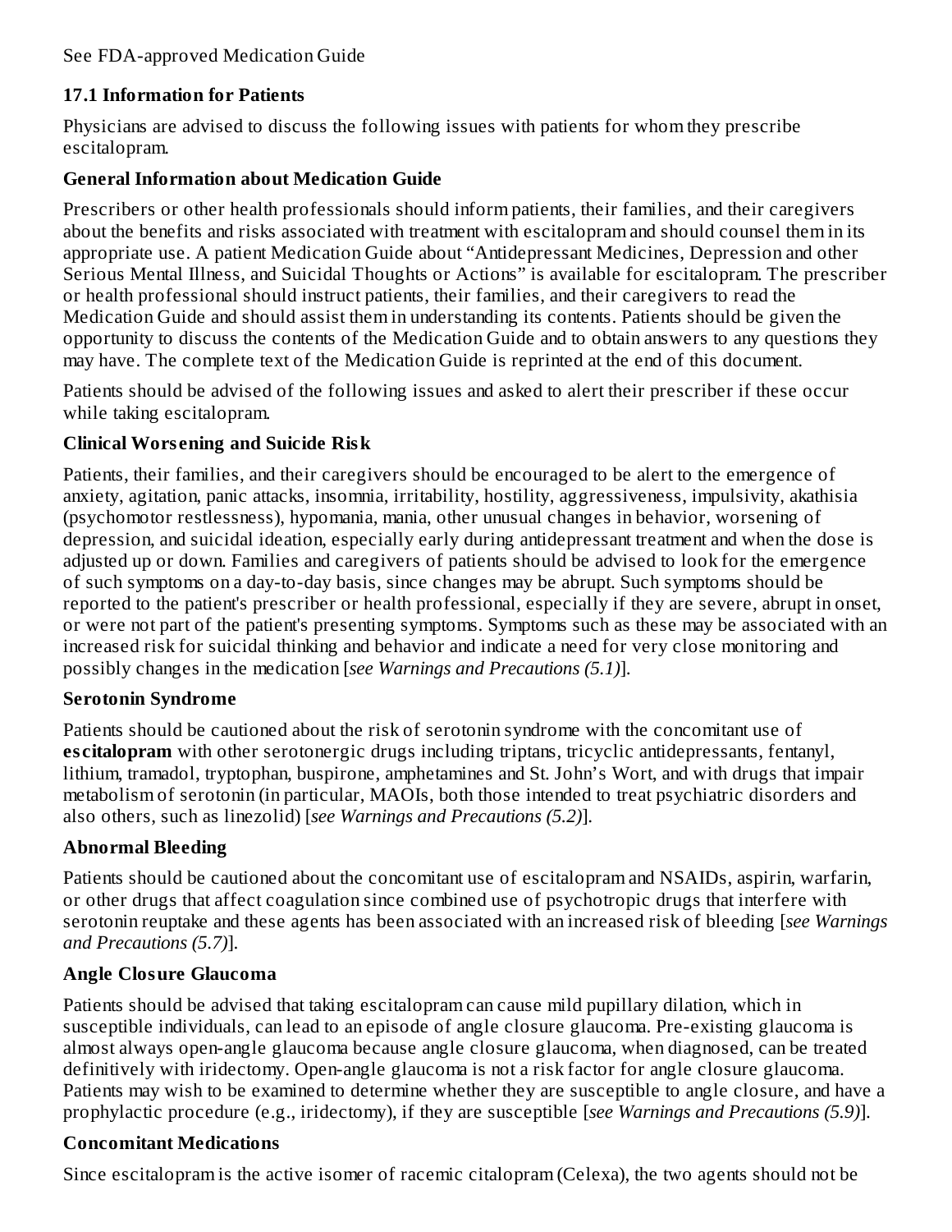See FDA-approved Medication Guide

## 17.1 Information for Patients

Physicians are advised to discuss the following issues with patients for whom they prescribe escitalopram.

### General Information about Medication Guide

Prescribers or other health professionals should inform patients, their families, and their caregivers about the benefits and risks associated with treatment with escitalopram and should counsel them in its appropriate use. A patient Medication Guide about "Antidepressant Medicines, Depression and other Serious Mental Illness, and Suicidal Thoughts or Actions" is available for escitalopram. The prescriber or health professional should instruct patients, their families, and their caregivers to read the Medication Guide and should assist them in understanding its contents. Patients should be given the opportunity to discuss the contents of the Medication Guide and to obtain answers to any questions they may have. The complete text of the Medication Guide is reprinted at the end of this document.

Patients should be advised of the following issues and asked to alert their prescriber if these occur while taking escitalopram.

### Clinical Worsening and Suicide Risk

Patients, their families, and their caregivers should be encouraged to be alert to the emergence of anxiety, agitation, panic attacks, insomnia, irritability, hostility, aggressiveness, impulsivity, akathisia (psychomotor restlessness), hypomania, mania, other unusual changes in behavior, worsening of depression, and suicidal ideation, especially early during antidepressant treatment and when the dose is adjusted up or down. Families and caregivers of patients should be advised to look for the emergence of such symptoms on a day-to-day basis, since changes may be abrupt. Such symptoms should be reported to the patient's prescriber or health professional, especially if they are severe, abrupt in onset, or were not part of the patient's presenting symptoms. Symptoms such as these may be associated with an increased risk for suicidal thinking and behavior and indicate a need for very close monitoring and possibly changes in the medication [*see Warnings and Precautions (5.1)*].

### Serotonin Syndrome

Patients should be cautioned about the risk of serotonin syndrome with the concomitant use of **escitalopram** with other serotonergic drugs including triptans, tricyclic antidepressants, fentanyl, lithium, tramadol, tryptophan, buspirone, amphetamines and St. John's Wort, and with drugs that impair metabolism of serotonin (in particular, MAOIs, both those intended to treat psychiatric disorders and also others, such as linezolid) [*see Warnings and Precautions (5.2)*].

### Abnormal Bleeding

Patients should be cautioned about the concomitant use of escitalopram and NSAIDs, aspirin, warfarin, or other drugs that affect coagulation since combined use of psychotropic drugs that interfere with serotonin reuptake and these agents has been associated with an increased risk of bleeding [*see Warnings and Precautions (5.7)*].

### Angle Closure Glaucoma

Patients should be advised that taking escitalopram can cause mild pupillary dilation, which in susceptible individuals, can lead to an episode of angle closure glaucoma. Pre-existing glaucoma is almost always open-angle glaucoma because angle closure glaucoma, when diagnosed, can be treated definitively with iridectomy. Open-angle glaucoma is not a risk factor for angle closure glaucoma. Patients may wish to be examined to determine whether they are susceptible to angle closure, and have a prophylactic procedure (e.g., iridectomy), if they are susceptible [*see Warnings and Precautions (5.9)*].

### Concomitant Medications

Since escitalopram is the active isomer of racemic citalopram (Celexa), the two agents should not be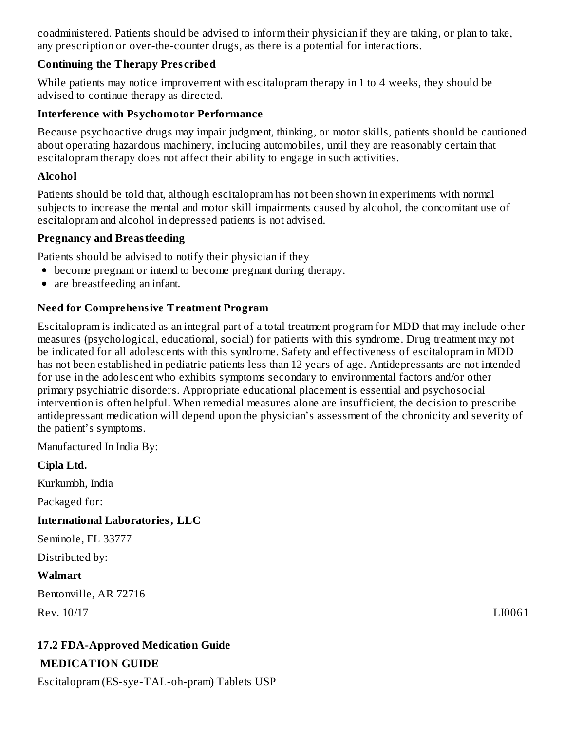coadministered. Patients should be advised to inform their physician if they are taking, or plan to take, any prescription or over-the-counter drugs, as there is a potential for interactions.

**Continuing the Therapy Prescribed**

While patients may notice improvement with escitalopram therapy in 1 to 4 weeks, they should be advised to continue therapy as directed.

**Interference with Psychomotor Performance**

Because psychoactive drugs may impair judgment, thinking, or motor skills, patients should be cautioned about operating hazardous machinery, including automobiles, until they are reasonably certain that escitalopram therapy does not affect their ability to engage in such activities.

**Alcohol**

Patients should be told that, although escitalopram has not been shown in experiments with normal subjects to increase the mental and motor skill impairments caused by alcohol, the concomitant use of escitalopram and alcohol in depressed patients is not advised.

**Pregnancy and Breastfeeding**

Patients should be advised to notify their physician if they

- become pregnant or intend to become pregnant during therapy.
- are breastfeeding an infant.

**Need for Comprehensive Treatment Program**

Escitalopram is indicated as an integral part of a total treatment program for MDD that may include other measures (psychological, educational, social) for patients with this syndrome. Drug treatment may not be indicated for all adolescents with this syndrome. Safety and effectiveness of escitalopram in MDD has not been established in pediatric patients less than 12 years of age. Antidepressants are not intended for use in the adolescent who exhibits symptoms secondary to environmental factors and/or other primary psychiatric disorders. Appropriate educational placement is essential and psychosocial intervention is often helpful. When remedial measures alone are insufficient, the decision to prescribe antidepressant medication will depend upon the physician's assessment of the chronicity and severity of the patient's symptoms.

Manufactured In India By:

**Cipla Ltd.**

Kurkumbh, India

Packaged for:

**International Laboratories, LLC**

Seminole, FL 33777

Distributed by:

**Walmart**

Bentonville, AR 72716

Rev. 10/17 LI0061

**17.2 FDA-Approved Medication Guide**

**MEDICATION GUIDE**

Escitalopram (ES-sye-TAL-oh-pram) Tablets USP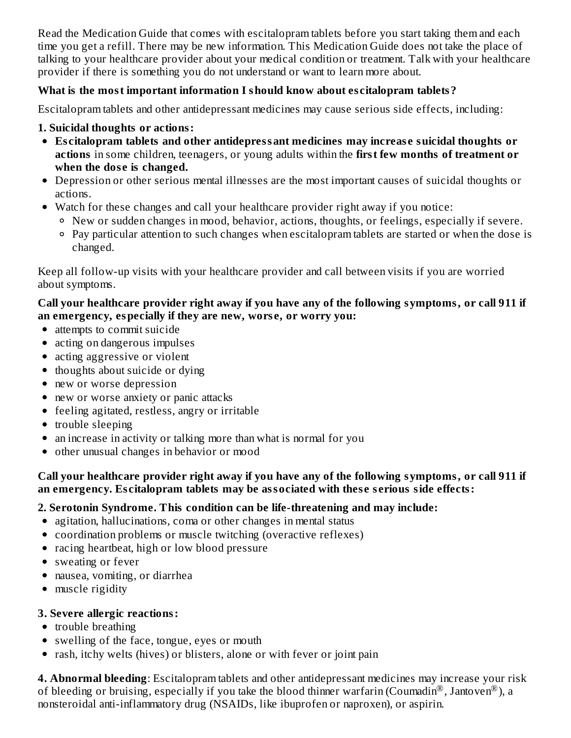Read the Medication Guide that comes with escitalopram tablets before you start taking them and each time you get a refill. There may be new information. This Medication Guide does not take the place of talking to your healthcare provider about your medical condition or treatment. Talk with your healthcare provider if there is something you do not understand or want to learn more about.

**What is the most important information I should know about escitalopram tablets?**

Escitalopram tablets and other antidepressant medicines may cause serious side effects, including:

**1. Suicidal thoughts or actions:**

- **Escitalopram tablets and other antidepressant medicines may increase suicidal thoughts or actions** in some children, teenagers, or young adults within the **first few months of treatment or when the dose is changed.**
- Depression or other serious mental illnesses are the most important causes of suicidal thoughts or actions.
- Watch for these changes and call your healthcare provider right away if you notice:
  - New or sudden changes in mood, behavior, actions, thoughts, or feelings, especially if severe.
  - Pay particular attention to such changes when escitalopram tablets are started or when the dose is changed.

Keep all follow-up visits with your healthcare provider and call between visits if you are worried about symptoms.

**Call your healthcare provider right away if you have any of the following symptoms, or call 911 if an emergency, especially if they are new, worse, or worry you:**

- attempts to commit suicide
- acting on dangerous impulses
- acting aggressive or violent
- thoughts about suicide or dying
- new or worse depression
- new or worse anxiety or panic attacks
- feeling agitated, restless, angry or irritable
- trouble sleeping
- an increase in activity or talking more than what is normal for you
- other unusual changes in behavior or mood

**Call your healthcare provider right away if you have any of the following symptoms, or call 911 if an emergency. Escitalopram tablets may be associated with these serious side effects:**

**2. Serotonin Syndrome. This condition can be life-threatening and may include:**

- agitation, hallucinations, coma or other changes in mental status
- coordination problems or muscle twitching (overactive reflexes)
- racing heartbeat, high or low blood pressure
- sweating or fever
- nausea, vomiting, or diarrhea
- muscle rigidity

**3. Severe allergic reactions:**

- trouble breathing
- swelling of the face, tongue, eyes or mouth
- rash, itchy welts (hives) or blisters, alone or with fever or joint pain

**4. Abnormal bleeding**: Escitalopram tablets and other antidepressant medicines may increase your risk of bleeding or bruising, especially if you take the blood thinner warfarin (Coumadin®, Jantoven®), a nonsteroidal anti-inflammatory drug (NSAIDs, like ibuprofen or naproxen), or aspirin.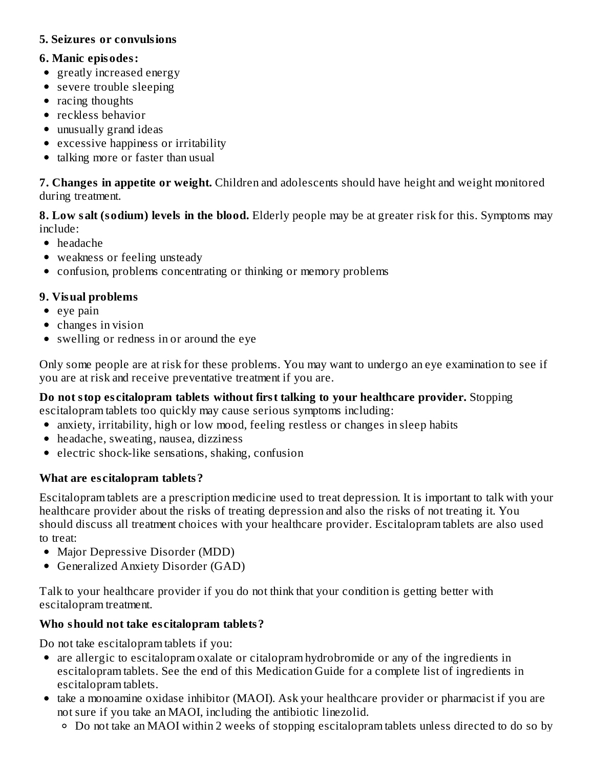**5. Seizures or convulsions**

**6. Manic episodes:**

- greatly increased energy
- severe trouble sleeping
- racing thoughts
- reckless behavior
- unusually grand ideas
- excessive happiness or irritability
- talking more or faster than usual

**7. Changes in appetite or weight.** Children and adolescents should have height and weight monitored during treatment.

**8. Low salt (sodium) levels in the blood.** Elderly people may be at greater risk for this. Symptoms may include:

- headache
- weakness or feeling unsteady
- confusion, problems concentrating or thinking or memory problems

**9. Visual problems**

- eye pain
- changes in vision
- swelling or redness in or around the eye

Only some people are at risk for these problems. You may want to undergo an eye examination to see if you are at risk and receive preventative treatment if you are.

**Do not stop escitalopram tablets without first talking to your healthcare provider.** Stopping escitalopram tablets too quickly may cause serious symptoms including:

- anxiety, irritability, high or low mood, feeling restless or changes in sleep habits
- headache, sweating, nausea, dizziness
- electric shock-like sensations, shaking, confusion

**What are escitalopram tablets?**

Escitalopram tablets are a prescription medicine used to treat depression. It is important to talk with your healthcare provider about the risks of treating depression and also the risks of not treating it. You should discuss all treatment choices with your healthcare provider. Escitalopram tablets are also used to treat:

- Major Depressive Disorder (MDD)
- Generalized Anxiety Disorder (GAD)

Talk to your healthcare provider if you do not think that your condition is getting better with escitalopram treatment.

**Who should not take escitalopram tablets?**

Do not take escitalopram tablets if you:

- are allergic to escitalopram oxalate or citalopram hydrobromide or any of the ingredients in escitalopram tablets. See the end of this Medication Guide for a complete list of ingredients in escitalopram tablets.
- take a monoamine oxidase inhibitor (MAOI). Ask your healthcare provider or pharmacist if you are not sure if you take an MAOI, including the antibiotic linezolid.
  - Do not take an MAOI within 2 weeks of stopping escitalopram tablets unless directed to do so by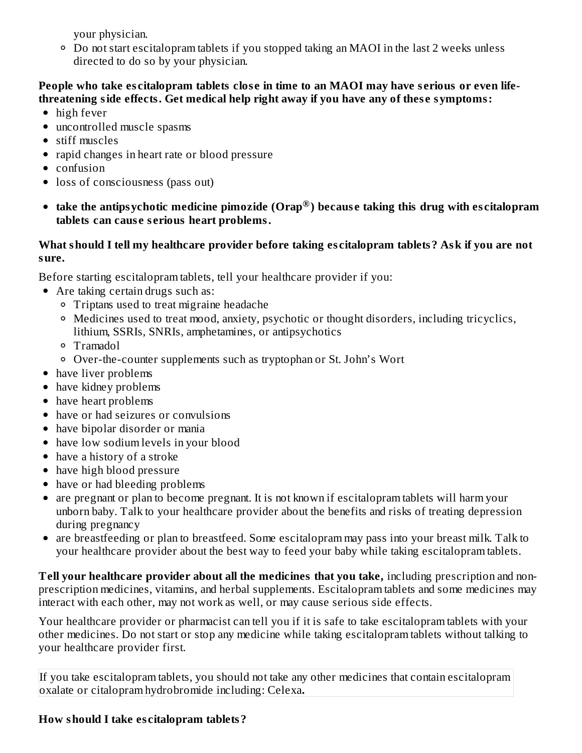your physician.
  - Do not start escitalopram tablets if you stopped taking an MAOI in the last 2 weeks unless directed to do so by your physician.

**People who take escitalopram tablets close in time to an MAOI may have serious or even life-threatening side effects. Get medical help right away if you have any of these symptoms:**

- high fever
- uncontrolled muscle spasms
- stiff muscles
- rapid changes in heart rate or blood pressure
- confusion
- loss of consciousness (pass out)
- **take the antipsychotic medicine pimozide (Orap®) because taking this drug with escitalopram tablets can cause serious heart problems.**

**What should I tell my healthcare provider before taking escitalopram tablets? Ask if you are not sure.**

Before starting escitalopram tablets, tell your healthcare provider if you:

- Are taking certain drugs such as:
  - Triptans used to treat migraine headache
  - Medicines used to treat mood, anxiety, psychotic or thought disorders, including tricyclics, lithium, SSRIs, SNRIs, amphetamines, or antipsychotics
  - Tramadol
  - Over-the-counter supplements such as tryptophan or St. John's Wort
- have liver problems
- have kidney problems
- have heart problems
- have or had seizures or convulsions
- have bipolar disorder or mania
- have low sodium levels in your blood
- have a history of a stroke
- have high blood pressure
- have or had bleeding problems
- are pregnant or plan to become pregnant. It is not known if escitalopram tablets will harm your unborn baby. Talk to your healthcare provider about the benefits and risks of treating depression during pregnancy
- are breastfeeding or plan to breastfeed. Some escitalopram may pass into your breast milk. Talk to your healthcare provider about the best way to feed your baby while taking escitalopram tablets.

**Tell your healthcare provider about all the medicines that you take,** including prescription and non-prescription medicines, vitamins, and herbal supplements. Escitalopram tablets and some medicines may interact with each other, may not work as well, or may cause serious side effects.

Your healthcare provider or pharmacist can tell you if it is safe to take escitalopram tablets with your other medicines. Do not start or stop any medicine while taking escitalopram tablets without talking to your healthcare provider first.

If you take escitalopram tablets, you should not take any other medicines that contain escitalopram oxalate or citalopram hydrobromide including: Celexa**.**

**How should I take escitalopram tablets?**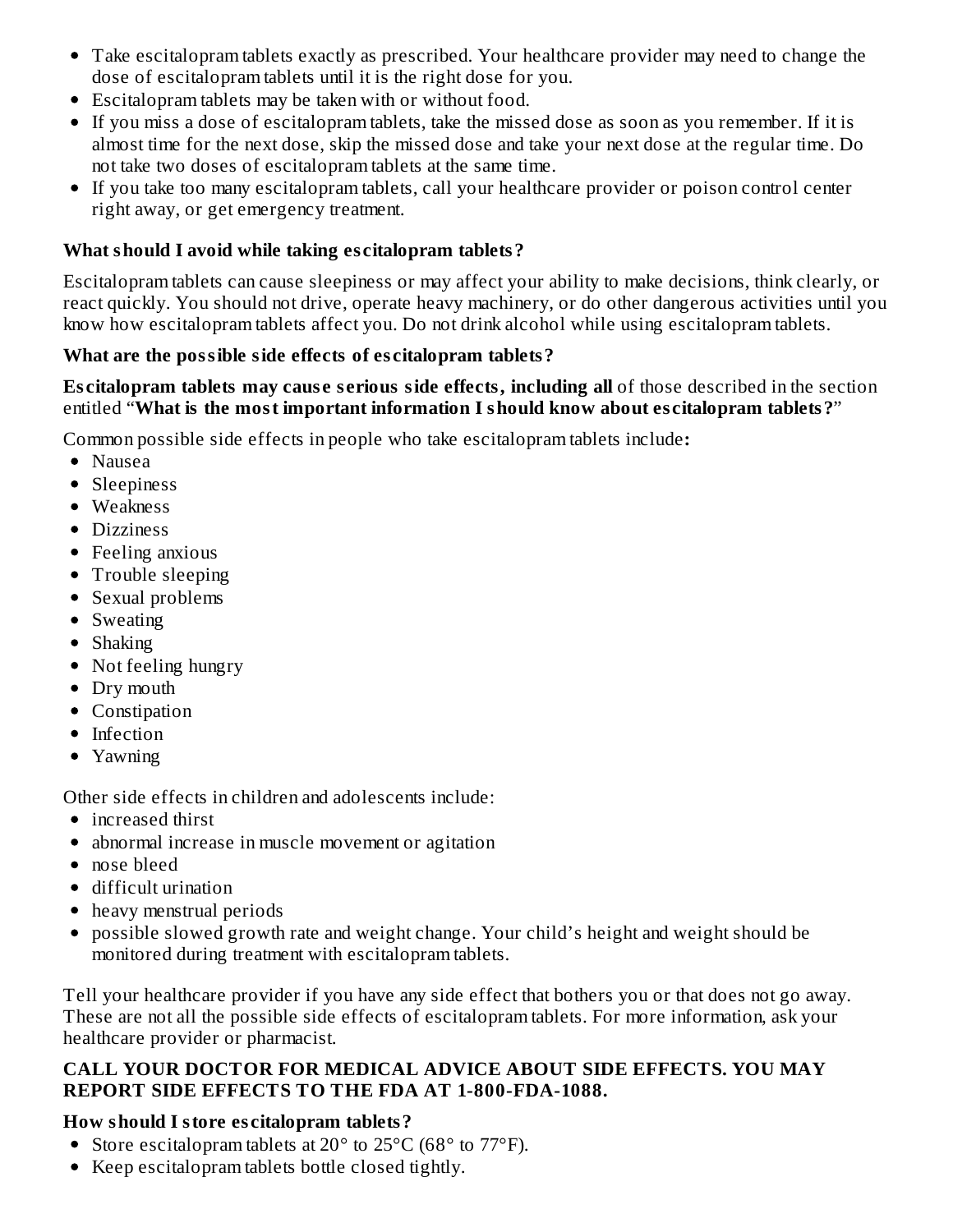- Take escitalopram tablets exactly as prescribed. Your healthcare provider may need to change the dose of escitalopram tablets until it is the right dose for you.
- Escitalopram tablets may be taken with or without food.
- If you miss a dose of escitalopram tablets, take the missed dose as soon as you remember. If it is almost time for the next dose, skip the missed dose and take your next dose at the regular time. Do not take two doses of escitalopram tablets at the same time.
- If you take too many escitalopram tablets, call your healthcare provider or poison control center right away, or get emergency treatment.

**What should I avoid while taking escitalopram tablets?**

Escitalopram tablets can cause sleepiness or may affect your ability to make decisions, think clearly, or react quickly. You should not drive, operate heavy machinery, or do other dangerous activities until you know how escitalopram tablets affect you. Do not drink alcohol while using escitalopram tablets.

**What are the possible side effects of escitalopram tablets?**

**Escitalopram tablets may cause serious side effects, including all** of those described in the section entitled "**What is the most important information I should know about escitalopram tablets?**"

Common possible side effects in people who take escitalopram tablets include**:**

- Nausea
- Sleepiness
- Weakness
- Dizziness
- Feeling anxious
- Trouble sleeping
- Sexual problems
- Sweating
- Shaking
- Not feeling hungry
- Dry mouth
- Constipation
- Infection
- Yawning

Other side effects in children and adolescents include:

- increased thirst
- abnormal increase in muscle movement or agitation
- nose bleed
- difficult urination
- heavy menstrual periods
- possible slowed growth rate and weight change. Your child's height and weight should be monitored during treatment with escitalopram tablets.

Tell your healthcare provider if you have any side effect that bothers you or that does not go away. These are not all the possible side effects of escitalopram tablets. For more information, ask your healthcare provider or pharmacist.

**CALL YOUR DOCTOR FOR MEDICAL ADVICE ABOUT SIDE EFFECTS. YOU MAY REPORT SIDE EFFECTS TO THE FDA AT 1-800-FDA-1088.**

**How should I store escitalopram tablets?**

- Store escitalopram tablets at 20° to 25°C (68° to 77°F).
- Keep escitalopram tablets bottle closed tightly.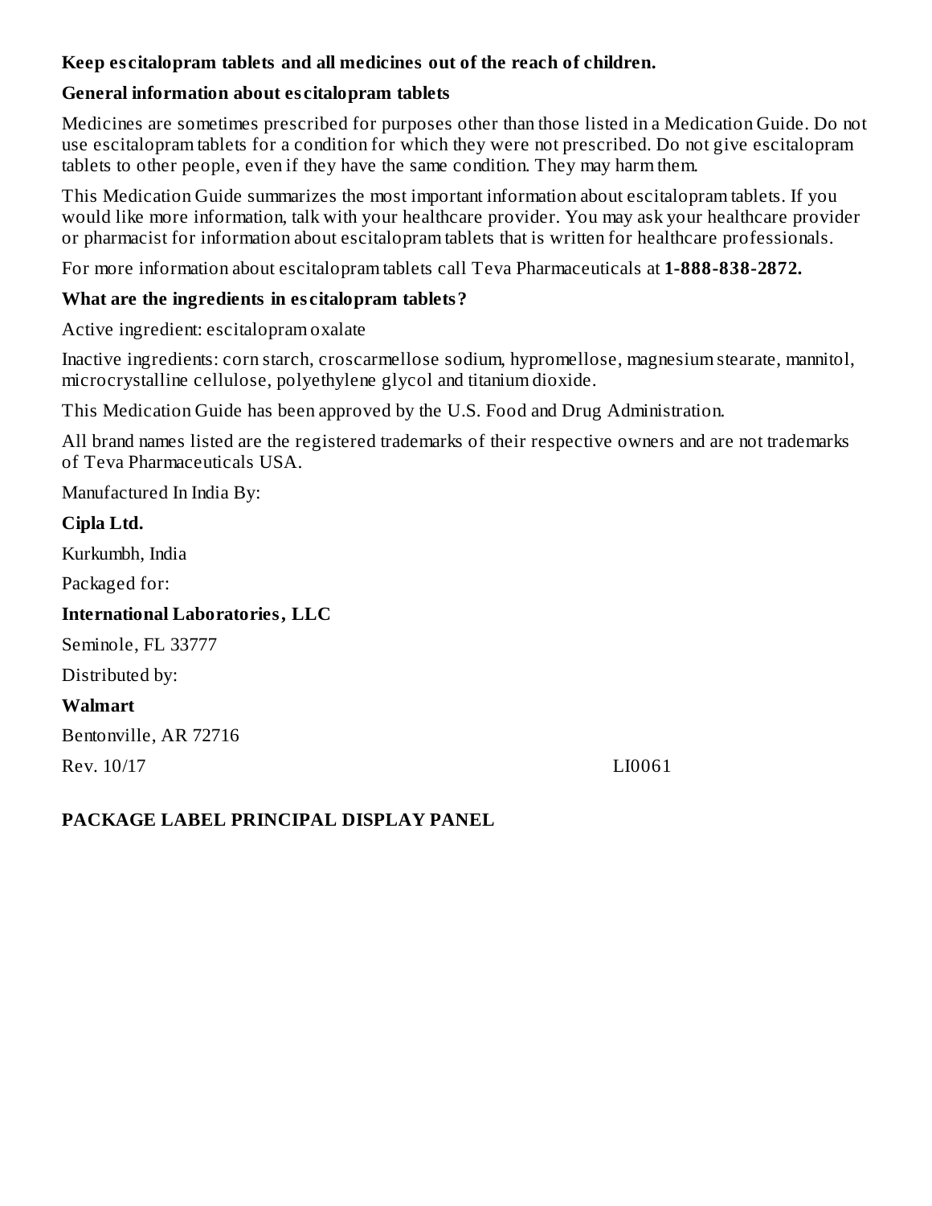**Keep escitalopram tablets and all medicines out of the reach of children.**

**General information about escitalopram tablets**

Medicines are sometimes prescribed for purposes other than those listed in a Medication Guide. Do not use escitalopram tablets for a condition for which they were not prescribed. Do not give escitalopram tablets to other people, even if they have the same condition. They may harm them.

This Medication Guide summarizes the most important information about escitalopram tablets. If you would like more information, talk with your healthcare provider. You may ask your healthcare provider or pharmacist for information about escitalopram tablets that is written for healthcare professionals.

For more information about escitalopram tablets call Teva Pharmaceuticals at **1-888-838-2872.**

**What are the ingredients in escitalopram tablets?**

Active ingredient: escitalopram oxalate

Inactive ingredients: corn starch, croscarmellose sodium, hypromellose, magnesium stearate, mannitol, microcrystalline cellulose, polyethylene glycol and titanium dioxide.

This Medication Guide has been approved by the U.S. Food and Drug Administration.

All brand names listed are the registered trademarks of their respective owners and are not trademarks of Teva Pharmaceuticals USA.

Manufactured In India By:

**Cipla Ltd.**

Kurkumbh, India

Packaged for:

**International Laboratories, LLC**

Seminole, FL 33777

Distributed by:

**Walmart**

Bentonville, AR 72716

Rev. 10/17 LI0061

## PACKAGE LABEL PRINCIPAL DISPLAY PANEL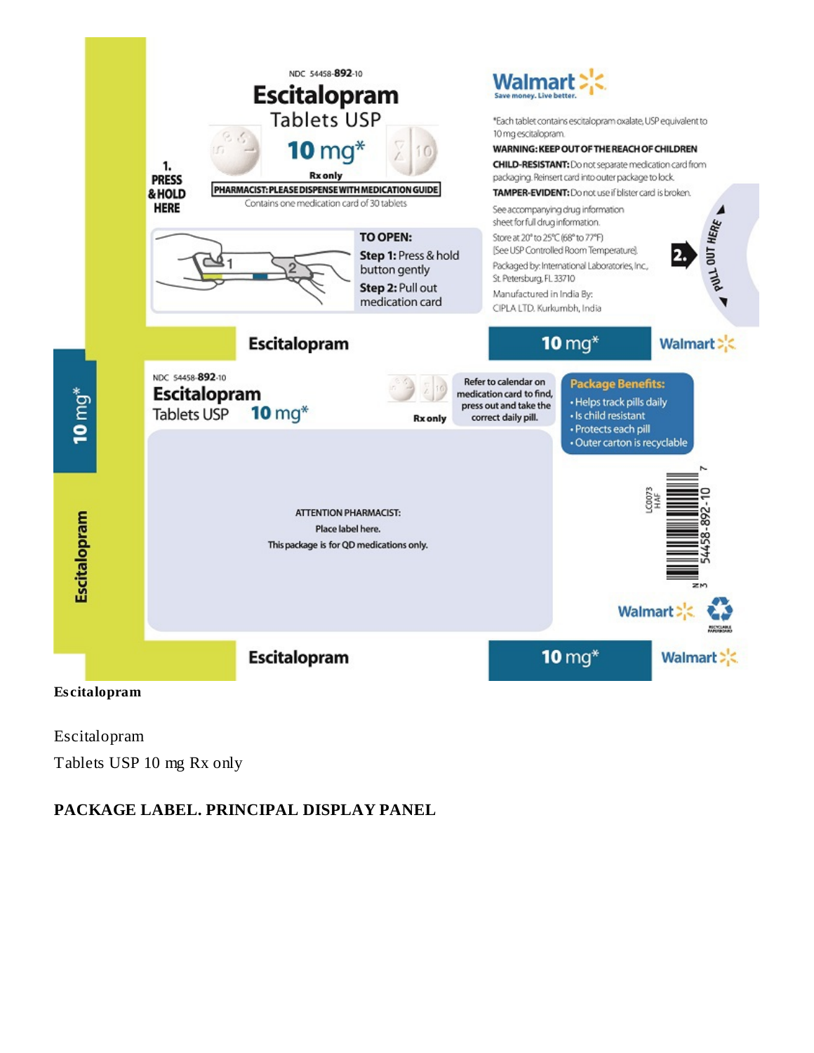NDC 54458-892-10

# Escitalopram

Tablets USP

**10 mg***

**Rx only**

**PHARMACIST: PLEASE DISPENSE WITH MEDICATION GUIDE**

Contains one medication card of 30 tablets

**1. PRESS & HOLD HERE**

**TO OPEN:**

**Step 1:** Press & hold button gently

**Step 2:** Pull out medication card

Walmart Save money. Live better.

*Each tablet contains escitalopram oxalate, USP equivalent to 10 mg escitalopram.

**WARNING: KEEP OUT OF THE REACH OF CHILDREN**

**CHILD-RESISTANT:** Do not separate medication card from packaging. Reinsert card into outer package to lock.

**TAMPER-EVIDENT:** Do not use if blister card is broken.

See accompanying drug information sheet for full drug information.

Store at 20° to 25°C (68° to 77°F) [See USP Controlled Room Temperature].

Packaged by: International Laboratories, Inc., St. Petersburg, FL 33710

Manufactured in India By: CIPLA LTD. Kurkumbh, India

**2.** PULL OUT HERE

**Escitalopram** **10 mg*** Walmart

NDC 54458-892-10

**Escitalopram**

Tablets USP **10 mg***

**Rx only**

Refer to calendar on medication card to find, press out and take the correct daily pill.

**Package Benefits:**

- Helps track pills daily
- Is child resistant
- Protects each pill
- Outer carton is recyclable

ATTENTION PHARMACIST:

Place label here.

This package is for QD medications only.

LC0073 HAF

N 3 54458-892-10 7

Walmart RECYCLABLE PAPERBOARD

**Escitalopram** **10 mg*** Walmart

**10 mg*** **Escitalopram**

**Escitalopram**

Escitalopram

Tablets USP 10 mg Rx only

**PACKAGE LABEL. PRINCIPAL DISPLAY PANEL**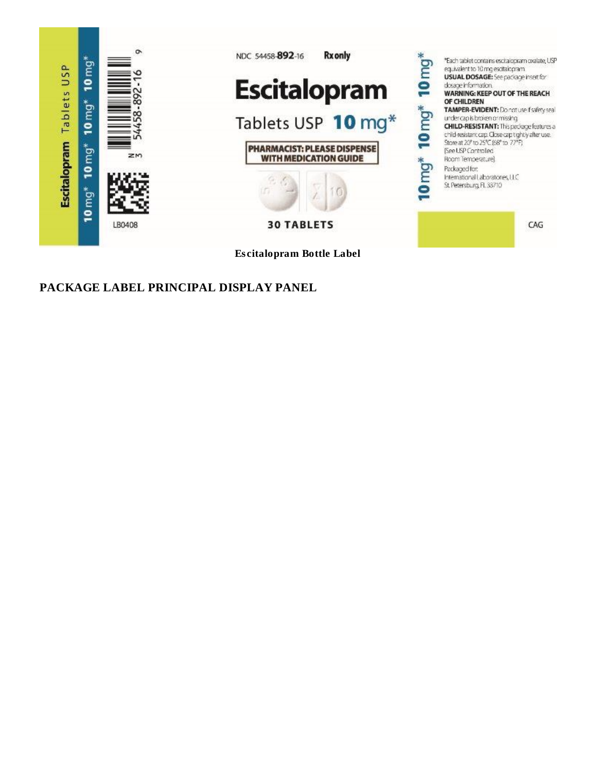Escitalopram Tablets USP

10 mg* 10 mg* 10 mg* 10 mg*

N 3 54458-892-16 9

LB0408

NDC 54458-**892**-16 **Rx only**

# Escitalopram

Tablets USP **10 mg***

**PHARMACIST: PLEASE DISPENSE WITH MEDICATION GUIDE**

**30 TABLETS**

10 mg* 10 mg* 10 mg*

*Each tablet contains escitalopram oxalate, USP equivalent to 10 mg escitalopram.

**USUAL DOSAGE:** See package insert for dosage information.

**WARNING: KEEP OUT OF THE REACH OF CHILDREN**

**TAMPER-EVIDENT:** Do not use if safety seal under cap is broken or missing.

**CHILD-RESISTANT:** This package features a child-resistant cap. Close cap tightly after use.

Store at 20° to 25°C (68° to 77°F) [See USP Controlled Room Temperature].

Packaged for:
International Laboratories, LLC
St. Petersburg, FL 33710

CAG

**Escitalopram Bottle Label**

## PACKAGE LABEL PRINCIPAL DISPLAY PANEL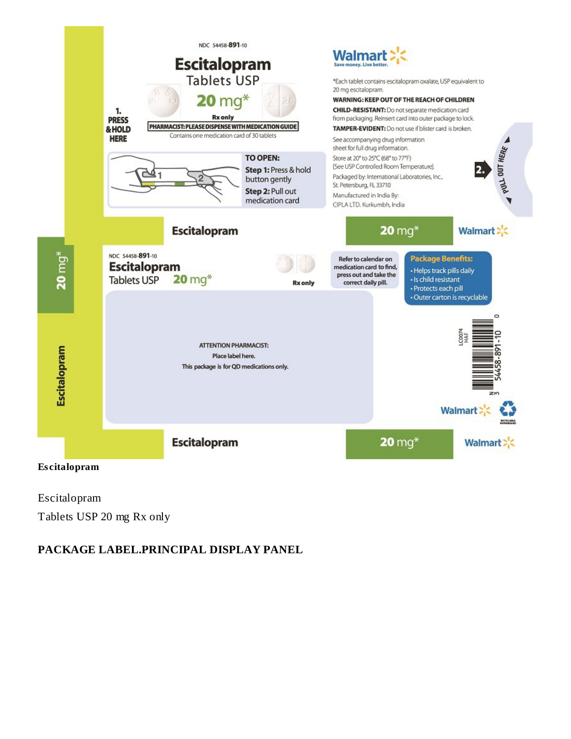NDC 54458-891-10

# Escitalopram

Tablets USP

20 mg*

Rx only

PHARMACIST: PLEASE DISPENSE WITH MEDICATION GUIDE

Contains one medication card of 30 tablets

1. PRESS & HOLD HERE

TO OPEN:

**Step 1:** Press & hold button gently

**Step 2:** Pull out medication card

Walmart Save money. Live better.

*Each tablet contains escitalopram oxalate, USP equivalent to 20 mg escitalopram.

**WARNING: KEEP OUT OF THE REACH OF CHILDREN**

**CHILD-RESISTANT:** Do not separate medication card from packaging. Reinsert card into outer package to lock.

**TAMPER-EVIDENT:** Do not use if blister card is broken.

See accompanying drug information sheet for full drug information.

Store at 20° to 25°C (68° to 77°F) [See USP Controlled Room Temperature].

Packaged by: International Laboratories, Inc., St. Petersburg, FL 33710

Manufactured in India By: CIPLA LTD. Kurkumbh, India

2. PULL OUT HERE

Escitalopram 20 mg* Walmart

NDC 54458-891-10

Escitalopram

Tablets USP 20 mg*

Rx only

Refer to calendar on medication card to find, press out and take the correct daily pill.

**Package Benefits:**

- Helps track pills daily
- Is child resistant
- Protects each pill
- Outer carton is recyclable

ATTENTION PHARMACIST:

Place label here.

This package is for QD medications only.

LC0074 HAF

N 3 54458-891-10 0

Walmart

RECYCLABLE PAPERBOARD

Escitalopram 20 mg* Walmart

**Escitalopram**

Escitalopram

Tablets USP 20 mg Rx only

## PACKAGE LABEL.PRINCIPAL DISPLAY PANEL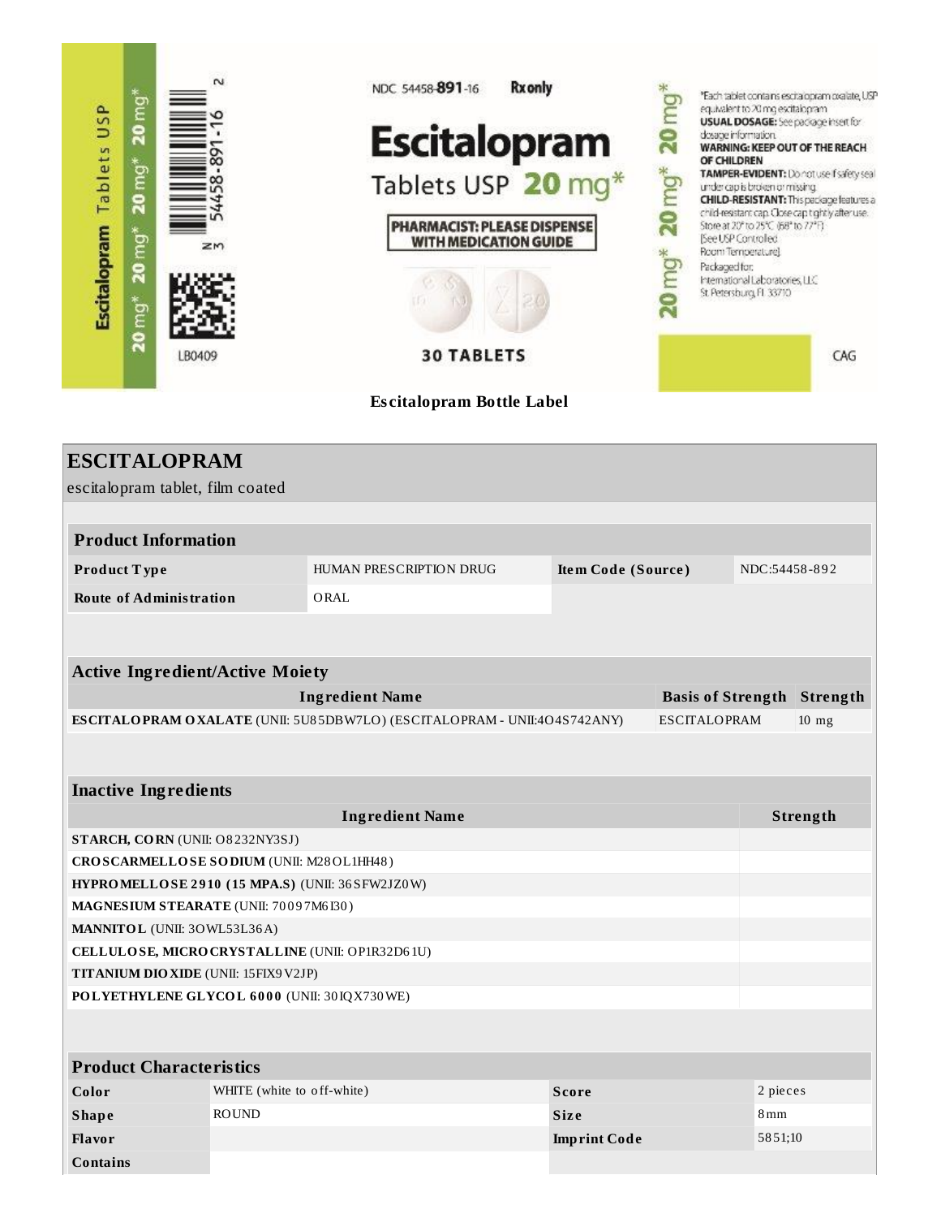Escitalopram Tablets USP 20 mg*

NDC 54458-891-16 Rx only

**Escitalopram**

Tablets USP **20 mg***

**PHARMACIST: PLEASE DISPENSE WITH MEDICATION GUIDE**

**30 TABLETS**

*Each tablet contains escitalopram oxalate, USP equivalent to 20 mg escitalopram
**USUAL DOSAGE:** See package insert for dosage information.
**WARNING: KEEP OUT OF THE REACH OF CHILDREN**
**TAMPER-EVIDENT:** Do not use if safety seal under cap is broken or missing.
**CHILD-RESISTANT:** This package features a child-resistant cap. Close cap tightly after use.
Store at 20° to 25°C (68° to 77°F) [See USP Controlled Room Temperature]
Packaged for:
International Laboratories, LLC
St Petersburg, FL 33710

LB0409

CAG

**Escitalopram Bottle Label**

## ESCITALOPRAM

escitalopram tablet, film coated

| **Product Information** | | | |
|---|---|---|---|
| **Product Type** | HUMAN PRESCRIPTION DRUG | **Item Code (Source)** | NDC:54458-892 |
| **Route of Administration** | ORAL | | |

| **Active Ingredient/Active Moiety** | | |
|---|---|---|
| **Ingredient Name** | **Basis of Strength** | **Strength** |
| **ESCITALOPRAM OXALATE** (UNII: 5U85DBW7LO) (ESCITALOPRAM - UNII:4O4S742ANY) | ESCITALOPRAM | 10 mg |

| **Inactive Ingredients** | |
|---|---|
| **Ingredient Name** | **Strength** |
| **STARCH, CORN** (UNII: O8232NY3SJ) | |
| **CROSCARMELLOSE SODIUM** (UNII: M28OL1HH48) | |
| **HYPROMELLOSE 2910 (15 MPA.S)** (UNII: 36SFW2JZ0W) | |
| **MAGNESIUM STEARATE** (UNII: 70097M6I30) | |
| **MANNITOL** (UNII: 3OWL53L36A) | |
| **CELLULOSE, MICROCRYSTALLINE** (UNII: OP1R32D61U) | |
| **TITANIUM DIOXIDE** (UNII: 15FIX9V2JP) | |
| **POLYETHYLENE GLYCOL 6000** (UNII: 30IQX730WE) | |

| **Product Characteristics** | | | |
|---|---|---|---|
| **Color** | WHITE (white to off-white) | **Score** | 2 pieces |
| **Shape** | ROUND | **Size** | 8mm |
| **Flavor** | | **Imprint Code** | 5851;10 |
| **Contains** | | | |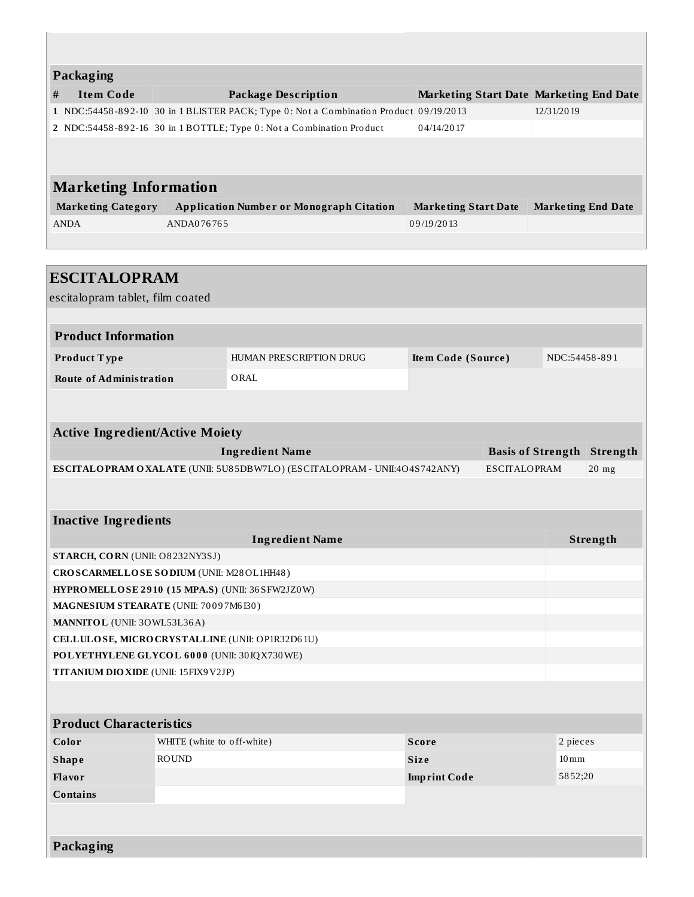### Packaging

| # | Item Code | Package Description | Marketing Start Date | Marketing End Date |
|---|---|---|---|---|
| 1 | NDC:54458-892-10 | 30 in 1 BLISTER PACK; Type 0: Not a Combination Product | 09/19/2013 | 12/31/2019 |
| 2 | NDC:54458-892-16 | 30 in 1 BOTTLE; Type 0: Not a Combination Product | 04/14/2017 | |

### Marketing Information

| Marketing Category | Application Number or Monograph Citation | Marketing Start Date | Marketing End Date |
|---|---|---|---|
| ANDA | ANDA076765 | 09/19/2013 | |

## ESCITALOPRAM

escitalopram tablet, film coated

### Product Information

| | | | |
|---|---|---|---|
| **Product Type** | HUMAN PRESCRIPTION DRUG | **Item Code (Source)** | NDC:54458-891 |
| **Route of Administration** | ORAL | | |

### Active Ingredient/Active Moiety

| Ingredient Name | Basis of Strength | Strength |
|---|---|---|
| **ESCITALOPRAM OXALATE** (UNII: 5U85DBW7LO) (ESCITALOPRAM - UNII:4O4S742ANY) | ESCITALOPRAM | 20 mg |

### Inactive Ingredients

| Ingredient Name | Strength |
|---|---|
| **STARCH, CORN** (UNII: O8232NY3SJ) | |
| **CROSCARMELLOSE SODIUM** (UNII: M28OL1HH48) | |
| **HYPROMELLOSE 2910 (15 MPA.S)** (UNII: 36SFW2JZ0W) | |
| **MAGNESIUM STEARATE** (UNII: 70097M6I30) | |
| **MANNITOL** (UNII: 3OWL53L36A) | |
| **CELLULOSE, MICROCRYSTALLINE** (UNII: OP1R32D61U) | |
| **POLYETHYLENE GLYCOL 6000** (UNII: 30IQX730WE) | |
| **TITANIUM DIOXIDE** (UNII: 15FIX9V2JP) | |

### Product Characteristics

| | | | |
|---|---|---|---|
| **Color** | WHITE (white to off-white) | **Score** | 2 pieces |
| **Shape** | ROUND | **Size** | 10mm |
| **Flavor** | | **Imprint Code** | 5852;20 |
| **Contains** | | | |

### Packaging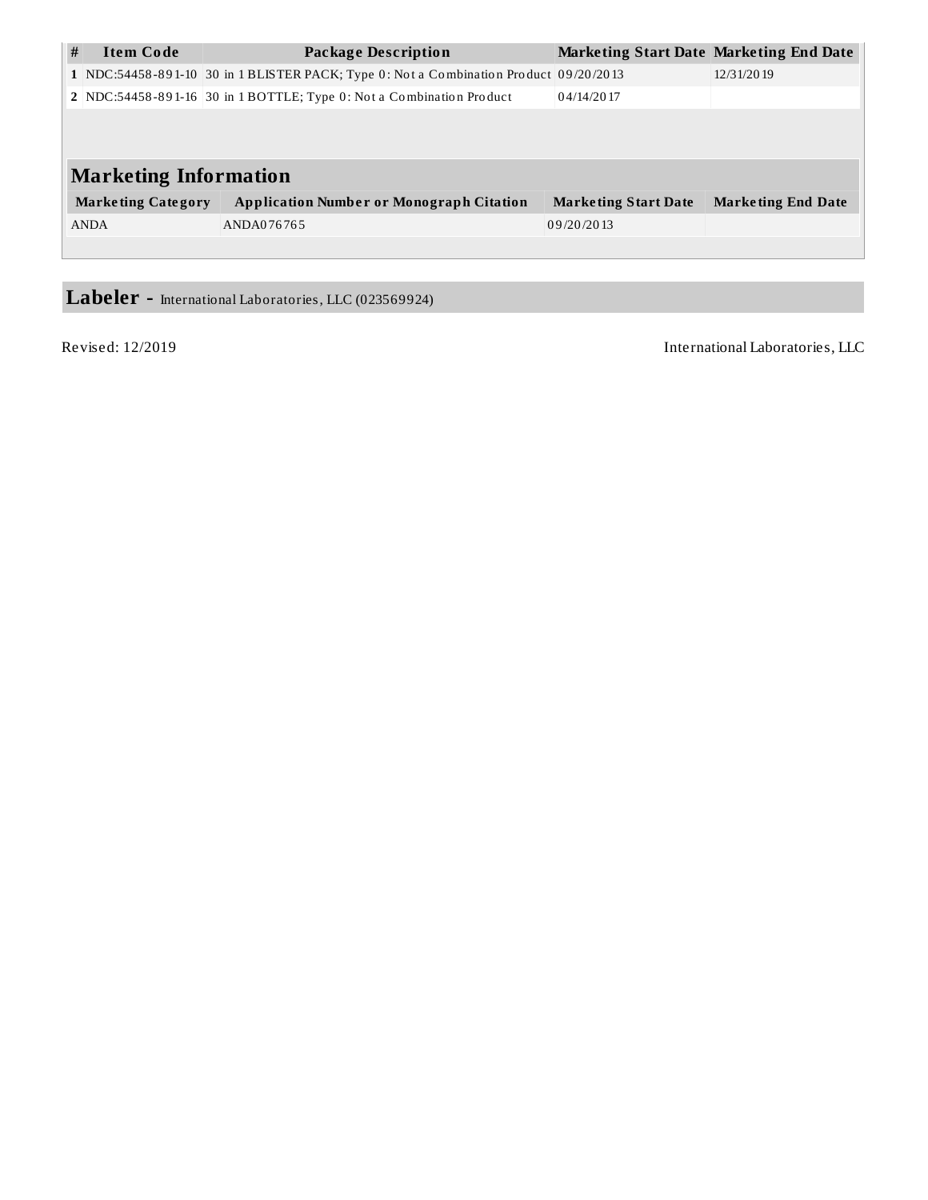| # | Item Code | Package Description | Marketing Start Date | Marketing End Date |
|---|---|---|---|---|
| 1 | NDC:54458-891-10 | 30 in 1 BLISTER PACK; Type 0: Not a Combination Product | 09/20/2013 | 12/31/2019 |
| 2 | NDC:54458-891-16 | 30 in 1 BOTTLE; Type 0: Not a Combination Product | 04/14/2017 | |

## Marketing Information

| Marketing Category | Application Number or Monograph Citation | Marketing Start Date | Marketing End Date |
|---|---|---|---|
| ANDA | ANDA076765 | 09/20/2013 | |

## Labeler - International Laboratories, LLC (023569924)

Revised: 12/2019

International Laboratories, LLC